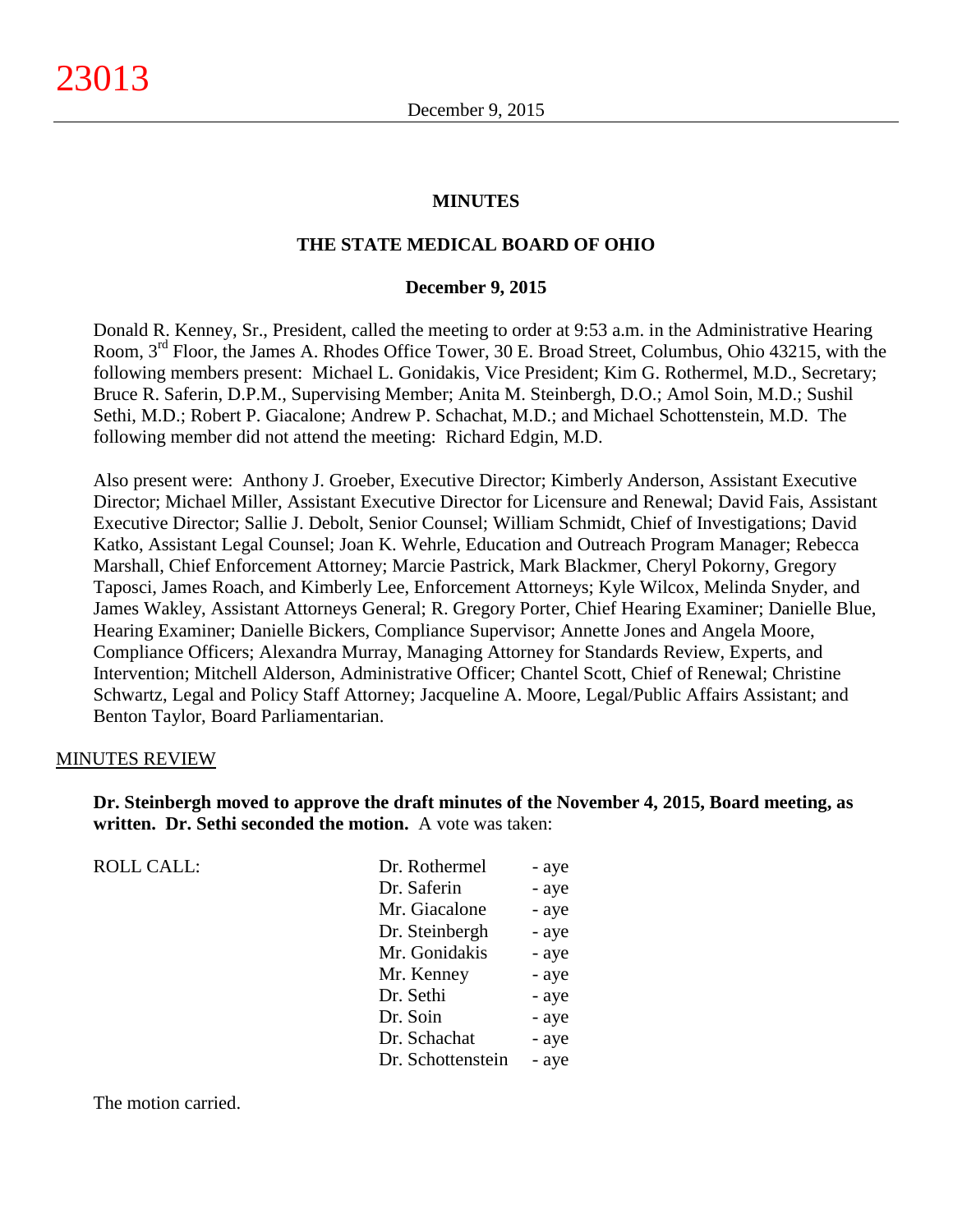# MINUTES

## THE STATE MEDICAL BOARD OF OHIO

### December 9, 2015

Donald R. Kenney, Sr., President, called the meeting to order at 9:53 a.m. in the Administrative Hearing Room, 3rd Floor, the James A. Rhodes Office Tower, 30 E. Broad Street, Columbus, Ohio 43215, with the following members present: Michael L. Gonidakis, Vice President; Kim G. Rothermel, M.D., Secretary; Bruce R. Saferin, D.P.M., Supervising Member; Anita M. Steinbergh, D.O.; Amol Soin, M.D.; Sushil Sethi, M.D.; Robert P. Giacalone; Andrew P. Schachat, M.D.; and Michael Schottenstein, M.D. The following member did not attend the meeting: Richard Edgin, M.D.

Also present were: Anthony J. Groeber, Executive Director; Kimberly Anderson, Assistant Executive Director; Michael Miller, Assistant Executive Director for Licensure and Renewal; David Fais, Assistant Executive Director; Sallie J. Debolt, Senior Counsel; William Schmidt, Chief of Investigations; David Katko, Assistant Legal Counsel; Joan K. Wehrle, Education and Outreach Program Manager; Rebecca Marshall, Chief Enforcement Attorney; Marcie Pastrick, Mark Blackmer, Cheryl Pokorny, Gregory Taposci, James Roach, and Kimberly Lee, Enforcement Attorneys; Kyle Wilcox, Melinda Snyder, and James Wakley, Assistant Attorneys General; R. Gregory Porter, Chief Hearing Examiner; Danielle Blue, Hearing Examiner; Danielle Bickers, Compliance Supervisor; Annette Jones and Angela Moore, Compliance Officers; Alexandra Murray, Managing Attorney for Standards Review, Experts, and Intervention; Mitchell Alderson, Administrative Officer; Chantel Scott, Chief of Renewal; Christine Schwartz, Legal and Policy Staff Attorney; Jacqueline A. Moore, Legal/Public Affairs Assistant; and Benton Taylor, Board Parliamentarian.

MINUTES REVIEW

**Dr. Steinbergh moved to approve the draft minutes of the November 4, 2015, Board meeting, as written. Dr. Sethi seconded the motion.** A vote was taken:

| ROLL CALL: | | |
|---|---|---|
| | Dr. Rothermel | - aye |
| | Dr. Saferin | - aye |
| | Mr. Giacalone | - aye |
| | Dr. Steinbergh | - aye |
| | Mr. Gonidakis | - aye |
| | Mr. Kenney | - aye |
| | Dr. Sethi | - aye |
| | Dr. Soin | - aye |
| | Dr. Schachat | - aye |
| | Dr. Schottenstein | - aye |

The motion carried.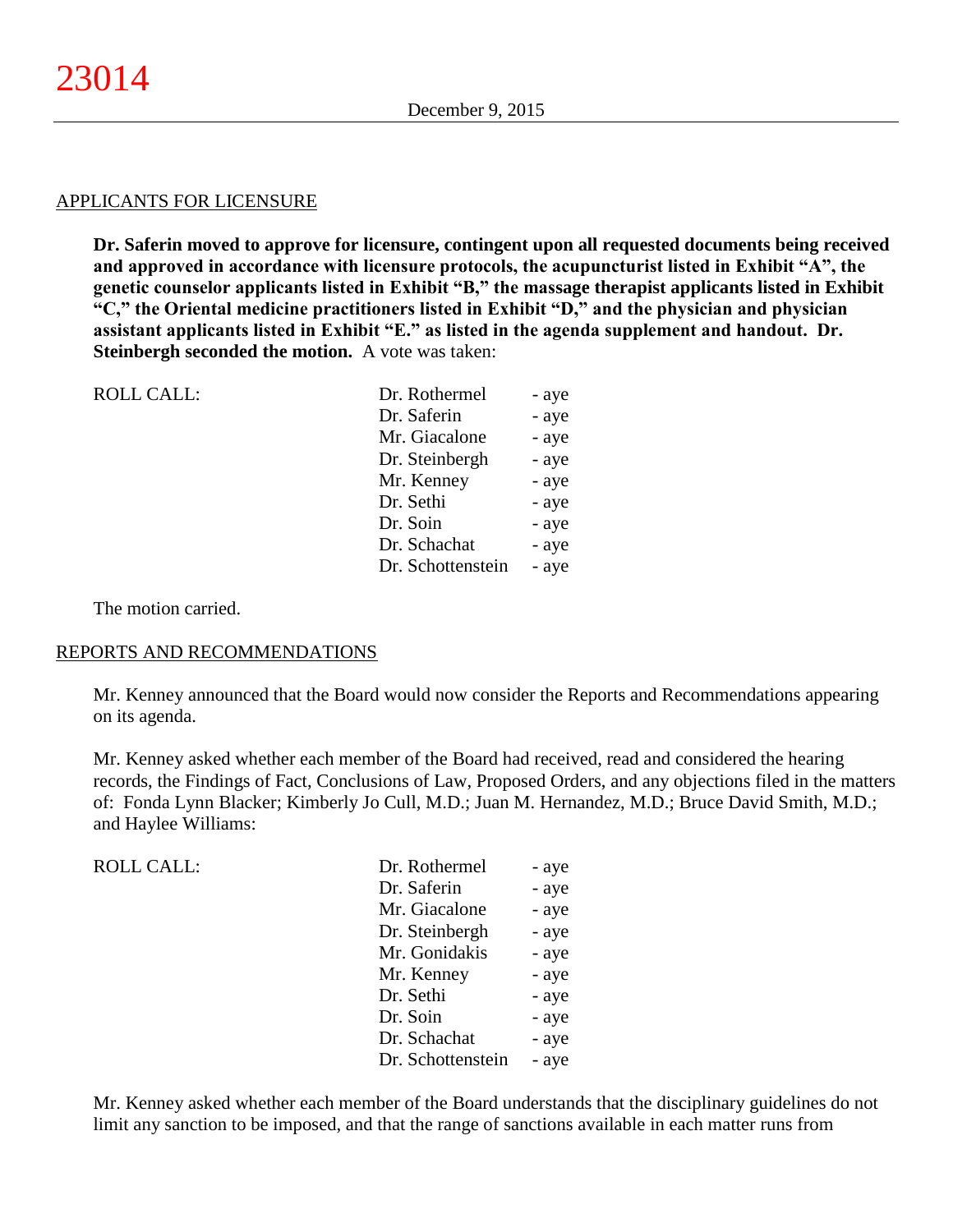## APPLICANTS FOR LICENSURE

**Dr. Saferin moved to approve for licensure, contingent upon all requested documents being received and approved in accordance with licensure protocols, the acupuncturist listed in Exhibit "A", the genetic counselor applicants listed in Exhibit "B," the massage therapist applicants listed in Exhibit "C," the Oriental medicine practitioners listed in Exhibit "D," and the physician and physician assistant applicants listed in Exhibit "E." as listed in the agenda supplement and handout. Dr. Steinbergh seconded the motion.** A vote was taken:

| ROLL CALL: | | |
|---|---|---|
| | Dr. Rothermel | - aye |
| | Dr. Saferin | - aye |
| | Mr. Giacalone | - aye |
| | Dr. Steinbergh | - aye |
| | Mr. Kenney | - aye |
| | Dr. Sethi | - aye |
| | Dr. Soin | - aye |
| | Dr. Schachat | - aye |
| | Dr. Schottenstein | - aye |

The motion carried.

## REPORTS AND RECOMMENDATIONS

Mr. Kenney announced that the Board would now consider the Reports and Recommendations appearing on its agenda.

Mr. Kenney asked whether each member of the Board had received, read and considered the hearing records, the Findings of Fact, Conclusions of Law, Proposed Orders, and any objections filed in the matters of: Fonda Lynn Blacker; Kimberly Jo Cull, M.D.; Juan M. Hernandez, M.D.; Bruce David Smith, M.D.; and Haylee Williams:

| ROLL CALL: | | |
|---|---|---|
| | Dr. Rothermel | - aye |
| | Dr. Saferin | - aye |
| | Mr. Giacalone | - aye |
| | Dr. Steinbergh | - aye |
| | Mr. Gonidakis | - aye |
| | Mr. Kenney | - aye |
| | Dr. Sethi | - aye |
| | Dr. Soin | - aye |
| | Dr. Schachat | - aye |
| | Dr. Schottenstein | - aye |

Mr. Kenney asked whether each member of the Board understands that the disciplinary guidelines do not limit any sanction to be imposed, and that the range of sanctions available in each matter runs from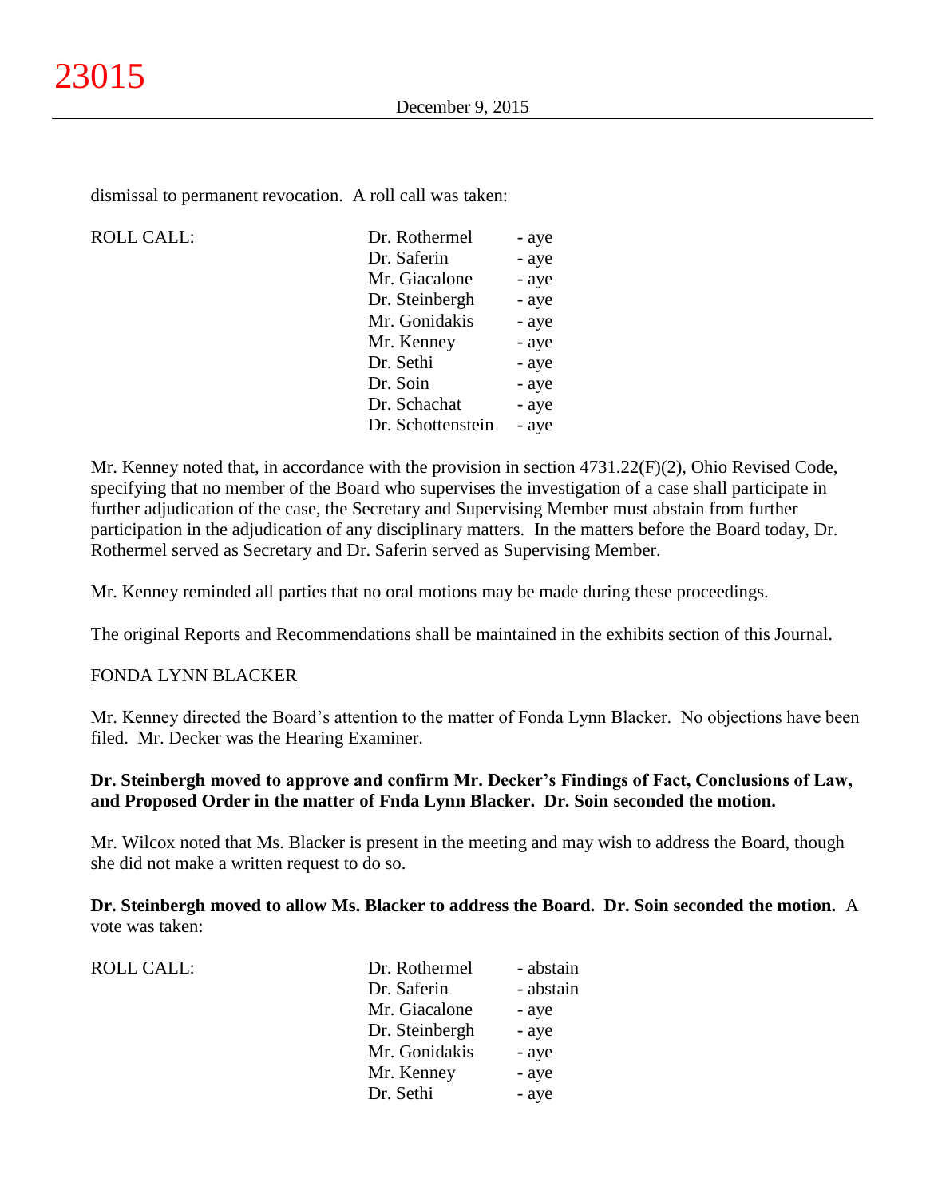dismissal to permanent revocation. A roll call was taken:

| ROLL CALL: | Dr. Rothermel | - aye |
|---|---|---|
| | Dr. Saferin | - aye |
| | Mr. Giacalone | - aye |
| | Dr. Steinbergh | - aye |
| | Mr. Gonidakis | - aye |
| | Mr. Kenney | - aye |
| | Dr. Sethi | - aye |
| | Dr. Soin | - aye |
| | Dr. Schachat | - aye |
| | Dr. Schottenstein | - aye |

Mr. Kenney noted that, in accordance with the provision in section 4731.22(F)(2), Ohio Revised Code, specifying that no member of the Board who supervises the investigation of a case shall participate in further adjudication of the case, the Secretary and Supervising Member must abstain from further participation in the adjudication of any disciplinary matters. In the matters before the Board today, Dr. Rothermel served as Secretary and Dr. Saferin served as Supervising Member.

Mr. Kenney reminded all parties that no oral motions may be made during these proceedings.

The original Reports and Recommendations shall be maintained in the exhibits section of this Journal.

FONDA LYNN BLACKER

Mr. Kenney directed the Board's attention to the matter of Fonda Lynn Blacker. No objections have been filed. Mr. Decker was the Hearing Examiner.

**Dr. Steinbergh moved to approve and confirm Mr. Decker's Findings of Fact, Conclusions of Law, and Proposed Order in the matter of Fnda Lynn Blacker. Dr. Soin seconded the motion.**

Mr. Wilcox noted that Ms. Blacker is present in the meeting and may wish to address the Board, though she did not make a written request to do so.

**Dr. Steinbergh moved to allow Ms. Blacker to address the Board. Dr. Soin seconded the motion.** A vote was taken:

| ROLL CALL: | Dr. Rothermel | - abstain |
|---|---|---|
| | Dr. Saferin | - abstain |
| | Mr. Giacalone | - aye |
| | Dr. Steinbergh | - aye |
| | Mr. Gonidakis | - aye |
| | Mr. Kenney | - aye |
| | Dr. Sethi | - aye |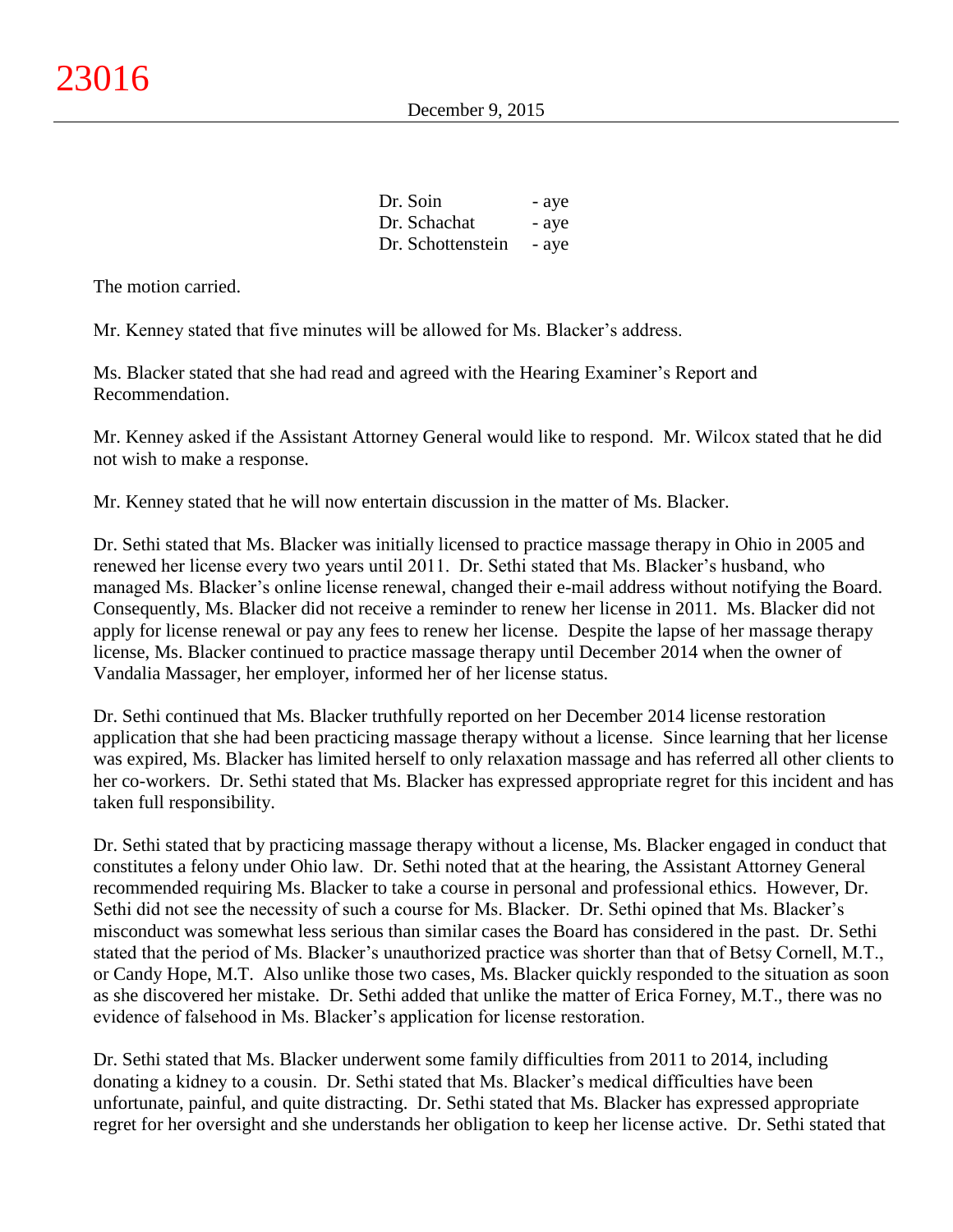| | |
|---|---|
| Dr. Soin | - aye |
| Dr. Schachat | - aye |
| Dr. Schottenstein | - aye |

The motion carried.

Mr. Kenney stated that five minutes will be allowed for Ms. Blacker's address.

Ms. Blacker stated that she had read and agreed with the Hearing Examiner's Report and Recommendation.

Mr. Kenney asked if the Assistant Attorney General would like to respond. Mr. Wilcox stated that he did not wish to make a response.

Mr. Kenney stated that he will now entertain discussion in the matter of Ms. Blacker.

Dr. Sethi stated that Ms. Blacker was initially licensed to practice massage therapy in Ohio in 2005 and renewed her license every two years until 2011. Dr. Sethi stated that Ms. Blacker's husband, who managed Ms. Blacker's online license renewal, changed their e-mail address without notifying the Board. Consequently, Ms. Blacker did not receive a reminder to renew her license in 2011. Ms. Blacker did not apply for license renewal or pay any fees to renew her license. Despite the lapse of her massage therapy license, Ms. Blacker continued to practice massage therapy until December 2014 when the owner of Vandalia Massager, her employer, informed her of her license status.

Dr. Sethi continued that Ms. Blacker truthfully reported on her December 2014 license restoration application that she had been practicing massage therapy without a license. Since learning that her license was expired, Ms. Blacker has limited herself to only relaxation massage and has referred all other clients to her co-workers. Dr. Sethi stated that Ms. Blacker has expressed appropriate regret for this incident and has taken full responsibility.

Dr. Sethi stated that by practicing massage therapy without a license, Ms. Blacker engaged in conduct that constitutes a felony under Ohio law. Dr. Sethi noted that at the hearing, the Assistant Attorney General recommended requiring Ms. Blacker to take a course in personal and professional ethics. However, Dr. Sethi did not see the necessity of such a course for Ms. Blacker. Dr. Sethi opined that Ms. Blacker's misconduct was somewhat less serious than similar cases the Board has considered in the past. Dr. Sethi stated that the period of Ms. Blacker's unauthorized practice was shorter than that of Betsy Cornell, M.T., or Candy Hope, M.T. Also unlike those two cases, Ms. Blacker quickly responded to the situation as soon as she discovered her mistake. Dr. Sethi added that unlike the matter of Erica Forney, M.T., there was no evidence of falsehood in Ms. Blacker's application for license restoration.

Dr. Sethi stated that Ms. Blacker underwent some family difficulties from 2011 to 2014, including donating a kidney to a cousin. Dr. Sethi stated that Ms. Blacker's medical difficulties have been unfortunate, painful, and quite distracting. Dr. Sethi stated that Ms. Blacker has expressed appropriate regret for her oversight and she understands her obligation to keep her license active. Dr. Sethi stated that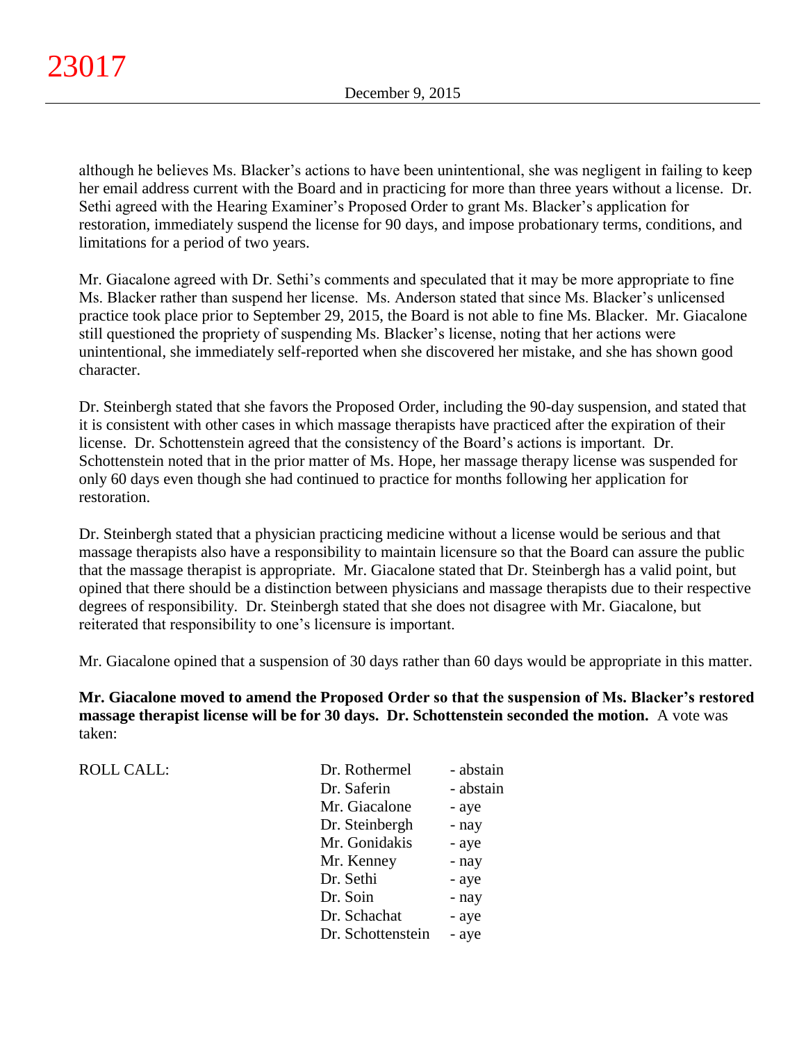although he believes Ms. Blacker's actions to have been unintentional, she was negligent in failing to keep her email address current with the Board and in practicing for more than three years without a license. Dr. Sethi agreed with the Hearing Examiner's Proposed Order to grant Ms. Blacker's application for restoration, immediately suspend the license for 90 days, and impose probationary terms, conditions, and limitations for a period of two years.

Mr. Giacalone agreed with Dr. Sethi's comments and speculated that it may be more appropriate to fine Ms. Blacker rather than suspend her license. Ms. Anderson stated that since Ms. Blacker's unlicensed practice took place prior to September 29, 2015, the Board is not able to fine Ms. Blacker. Mr. Giacalone still questioned the propriety of suspending Ms. Blacker's license, noting that her actions were unintentional, she immediately self-reported when she discovered her mistake, and she has shown good character.

Dr. Steinbergh stated that she favors the Proposed Order, including the 90-day suspension, and stated that it is consistent with other cases in which massage therapists have practiced after the expiration of their license. Dr. Schottenstein agreed that the consistency of the Board's actions is important. Dr. Schottenstein noted that in the prior matter of Ms. Hope, her massage therapy license was suspended for only 60 days even though she had continued to practice for months following her application for restoration.

Dr. Steinbergh stated that a physician practicing medicine without a license would be serious and that massage therapists also have a responsibility to maintain licensure so that the Board can assure the public that the massage therapist is appropriate. Mr. Giacalone stated that Dr. Steinbergh has a valid point, but opined that there should be a distinction between physicians and massage therapists due to their respective degrees of responsibility. Dr. Steinbergh stated that she does not disagree with Mr. Giacalone, but reiterated that responsibility to one's licensure is important.

Mr. Giacalone opined that a suspension of 30 days rather than 60 days would be appropriate in this matter.

**Mr. Giacalone moved to amend the Proposed Order so that the suspension of Ms. Blacker's restored massage therapist license will be for 30 days. Dr. Schottenstein seconded the motion.** A vote was taken:

| ROLL CALL: | | |
|---|---|---|
| | Dr. Rothermel | - abstain |
| | Dr. Saferin | - abstain |
| | Mr. Giacalone | - aye |
| | Dr. Steinbergh | - nay |
| | Mr. Gonidakis | - aye |
| | Mr. Kenney | - nay |
| | Dr. Sethi | - aye |
| | Dr. Soin | - nay |
| | Dr. Schachat | - aye |
| | Dr. Schottenstein | - aye |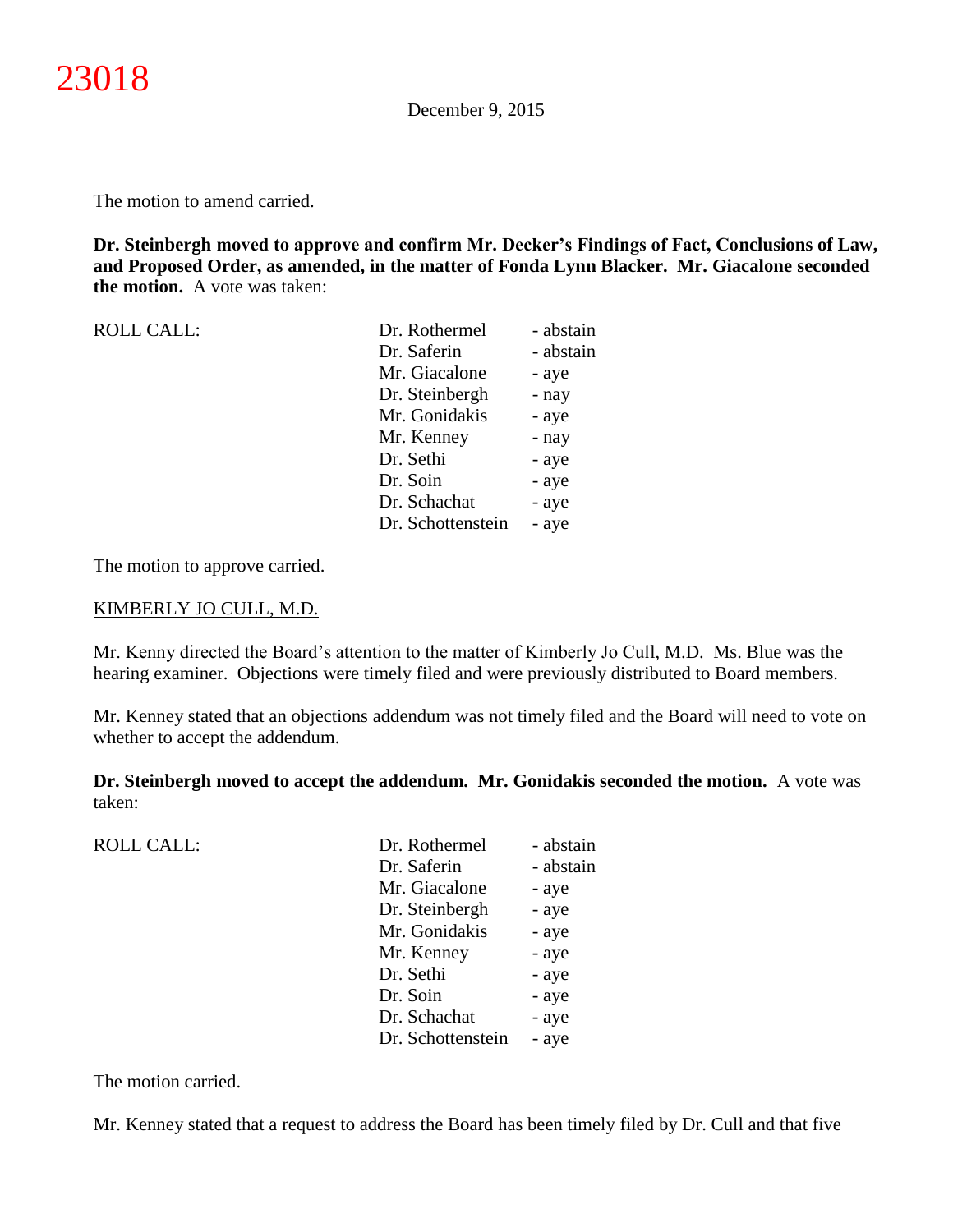The motion to amend carried.

**Dr. Steinbergh moved to approve and confirm Mr. Decker's Findings of Fact, Conclusions of Law, and Proposed Order, as amended, in the matter of Fonda Lynn Blacker. Mr. Giacalone seconded the motion.** A vote was taken:

| ROLL CALL: | Dr. Rothermel | - abstain |
|---|---|---|
| | Dr. Saferin | - abstain |
| | Mr. Giacalone | - aye |
| | Dr. Steinbergh | - nay |
| | Mr. Gonidakis | - aye |
| | Mr. Kenney | - nay |
| | Dr. Sethi | - aye |
| | Dr. Soin | - aye |
| | Dr. Schachat | - aye |
| | Dr. Schottenstein | - aye |

The motion to approve carried.

<u>KIMBERLY JO CULL, M.D.</u>

Mr. Kenny directed the Board's attention to the matter of Kimberly Jo Cull, M.D. Ms. Blue was the hearing examiner. Objections were timely filed and were previously distributed to Board members.

Mr. Kenney stated that an objections addendum was not timely filed and the Board will need to vote on whether to accept the addendum.

**Dr. Steinbergh moved to accept the addendum. Mr. Gonidakis seconded the motion.** A vote was taken:

| ROLL CALL: | Dr. Rothermel | - abstain |
|---|---|---|
| | Dr. Saferin | - abstain |
| | Mr. Giacalone | - aye |
| | Dr. Steinbergh | - aye |
| | Mr. Gonidakis | - aye |
| | Mr. Kenney | - aye |
| | Dr. Sethi | - aye |
| | Dr. Soin | - aye |
| | Dr. Schachat | - aye |
| | Dr. Schottenstein | - aye |

The motion carried.

Mr. Kenney stated that a request to address the Board has been timely filed by Dr. Cull and that five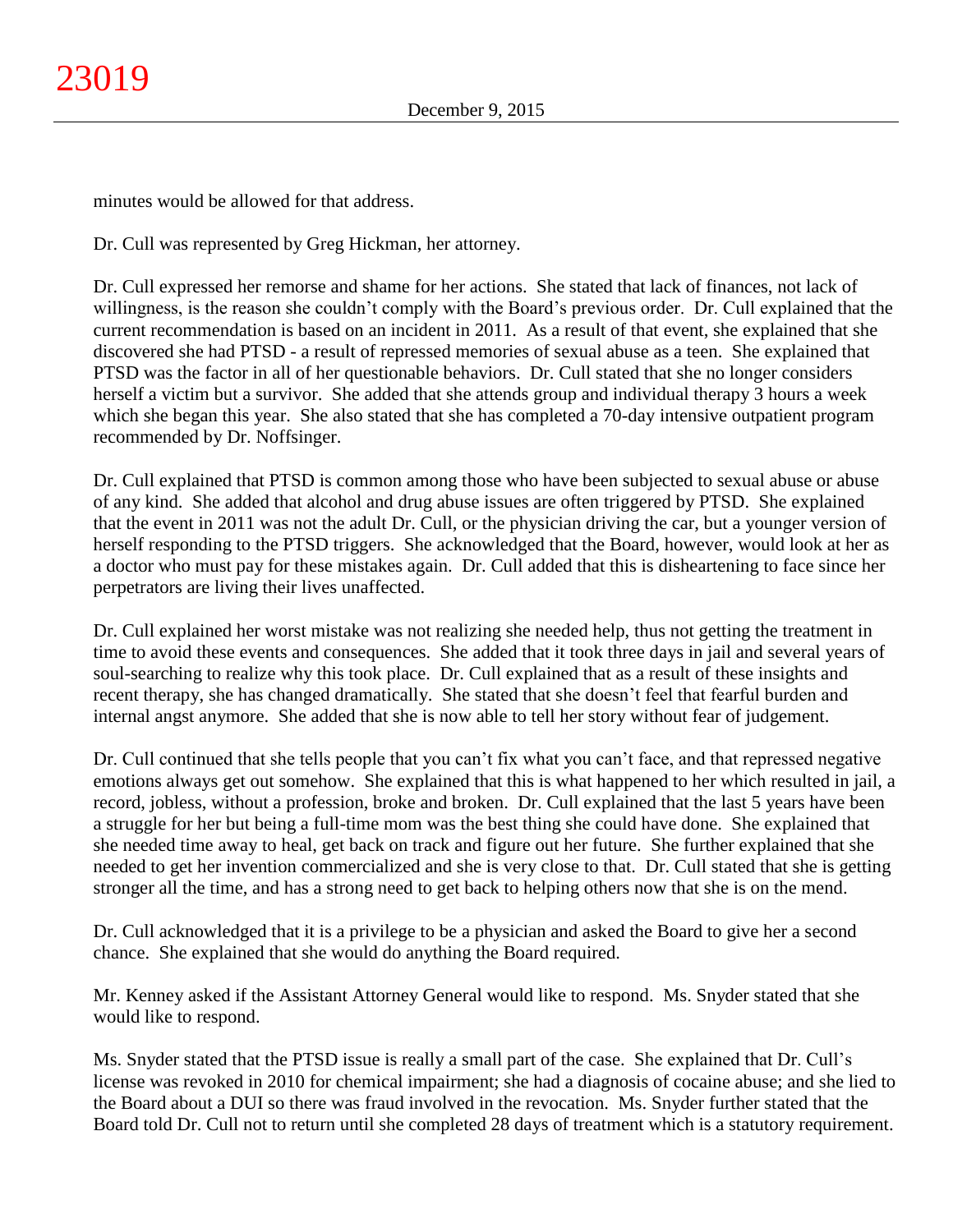minutes would be allowed for that address.

Dr. Cull was represented by Greg Hickman, her attorney.

Dr. Cull expressed her remorse and shame for her actions. She stated that lack of finances, not lack of willingness, is the reason she couldn't comply with the Board's previous order. Dr. Cull explained that the current recommendation is based on an incident in 2011. As a result of that event, she explained that she discovered she had PTSD - a result of repressed memories of sexual abuse as a teen. She explained that PTSD was the factor in all of her questionable behaviors. Dr. Cull stated that she no longer considers herself a victim but a survivor. She added that she attends group and individual therapy 3 hours a week which she began this year. She also stated that she has completed a 70-day intensive outpatient program recommended by Dr. Noffsinger.

Dr. Cull explained that PTSD is common among those who have been subjected to sexual abuse or abuse of any kind. She added that alcohol and drug abuse issues are often triggered by PTSD. She explained that the event in 2011 was not the adult Dr. Cull, or the physician driving the car, but a younger version of herself responding to the PTSD triggers. She acknowledged that the Board, however, would look at her as a doctor who must pay for these mistakes again. Dr. Cull added that this is disheartening to face since her perpetrators are living their lives unaffected.

Dr. Cull explained her worst mistake was not realizing she needed help, thus not getting the treatment in time to avoid these events and consequences. She added that it took three days in jail and several years of soul-searching to realize why this took place. Dr. Cull explained that as a result of these insights and recent therapy, she has changed dramatically. She stated that she doesn't feel that fearful burden and internal angst anymore. She added that she is now able to tell her story without fear of judgement.

Dr. Cull continued that she tells people that you can't fix what you can't face, and that repressed negative emotions always get out somehow. She explained that this is what happened to her which resulted in jail, a record, jobless, without a profession, broke and broken. Dr. Cull explained that the last 5 years have been a struggle for her but being a full-time mom was the best thing she could have done. She explained that she needed time away to heal, get back on track and figure out her future. She further explained that she needed to get her invention commercialized and she is very close to that. Dr. Cull stated that she is getting stronger all the time, and has a strong need to get back to helping others now that she is on the mend.

Dr. Cull acknowledged that it is a privilege to be a physician and asked the Board to give her a second chance. She explained that she would do anything the Board required.

Mr. Kenney asked if the Assistant Attorney General would like to respond. Ms. Snyder stated that she would like to respond.

Ms. Snyder stated that the PTSD issue is really a small part of the case. She explained that Dr. Cull's license was revoked in 2010 for chemical impairment; she had a diagnosis of cocaine abuse; and she lied to the Board about a DUI so there was fraud involved in the revocation. Ms. Snyder further stated that the Board told Dr. Cull not to return until she completed 28 days of treatment which is a statutory requirement.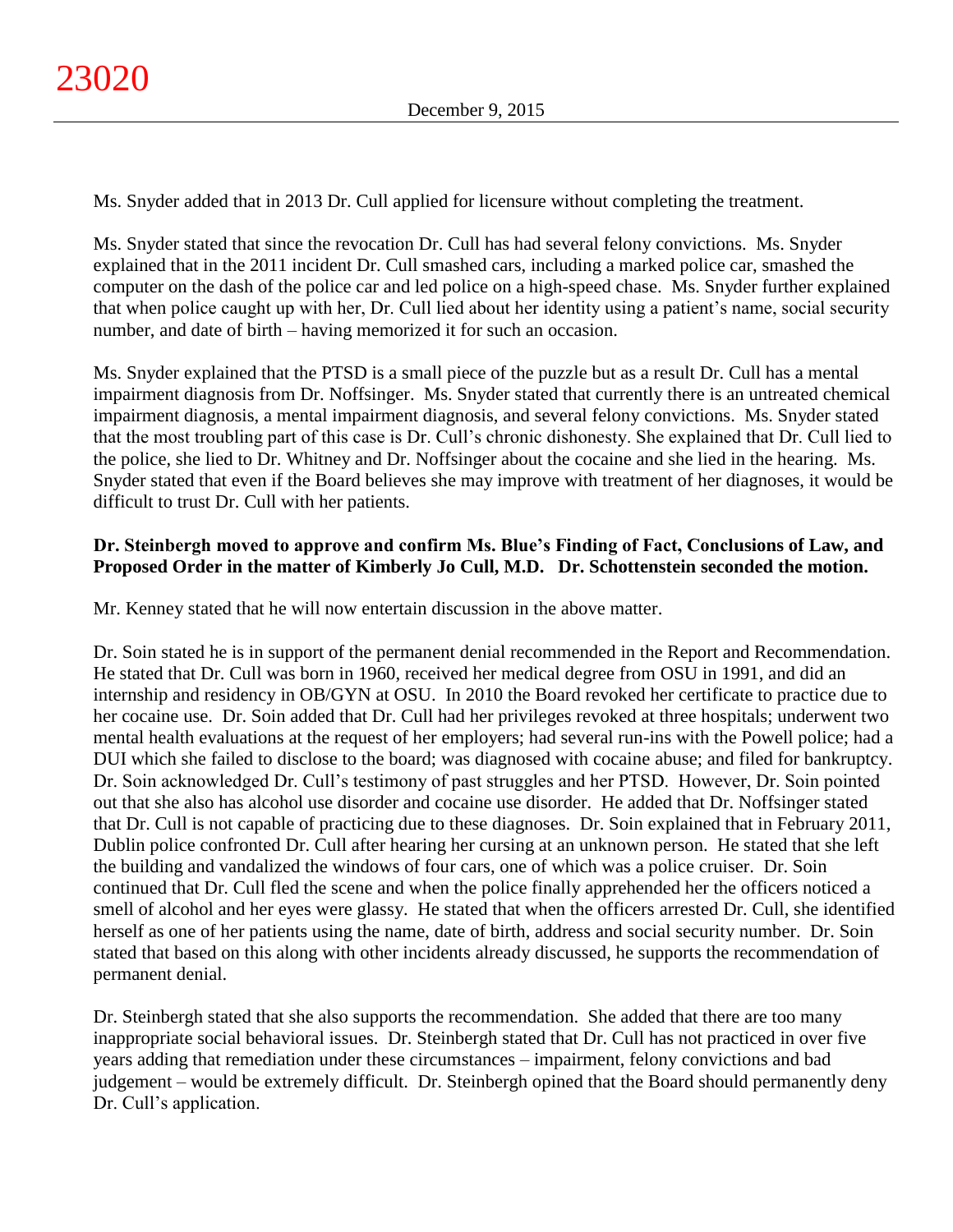Ms. Snyder added that in 2013 Dr. Cull applied for licensure without completing the treatment.

Ms. Snyder stated that since the revocation Dr. Cull has had several felony convictions. Ms. Snyder explained that in the 2011 incident Dr. Cull smashed cars, including a marked police car, smashed the computer on the dash of the police car and led police on a high-speed chase. Ms. Snyder further explained that when police caught up with her, Dr. Cull lied about her identity using a patient's name, social security number, and date of birth – having memorized it for such an occasion.

Ms. Snyder explained that the PTSD is a small piece of the puzzle but as a result Dr. Cull has a mental impairment diagnosis from Dr. Noffsinger. Ms. Snyder stated that currently there is an untreated chemical impairment diagnosis, a mental impairment diagnosis, and several felony convictions. Ms. Snyder stated that the most troubling part of this case is Dr. Cull's chronic dishonesty. She explained that Dr. Cull lied to the police, she lied to Dr. Whitney and Dr. Noffsinger about the cocaine and she lied in the hearing. Ms. Snyder stated that even if the Board believes she may improve with treatment of her diagnoses, it would be difficult to trust Dr. Cull with her patients.

**Dr. Steinbergh moved to approve and confirm Ms. Blue's Finding of Fact, Conclusions of Law, and Proposed Order in the matter of Kimberly Jo Cull, M.D. Dr. Schottenstein seconded the motion.**

Mr. Kenney stated that he will now entertain discussion in the above matter.

Dr. Soin stated he is in support of the permanent denial recommended in the Report and Recommendation. He stated that Dr. Cull was born in 1960, received her medical degree from OSU in 1991, and did an internship and residency in OB/GYN at OSU. In 2010 the Board revoked her certificate to practice due to her cocaine use. Dr. Soin added that Dr. Cull had her privileges revoked at three hospitals; underwent two mental health evaluations at the request of her employers; had several run-ins with the Powell police; had a DUI which she failed to disclose to the board; was diagnosed with cocaine abuse; and filed for bankruptcy. Dr. Soin acknowledged Dr. Cull's testimony of past struggles and her PTSD. However, Dr. Soin pointed out that she also has alcohol use disorder and cocaine use disorder. He added that Dr. Noffsinger stated that Dr. Cull is not capable of practicing due to these diagnoses. Dr. Soin explained that in February 2011, Dublin police confronted Dr. Cull after hearing her cursing at an unknown person. He stated that she left the building and vandalized the windows of four cars, one of which was a police cruiser. Dr. Soin continued that Dr. Cull fled the scene and when the police finally apprehended her the officers noticed a smell of alcohol and her eyes were glassy. He stated that when the officers arrested Dr. Cull, she identified herself as one of her patients using the name, date of birth, address and social security number. Dr. Soin stated that based on this along with other incidents already discussed, he supports the recommendation of permanent denial.

Dr. Steinbergh stated that she also supports the recommendation. She added that there are too many inappropriate social behavioral issues. Dr. Steinbergh stated that Dr. Cull has not practiced in over five years adding that remediation under these circumstances – impairment, felony convictions and bad judgement – would be extremely difficult. Dr. Steinbergh opined that the Board should permanently deny Dr. Cull's application.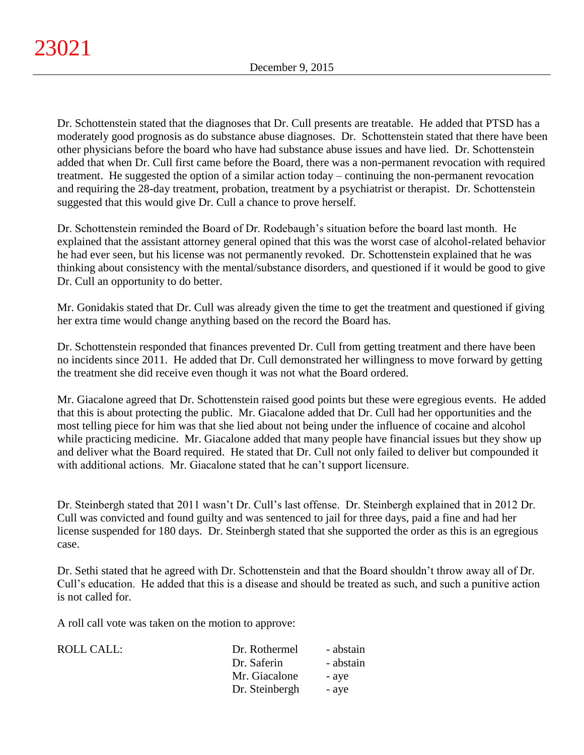Dr. Schottenstein stated that the diagnoses that Dr. Cull presents are treatable. He added that PTSD has a moderately good prognosis as do substance abuse diagnoses. Dr. Schottenstein stated that there have been other physicians before the board who have had substance abuse issues and have lied. Dr. Schottenstein added that when Dr. Cull first came before the Board, there was a non-permanent revocation with required treatment. He suggested the option of a similar action today – continuing the non-permanent revocation and requiring the 28-day treatment, probation, treatment by a psychiatrist or therapist. Dr. Schottenstein suggested that this would give Dr. Cull a chance to prove herself.

Dr. Schottenstein reminded the Board of Dr. Rodebaugh's situation before the board last month. He explained that the assistant attorney general opined that this was the worst case of alcohol-related behavior he had ever seen, but his license was not permanently revoked. Dr. Schottenstein explained that he was thinking about consistency with the mental/substance disorders, and questioned if it would be good to give Dr. Cull an opportunity to do better.

Mr. Gonidakis stated that Dr. Cull was already given the time to get the treatment and questioned if giving her extra time would change anything based on the record the Board has.

Dr. Schottenstein responded that finances prevented Dr. Cull from getting treatment and there have been no incidents since 2011. He added that Dr. Cull demonstrated her willingness to move forward by getting the treatment she did receive even though it was not what the Board ordered.

Mr. Giacalone agreed that Dr. Schottenstein raised good points but these were egregious events. He added that this is about protecting the public. Mr. Giacalone added that Dr. Cull had her opportunities and the most telling piece for him was that she lied about not being under the influence of cocaine and alcohol while practicing medicine. Mr. Giacalone added that many people have financial issues but they show up and deliver what the Board required. He stated that Dr. Cull not only failed to deliver but compounded it with additional actions. Mr. Giacalone stated that he can't support licensure.

Dr. Steinbergh stated that 2011 wasn't Dr. Cull's last offense. Dr. Steinbergh explained that in 2012 Dr. Cull was convicted and found guilty and was sentenced to jail for three days, paid a fine and had her license suspended for 180 days. Dr. Steinbergh stated that she supported the order as this is an egregious case.

Dr. Sethi stated that he agreed with Dr. Schottenstein and that the Board shouldn't throw away all of Dr. Cull's education. He added that this is a disease and should be treated as such, and such a punitive action is not called for.

A roll call vote was taken on the motion to approve:

| ROLL CALL: | Dr. Rothermel | - abstain |
|---|---|---|
| | Dr. Saferin | - abstain |
| | Mr. Giacalone | - aye |
| | Dr. Steinbergh | - aye |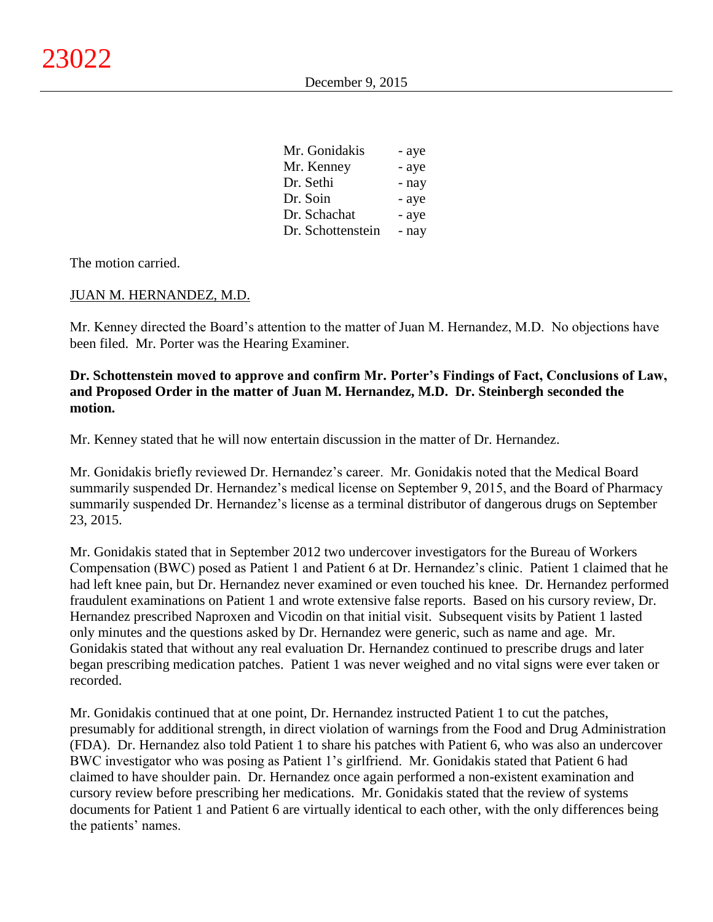| | |
|---|---|
| Mr. Gonidakis | - aye |
| Mr. Kenney | - aye |
| Dr. Sethi | - nay |
| Dr. Soin | - aye |
| Dr. Schachat | - aye |
| Dr. Schottenstein | - nay |

The motion carried.

JUAN M. HERNANDEZ, M.D.

Mr. Kenney directed the Board's attention to the matter of Juan M. Hernandez, M.D. No objections have been filed. Mr. Porter was the Hearing Examiner.

**Dr. Schottenstein moved to approve and confirm Mr. Porter's Findings of Fact, Conclusions of Law, and Proposed Order in the matter of Juan M. Hernandez, M.D. Dr. Steinbergh seconded the motion.**

Mr. Kenney stated that he will now entertain discussion in the matter of Dr. Hernandez.

Mr. Gonidakis briefly reviewed Dr. Hernandez's career. Mr. Gonidakis noted that the Medical Board summarily suspended Dr. Hernandez's medical license on September 9, 2015, and the Board of Pharmacy summarily suspended Dr. Hernandez's license as a terminal distributor of dangerous drugs on September 23, 2015.

Mr. Gonidakis stated that in September 2012 two undercover investigators for the Bureau of Workers Compensation (BWC) posed as Patient 1 and Patient 6 at Dr. Hernandez's clinic. Patient 1 claimed that he had left knee pain, but Dr. Hernandez never examined or even touched his knee. Dr. Hernandez performed fraudulent examinations on Patient 1 and wrote extensive false reports. Based on his cursory review, Dr. Hernandez prescribed Naproxen and Vicodin on that initial visit. Subsequent visits by Patient 1 lasted only minutes and the questions asked by Dr. Hernandez were generic, such as name and age. Mr. Gonidakis stated that without any real evaluation Dr. Hernandez continued to prescribe drugs and later began prescribing medication patches. Patient 1 was never weighed and no vital signs were ever taken or recorded.

Mr. Gonidakis continued that at one point, Dr. Hernandez instructed Patient 1 to cut the patches, presumably for additional strength, in direct violation of warnings from the Food and Drug Administration (FDA). Dr. Hernandez also told Patient 1 to share his patches with Patient 6, who was also an undercover BWC investigator who was posing as Patient 1's girlfriend. Mr. Gonidakis stated that Patient 6 had claimed to have shoulder pain. Dr. Hernandez once again performed a non-existent examination and cursory review before prescribing her medications. Mr. Gonidakis stated that the review of systems documents for Patient 1 and Patient 6 are virtually identical to each other, with the only differences being the patients' names.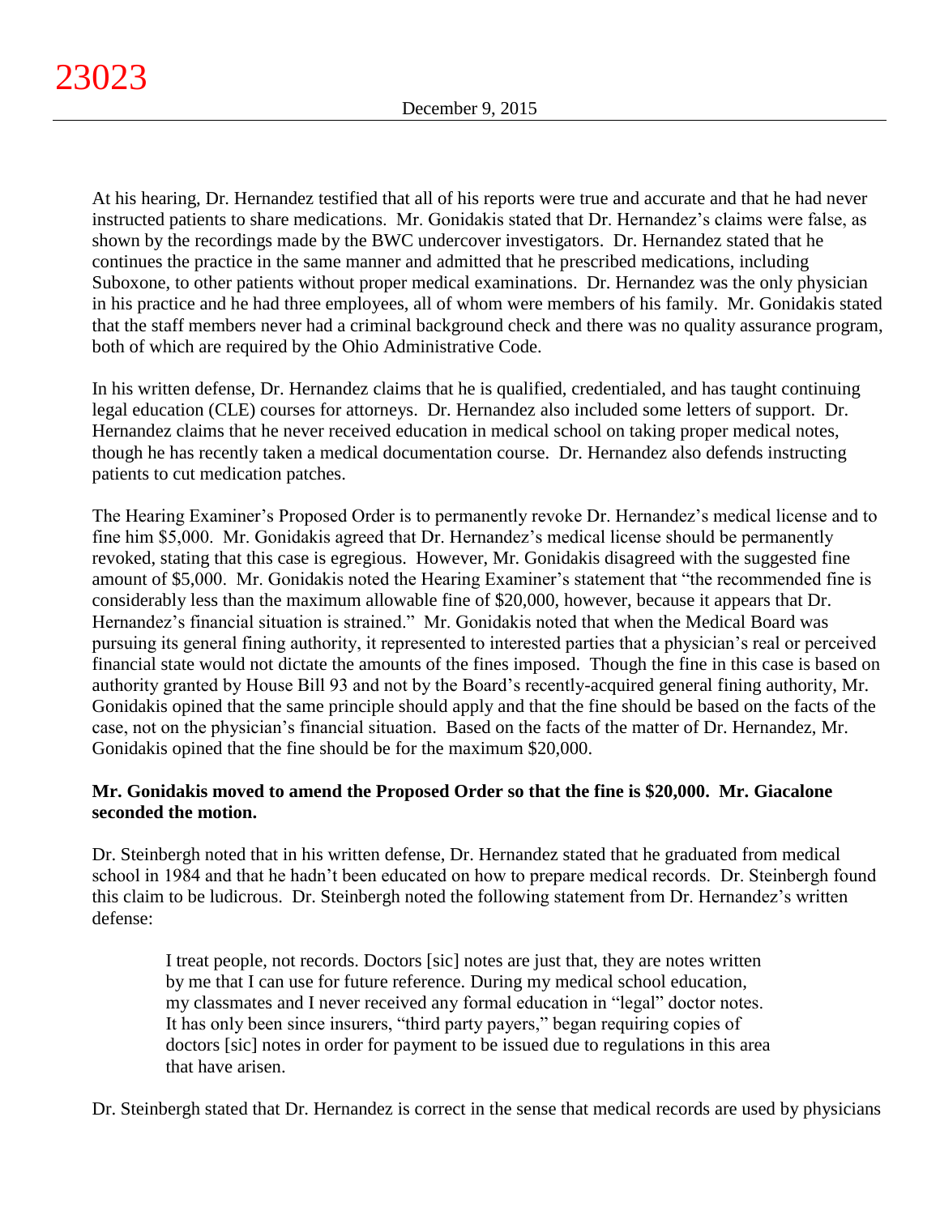At his hearing, Dr. Hernandez testified that all of his reports were true and accurate and that he had never instructed patients to share medications. Mr. Gonidakis stated that Dr. Hernandez's claims were false, as shown by the recordings made by the BWC undercover investigators. Dr. Hernandez stated that he continues the practice in the same manner and admitted that he prescribed medications, including Suboxone, to other patients without proper medical examinations. Dr. Hernandez was the only physician in his practice and he had three employees, all of whom were members of his family. Mr. Gonidakis stated that the staff members never had a criminal background check and there was no quality assurance program, both of which are required by the Ohio Administrative Code.

In his written defense, Dr. Hernandez claims that he is qualified, credentialed, and has taught continuing legal education (CLE) courses for attorneys. Dr. Hernandez also included some letters of support. Dr. Hernandez claims that he never received education in medical school on taking proper medical notes, though he has recently taken a medical documentation course. Dr. Hernandez also defends instructing patients to cut medication patches.

The Hearing Examiner's Proposed Order is to permanently revoke Dr. Hernandez's medical license and to fine him $5,000. Mr. Gonidakis agreed that Dr. Hernandez's medical license should be permanently revoked, stating that this case is egregious. However, Mr. Gonidakis disagreed with the suggested fine amount of $5,000. Mr. Gonidakis noted the Hearing Examiner's statement that "the recommended fine is considerably less than the maximum allowable fine of $20,000, however, because it appears that Dr. Hernandez's financial situation is strained." Mr. Gonidakis noted that when the Medical Board was pursuing its general fining authority, it represented to interested parties that a physician's real or perceived financial state would not dictate the amounts of the fines imposed. Though the fine in this case is based on authority granted by House Bill 93 and not by the Board's recently-acquired general fining authority, Mr. Gonidakis opined that the same principle should apply and that the fine should be based on the facts of the case, not on the physician's financial situation. Based on the facts of the matter of Dr. Hernandez, Mr. Gonidakis opined that the fine should be for the maximum $20,000.

**Mr. Gonidakis moved to amend the Proposed Order so that the fine is $20,000. Mr. Giacalone seconded the motion.**

Dr. Steinbergh noted that in his written defense, Dr. Hernandez stated that he graduated from medical school in 1984 and that he hadn't been educated on how to prepare medical records. Dr. Steinbergh found this claim to be ludicrous. Dr. Steinbergh noted the following statement from Dr. Hernandez's written defense:

> I treat people, not records. Doctors [sic] notes are just that, they are notes written by me that I can use for future reference. During my medical school education, my classmates and I never received any formal education in "legal" doctor notes. It has only been since insurers, "third party payers," began requiring copies of doctors [sic] notes in order for payment to be issued due to regulations in this area that have arisen.

Dr. Steinbergh stated that Dr. Hernandez is correct in the sense that medical records are used by physicians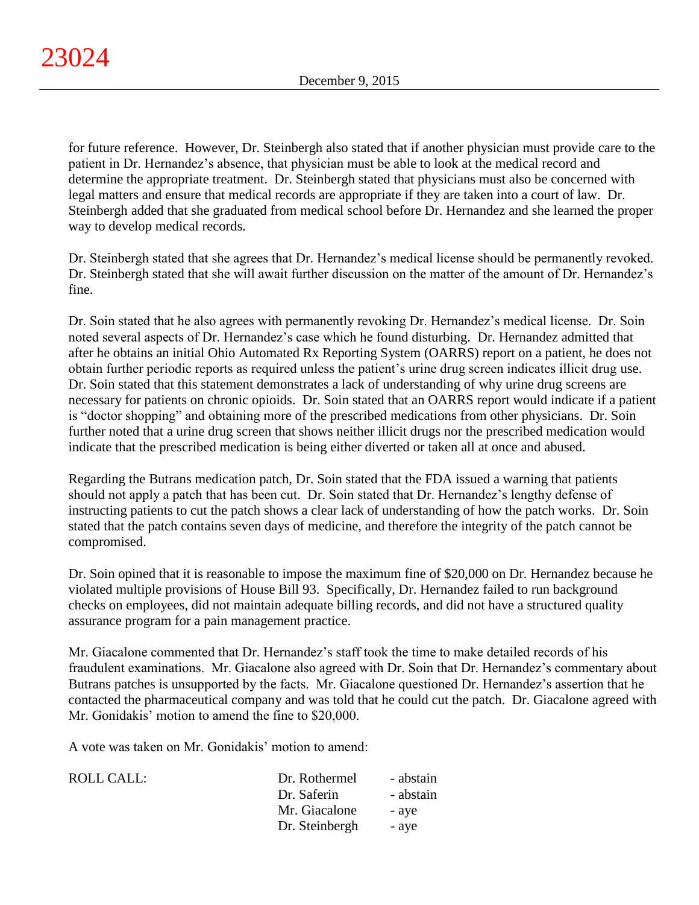for future reference. However, Dr. Steinbergh also stated that if another physician must provide care to the patient in Dr. Hernandez's absence, that physician must be able to look at the medical record and determine the appropriate treatment. Dr. Steinbergh stated that physicians must also be concerned with legal matters and ensure that medical records are appropriate if they are taken into a court of law. Dr. Steinbergh added that she graduated from medical school before Dr. Hernandez and she learned the proper way to develop medical records.

Dr. Steinbergh stated that she agrees that Dr. Hernandez's medical license should be permanently revoked. Dr. Steinbergh stated that she will await further discussion on the matter of the amount of Dr. Hernandez's fine.

Dr. Soin stated that he also agrees with permanently revoking Dr. Hernandez's medical license. Dr. Soin noted several aspects of Dr. Hernandez's case which he found disturbing. Dr. Hernandez admitted that after he obtains an initial Ohio Automated Rx Reporting System (OARRS) report on a patient, he does not obtain further periodic reports as required unless the patient's urine drug screen indicates illicit drug use. Dr. Soin stated that this statement demonstrates a lack of understanding of why urine drug screens are necessary for patients on chronic opioids. Dr. Soin stated that an OARRS report would indicate if a patient is "doctor shopping" and obtaining more of the prescribed medications from other physicians. Dr. Soin further noted that a urine drug screen that shows neither illicit drugs nor the prescribed medication would indicate that the prescribed medication is being either diverted or taken all at once and abused.

Regarding the Butrans medication patch, Dr. Soin stated that the FDA issued a warning that patients should not apply a patch that has been cut. Dr. Soin stated that Dr. Hernandez's lengthy defense of instructing patients to cut the patch shows a clear lack of understanding of how the patch works. Dr. Soin stated that the patch contains seven days of medicine, and therefore the integrity of the patch cannot be compromised.

Dr. Soin opined that it is reasonable to impose the maximum fine of $20,000 on Dr. Hernandez because he violated multiple provisions of House Bill 93. Specifically, Dr. Hernandez failed to run background checks on employees, did not maintain adequate billing records, and did not have a structured quality assurance program for a pain management practice.

Mr. Giacalone commented that Dr. Hernandez's staff took the time to make detailed records of his fraudulent examinations. Mr. Giacalone also agreed with Dr. Soin that Dr. Hernandez's commentary about Butrans patches is unsupported by the facts. Mr. Giacalone questioned Dr. Hernandez's assertion that he contacted the pharmaceutical company and was told that he could cut the patch. Dr. Giacalone agreed with Mr. Gonidakis' motion to amend the fine to $20,000.

A vote was taken on Mr. Gonidakis' motion to amend:

| ROLL CALL: | | |
|---|---|---|
| | Dr. Rothermel | - abstain |
| | Dr. Saferin | - abstain |
| | Mr. Giacalone | - aye |
| | Dr. Steinbergh | - aye |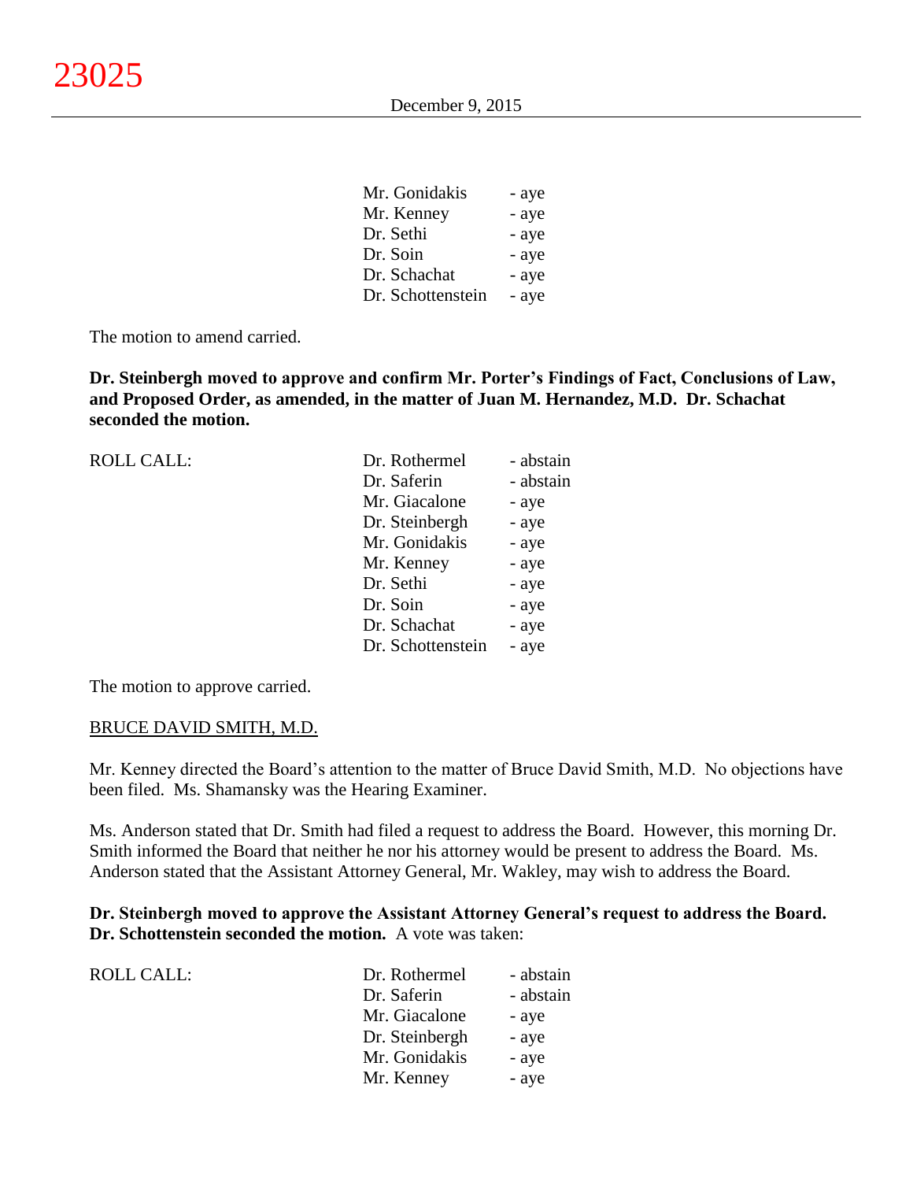| | |
|---|---|
| Mr. Gonidakis | - aye |
| Mr. Kenney | - aye |
| Dr. Sethi | - aye |
| Dr. Soin | - aye |
| Dr. Schachat | - aye |
| Dr. Schottenstein | - aye |

The motion to amend carried.

**Dr. Steinbergh moved to approve and confirm Mr. Porter's Findings of Fact, Conclusions of Law, and Proposed Order, as amended, in the matter of Juan M. Hernandez, M.D. Dr. Schachat seconded the motion.**

ROLL CALL:

| | |
|---|---|
| Dr. Rothermel | - abstain |
| Dr. Saferin | - abstain |
| Mr. Giacalone | - aye |
| Dr. Steinbergh | - aye |
| Mr. Gonidakis | - aye |
| Mr. Kenney | - aye |
| Dr. Sethi | - aye |
| Dr. Soin | - aye |
| Dr. Schachat | - aye |
| Dr. Schottenstein | - aye |

The motion to approve carried.

BRUCE DAVID SMITH, M.D.

Mr. Kenney directed the Board's attention to the matter of Bruce David Smith, M.D. No objections have been filed. Ms. Shamansky was the Hearing Examiner.

Ms. Anderson stated that Dr. Smith had filed a request to address the Board. However, this morning Dr. Smith informed the Board that neither he nor his attorney would be present to address the Board. Ms. Anderson stated that the Assistant Attorney General, Mr. Wakley, may wish to address the Board.

**Dr. Steinbergh moved to approve the Assistant Attorney General's request to address the Board. Dr. Schottenstein seconded the motion.** A vote was taken:

ROLL CALL:

| | |
|---|---|
| Dr. Rothermel | - abstain |
| Dr. Saferin | - abstain |
| Mr. Giacalone | - aye |
| Dr. Steinbergh | - aye |
| Mr. Gonidakis | - aye |
| Mr. Kenney | - aye |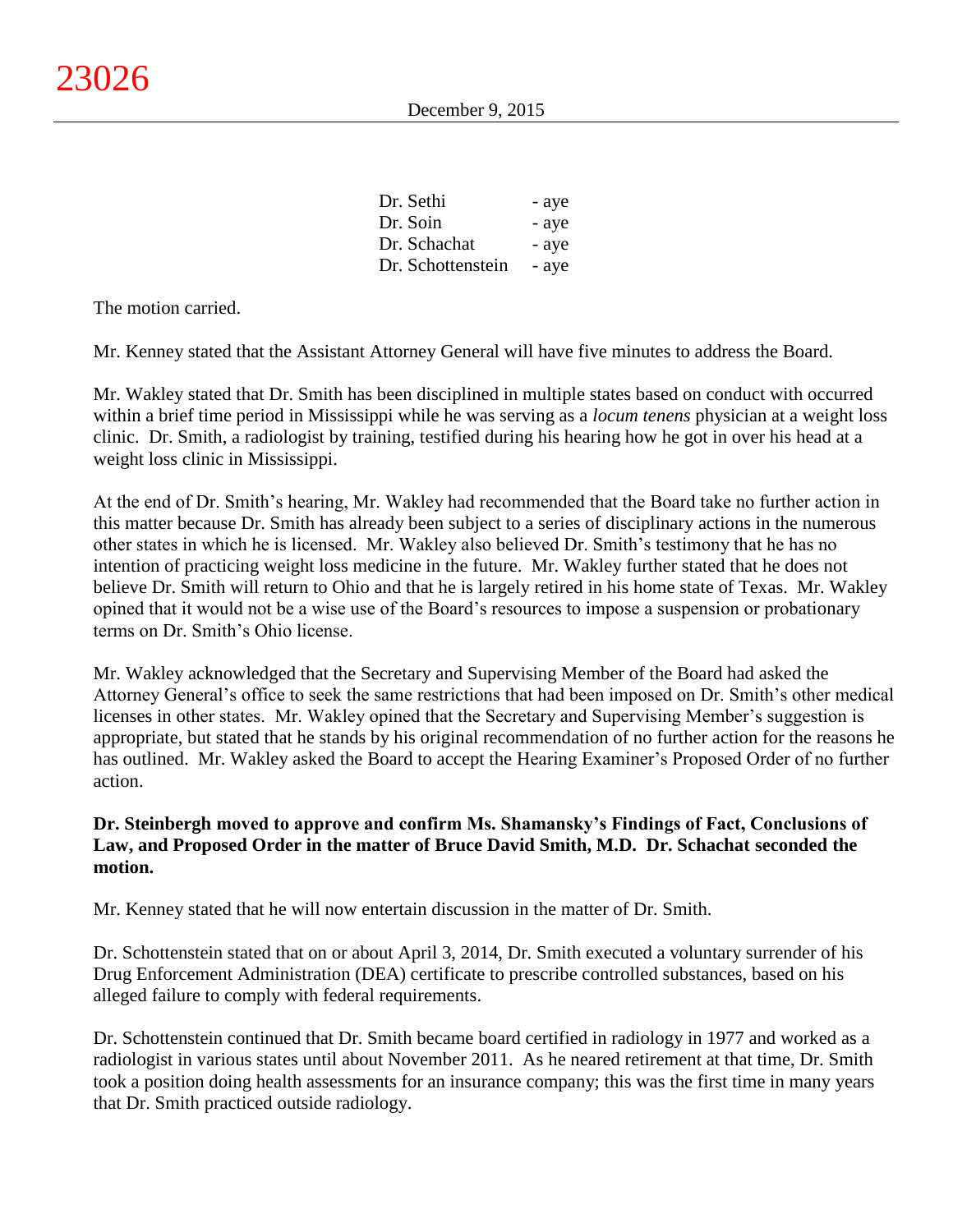| | |
|---|---|
| Dr. Sethi | - aye |
| Dr. Soin | - aye |
| Dr. Schachat | - aye |
| Dr. Schottenstein | - aye |

The motion carried.

Mr. Kenney stated that the Assistant Attorney General will have five minutes to address the Board.

Mr. Wakley stated that Dr. Smith has been disciplined in multiple states based on conduct with occurred within a brief time period in Mississippi while he was serving as a *locum tenens* physician at a weight loss clinic. Dr. Smith, a radiologist by training, testified during his hearing how he got in over his head at a weight loss clinic in Mississippi.

At the end of Dr. Smith's hearing, Mr. Wakley had recommended that the Board take no further action in this matter because Dr. Smith has already been subject to a series of disciplinary actions in the numerous other states in which he is licensed. Mr. Wakley also believed Dr. Smith's testimony that he has no intention of practicing weight loss medicine in the future. Mr. Wakley further stated that he does not believe Dr. Smith will return to Ohio and that he is largely retired in his home state of Texas. Mr. Wakley opined that it would not be a wise use of the Board's resources to impose a suspension or probationary terms on Dr. Smith's Ohio license.

Mr. Wakley acknowledged that the Secretary and Supervising Member of the Board had asked the Attorney General's office to seek the same restrictions that had been imposed on Dr. Smith's other medical licenses in other states. Mr. Wakley opined that the Secretary and Supervising Member's suggestion is appropriate, but stated that he stands by his original recommendation of no further action for the reasons he has outlined. Mr. Wakley asked the Board to accept the Hearing Examiner's Proposed Order of no further action.

**Dr. Steinbergh moved to approve and confirm Ms. Shamansky's Findings of Fact, Conclusions of Law, and Proposed Order in the matter of Bruce David Smith, M.D. Dr. Schachat seconded the motion.**

Mr. Kenney stated that he will now entertain discussion in the matter of Dr. Smith.

Dr. Schottenstein stated that on or about April 3, 2014, Dr. Smith executed a voluntary surrender of his Drug Enforcement Administration (DEA) certificate to prescribe controlled substances, based on his alleged failure to comply with federal requirements.

Dr. Schottenstein continued that Dr. Smith became board certified in radiology in 1977 and worked as a radiologist in various states until about November 2011. As he neared retirement at that time, Dr. Smith took a position doing health assessments for an insurance company; this was the first time in many years that Dr. Smith practiced outside radiology.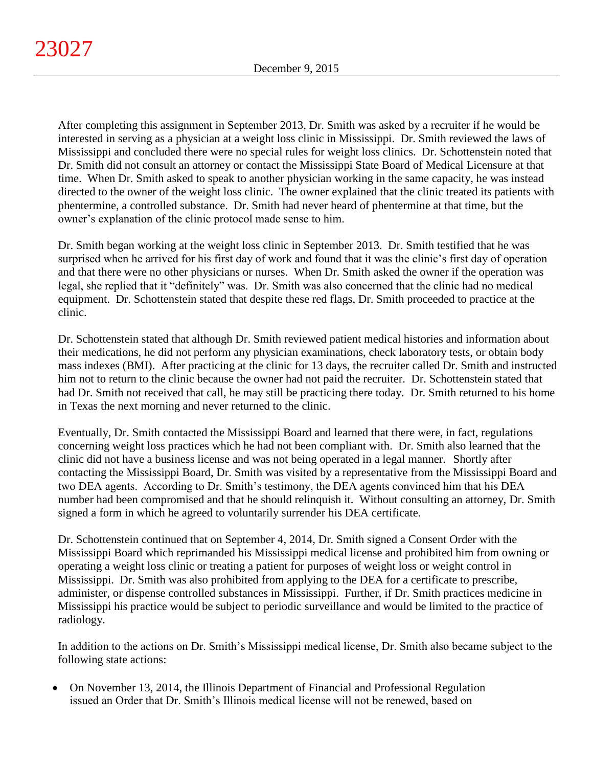After completing this assignment in September 2013, Dr. Smith was asked by a recruiter if he would be interested in serving as a physician at a weight loss clinic in Mississippi. Dr. Smith reviewed the laws of Mississippi and concluded there were no special rules for weight loss clinics. Dr. Schottenstein noted that Dr. Smith did not consult an attorney or contact the Mississippi State Board of Medical Licensure at that time. When Dr. Smith asked to speak to another physician working in the same capacity, he was instead directed to the owner of the weight loss clinic. The owner explained that the clinic treated its patients with phentermine, a controlled substance. Dr. Smith had never heard of phentermine at that time, but the owner's explanation of the clinic protocol made sense to him.

Dr. Smith began working at the weight loss clinic in September 2013. Dr. Smith testified that he was surprised when he arrived for his first day of work and found that it was the clinic's first day of operation and that there were no other physicians or nurses. When Dr. Smith asked the owner if the operation was legal, she replied that it "definitely" was. Dr. Smith was also concerned that the clinic had no medical equipment. Dr. Schottenstein stated that despite these red flags, Dr. Smith proceeded to practice at the clinic.

Dr. Schottenstein stated that although Dr. Smith reviewed patient medical histories and information about their medications, he did not perform any physician examinations, check laboratory tests, or obtain body mass indexes (BMI). After practicing at the clinic for 13 days, the recruiter called Dr. Smith and instructed him not to return to the clinic because the owner had not paid the recruiter. Dr. Schottenstein stated that had Dr. Smith not received that call, he may still be practicing there today. Dr. Smith returned to his home in Texas the next morning and never returned to the clinic.

Eventually, Dr. Smith contacted the Mississippi Board and learned that there were, in fact, regulations concerning weight loss practices which he had not been compliant with. Dr. Smith also learned that the clinic did not have a business license and was not being operated in a legal manner. Shortly after contacting the Mississippi Board, Dr. Smith was visited by a representative from the Mississippi Board and two DEA agents. According to Dr. Smith's testimony, the DEA agents convinced him that his DEA number had been compromised and that he should relinquish it. Without consulting an attorney, Dr. Smith signed a form in which he agreed to voluntarily surrender his DEA certificate.

Dr. Schottenstein continued that on September 4, 2014, Dr. Smith signed a Consent Order with the Mississippi Board which reprimanded his Mississippi medical license and prohibited him from owning or operating a weight loss clinic or treating a patient for purposes of weight loss or weight control in Mississippi. Dr. Smith was also prohibited from applying to the DEA for a certificate to prescribe, administer, or dispense controlled substances in Mississippi. Further, if Dr. Smith practices medicine in Mississippi his practice would be subject to periodic surveillance and would be limited to the practice of radiology.

In addition to the actions on Dr. Smith's Mississippi medical license, Dr. Smith also became subject to the following state actions:

- On November 13, 2014, the Illinois Department of Financial and Professional Regulation issued an Order that Dr. Smith's Illinois medical license will not be renewed, based on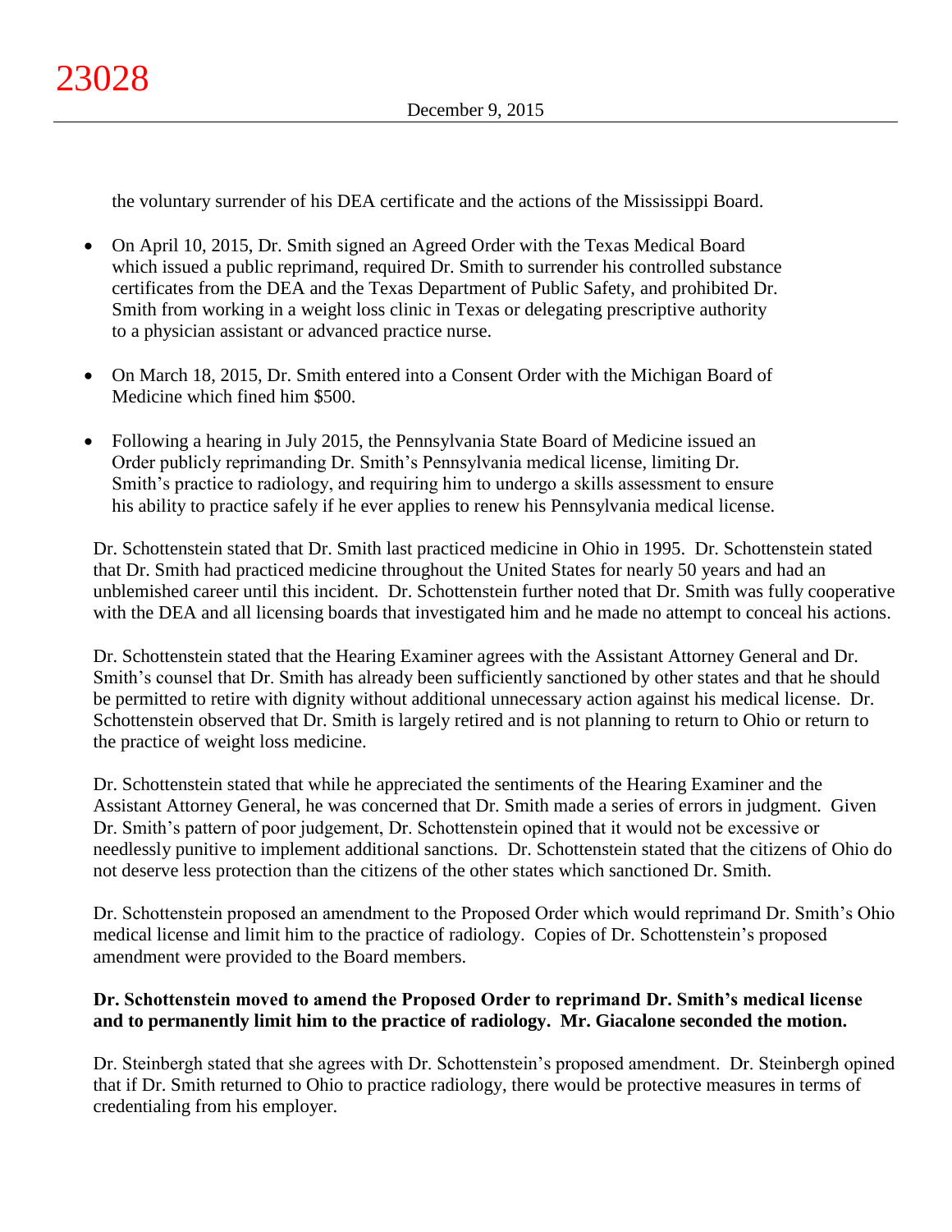the voluntary surrender of his DEA certificate and the actions of the Mississippi Board.

- On April 10, 2015, Dr. Smith signed an Agreed Order with the Texas Medical Board which issued a public reprimand, required Dr. Smith to surrender his controlled substance certificates from the DEA and the Texas Department of Public Safety, and prohibited Dr. Smith from working in a weight loss clinic in Texas or delegating prescriptive authority to a physician assistant or advanced practice nurse.

- On March 18, 2015, Dr. Smith entered into a Consent Order with the Michigan Board of Medicine which fined him $500.

- Following a hearing in July 2015, the Pennsylvania State Board of Medicine issued an Order publicly reprimanding Dr. Smith's Pennsylvania medical license, limiting Dr. Smith's practice to radiology, and requiring him to undergo a skills assessment to ensure his ability to practice safely if he ever applies to renew his Pennsylvania medical license.

Dr. Schottenstein stated that Dr. Smith last practiced medicine in Ohio in 1995. Dr. Schottenstein stated that Dr. Smith had practiced medicine throughout the United States for nearly 50 years and had an unblemished career until this incident. Dr. Schottenstein further noted that Dr. Smith was fully cooperative with the DEA and all licensing boards that investigated him and he made no attempt to conceal his actions.

Dr. Schottenstein stated that the Hearing Examiner agrees with the Assistant Attorney General and Dr. Smith's counsel that Dr. Smith has already been sufficiently sanctioned by other states and that he should be permitted to retire with dignity without additional unnecessary action against his medical license. Dr. Schottenstein observed that Dr. Smith is largely retired and is not planning to return to Ohio or return to the practice of weight loss medicine.

Dr. Schottenstein stated that while he appreciated the sentiments of the Hearing Examiner and the Assistant Attorney General, he was concerned that Dr. Smith made a series of errors in judgment. Given Dr. Smith's pattern of poor judgement, Dr. Schottenstein opined that it would not be excessive or needlessly punitive to implement additional sanctions. Dr. Schottenstein stated that the citizens of Ohio do not deserve less protection than the citizens of the other states which sanctioned Dr. Smith.

Dr. Schottenstein proposed an amendment to the Proposed Order which would reprimand Dr. Smith's Ohio medical license and limit him to the practice of radiology. Copies of Dr. Schottenstein's proposed amendment were provided to the Board members.

**Dr. Schottenstein moved to amend the Proposed Order to reprimand Dr. Smith's medical license and to permanently limit him to the practice of radiology. Mr. Giacalone seconded the motion.**

Dr. Steinbergh stated that she agrees with Dr. Schottenstein's proposed amendment. Dr. Steinbergh opined that if Dr. Smith returned to Ohio to practice radiology, there would be protective measures in terms of credentialing from his employer.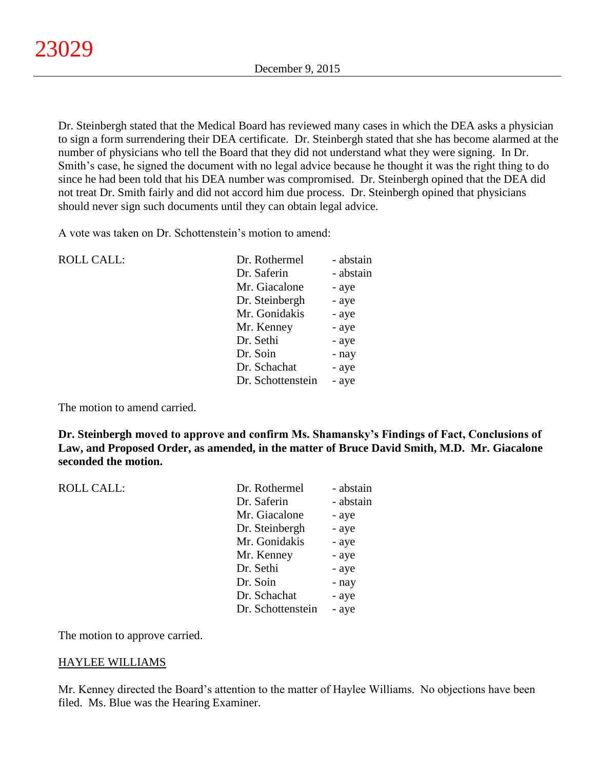Dr. Steinbergh stated that the Medical Board has reviewed many cases in which the DEA asks a physician to sign a form surrendering their DEA certificate. Dr. Steinbergh stated that she has become alarmed at the number of physicians who tell the Board that they did not understand what they were signing. In Dr. Smith's case, he signed the document with no legal advice because he thought it was the right thing to do since he had been told that his DEA number was compromised. Dr. Steinbergh opined that the DEA did not treat Dr. Smith fairly and did not accord him due process. Dr. Steinbergh opined that physicians should never sign such documents until they can obtain legal advice.

A vote was taken on Dr. Schottenstein's motion to amend:

ROLL CALL:

| | |
|---|---|
| Dr. Rothermel | - abstain |
| Dr. Saferin | - abstain |
| Mr. Giacalone | - aye |
| Dr. Steinbergh | - aye |
| Mr. Gonidakis | - aye |
| Mr. Kenney | - aye |
| Dr. Sethi | - aye |
| Dr. Soin | - nay |
| Dr. Schachat | - aye |
| Dr. Schottenstein | - aye |

The motion to amend carried.

**Dr. Steinbergh moved to approve and confirm Ms. Shamansky's Findings of Fact, Conclusions of Law, and Proposed Order, as amended, in the matter of Bruce David Smith, M.D. Mr. Giacalone seconded the motion.**

ROLL CALL:

| | |
|---|---|
| Dr. Rothermel | - abstain |
| Dr. Saferin | - abstain |
| Mr. Giacalone | - aye |
| Dr. Steinbergh | - aye |
| Mr. Gonidakis | - aye |
| Mr. Kenney | - aye |
| Dr. Sethi | - aye |
| Dr. Soin | - nay |
| Dr. Schachat | - aye |
| Dr. Schottenstein | - aye |

The motion to approve carried.

<u>HAYLEE WILLIAMS</u>

Mr. Kenney directed the Board's attention to the matter of Haylee Williams. No objections have been filed. Ms. Blue was the Hearing Examiner.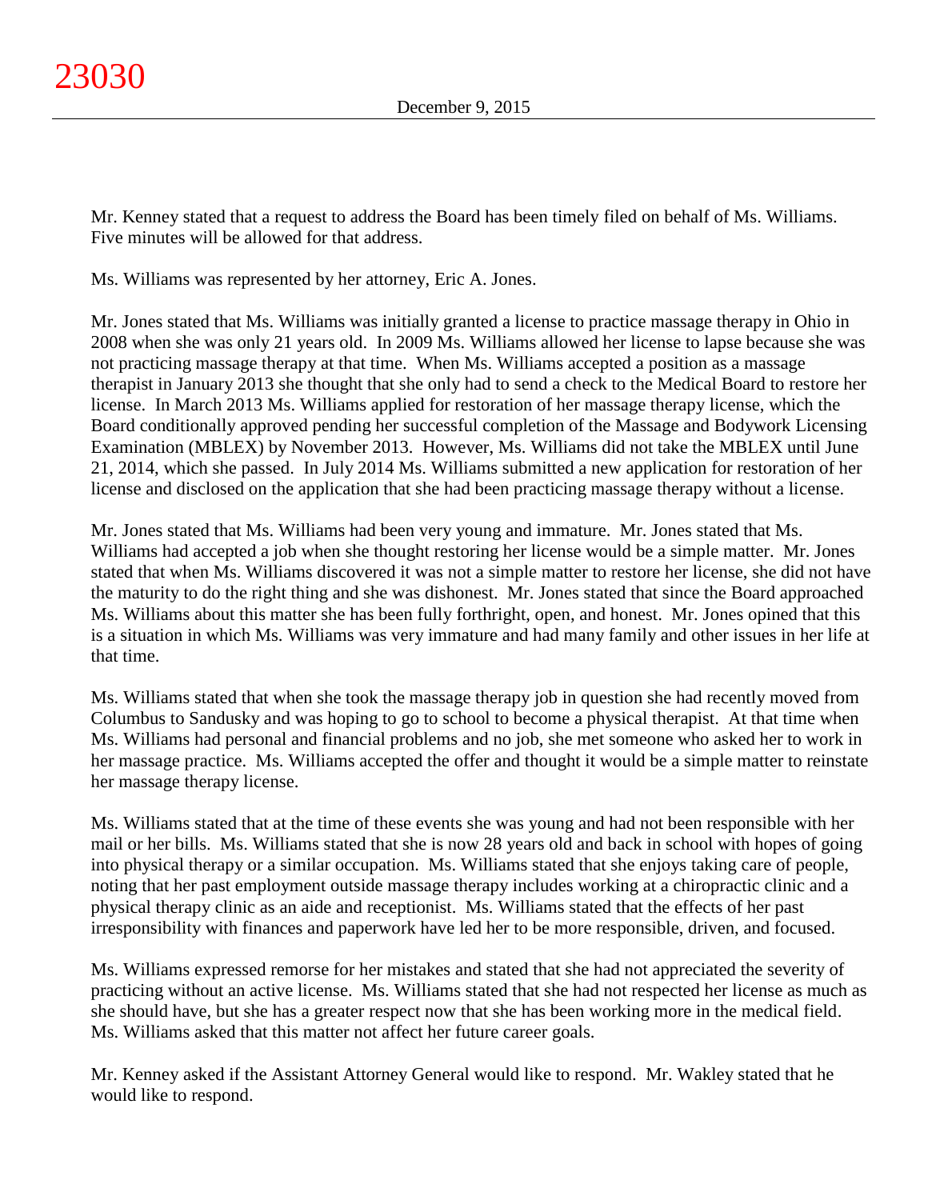Mr. Kenney stated that a request to address the Board has been timely filed on behalf of Ms. Williams. Five minutes will be allowed for that address.

Ms. Williams was represented by her attorney, Eric A. Jones.

Mr. Jones stated that Ms. Williams was initially granted a license to practice massage therapy in Ohio in 2008 when she was only 21 years old. In 2009 Ms. Williams allowed her license to lapse because she was not practicing massage therapy at that time. When Ms. Williams accepted a position as a massage therapist in January 2013 she thought that she only had to send a check to the Medical Board to restore her license. In March 2013 Ms. Williams applied for restoration of her massage therapy license, which the Board conditionally approved pending her successful completion of the Massage and Bodywork Licensing Examination (MBLEX) by November 2013. However, Ms. Williams did not take the MBLEX until June 21, 2014, which she passed. In July 2014 Ms. Williams submitted a new application for restoration of her license and disclosed on the application that she had been practicing massage therapy without a license.

Mr. Jones stated that Ms. Williams had been very young and immature. Mr. Jones stated that Ms. Williams had accepted a job when she thought restoring her license would be a simple matter. Mr. Jones stated that when Ms. Williams discovered it was not a simple matter to restore her license, she did not have the maturity to do the right thing and she was dishonest. Mr. Jones stated that since the Board approached Ms. Williams about this matter she has been fully forthright, open, and honest. Mr. Jones opined that this is a situation in which Ms. Williams was very immature and had many family and other issues in her life at that time.

Ms. Williams stated that when she took the massage therapy job in question she had recently moved from Columbus to Sandusky and was hoping to go to school to become a physical therapist. At that time when Ms. Williams had personal and financial problems and no job, she met someone who asked her to work in her massage practice. Ms. Williams accepted the offer and thought it would be a simple matter to reinstate her massage therapy license.

Ms. Williams stated that at the time of these events she was young and had not been responsible with her mail or her bills. Ms. Williams stated that she is now 28 years old and back in school with hopes of going into physical therapy or a similar occupation. Ms. Williams stated that she enjoys taking care of people, noting that her past employment outside massage therapy includes working at a chiropractic clinic and a physical therapy clinic as an aide and receptionist. Ms. Williams stated that the effects of her past irresponsibility with finances and paperwork have led her to be more responsible, driven, and focused.

Ms. Williams expressed remorse for her mistakes and stated that she had not appreciated the severity of practicing without an active license. Ms. Williams stated that she had not respected her license as much as she should have, but she has a greater respect now that she has been working more in the medical field. Ms. Williams asked that this matter not affect her future career goals.

Mr. Kenney asked if the Assistant Attorney General would like to respond. Mr. Wakley stated that he would like to respond.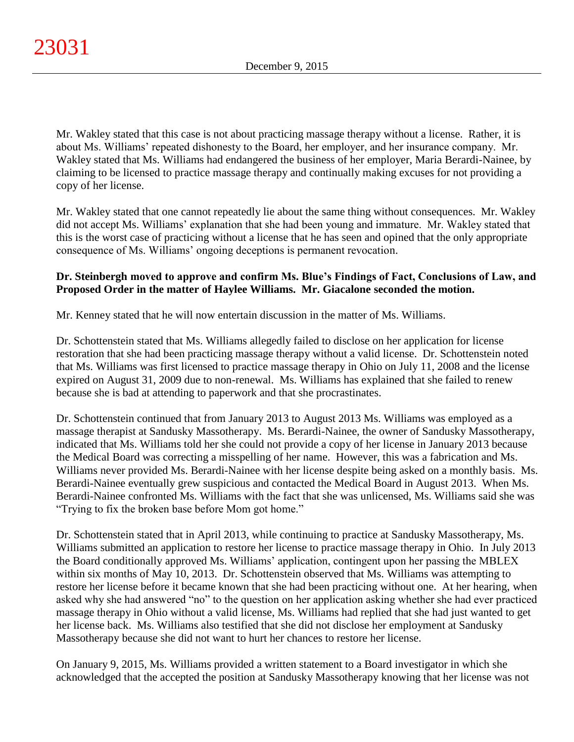Mr. Wakley stated that this case is not about practicing massage therapy without a license. Rather, it is about Ms. Williams' repeated dishonesty to the Board, her employer, and her insurance company. Mr. Wakley stated that Ms. Williams had endangered the business of her employer, Maria Berardi-Nainee, by claiming to be licensed to practice massage therapy and continually making excuses for not providing a copy of her license.

Mr. Wakley stated that one cannot repeatedly lie about the same thing without consequences. Mr. Wakley did not accept Ms. Williams' explanation that she had been young and immature. Mr. Wakley stated that this is the worst case of practicing without a license that he has seen and opined that the only appropriate consequence of Ms. Williams' ongoing deceptions is permanent revocation.

**Dr. Steinbergh moved to approve and confirm Ms. Blue's Findings of Fact, Conclusions of Law, and Proposed Order in the matter of Haylee Williams. Mr. Giacalone seconded the motion.**

Mr. Kenney stated that he will now entertain discussion in the matter of Ms. Williams.

Dr. Schottenstein stated that Ms. Williams allegedly failed to disclose on her application for license restoration that she had been practicing massage therapy without a valid license. Dr. Schottenstein noted that Ms. Williams was first licensed to practice massage therapy in Ohio on July 11, 2008 and the license expired on August 31, 2009 due to non-renewal. Ms. Williams has explained that she failed to renew because she is bad at attending to paperwork and that she procrastinates.

Dr. Schottenstein continued that from January 2013 to August 2013 Ms. Williams was employed as a massage therapist at Sandusky Massotherapy. Ms. Berardi-Nainee, the owner of Sandusky Massotherapy, indicated that Ms. Williams told her she could not provide a copy of her license in January 2013 because the Medical Board was correcting a misspelling of her name. However, this was a fabrication and Ms. Williams never provided Ms. Berardi-Nainee with her license despite being asked on a monthly basis. Ms. Berardi-Nainee eventually grew suspicious and contacted the Medical Board in August 2013. When Ms. Berardi-Nainee confronted Ms. Williams with the fact that she was unlicensed, Ms. Williams said she was "Trying to fix the broken base before Mom got home."

Dr. Schottenstein stated that in April 2013, while continuing to practice at Sandusky Massotherapy, Ms. Williams submitted an application to restore her license to practice massage therapy in Ohio. In July 2013 the Board conditionally approved Ms. Williams' application, contingent upon her passing the MBLEX within six months of May 10, 2013. Dr. Schottenstein observed that Ms. Williams was attempting to restore her license before it became known that she had been practicing without one. At her hearing, when asked why she had answered "no" to the question on her application asking whether she had ever practiced massage therapy in Ohio without a valid license, Ms. Williams had replied that she had just wanted to get her license back. Ms. Williams also testified that she did not disclose her employment at Sandusky Massotherapy because she did not want to hurt her chances to restore her license.

On January 9, 2015, Ms. Williams provided a written statement to a Board investigator in which she acknowledged that the accepted the position at Sandusky Massotherapy knowing that her license was not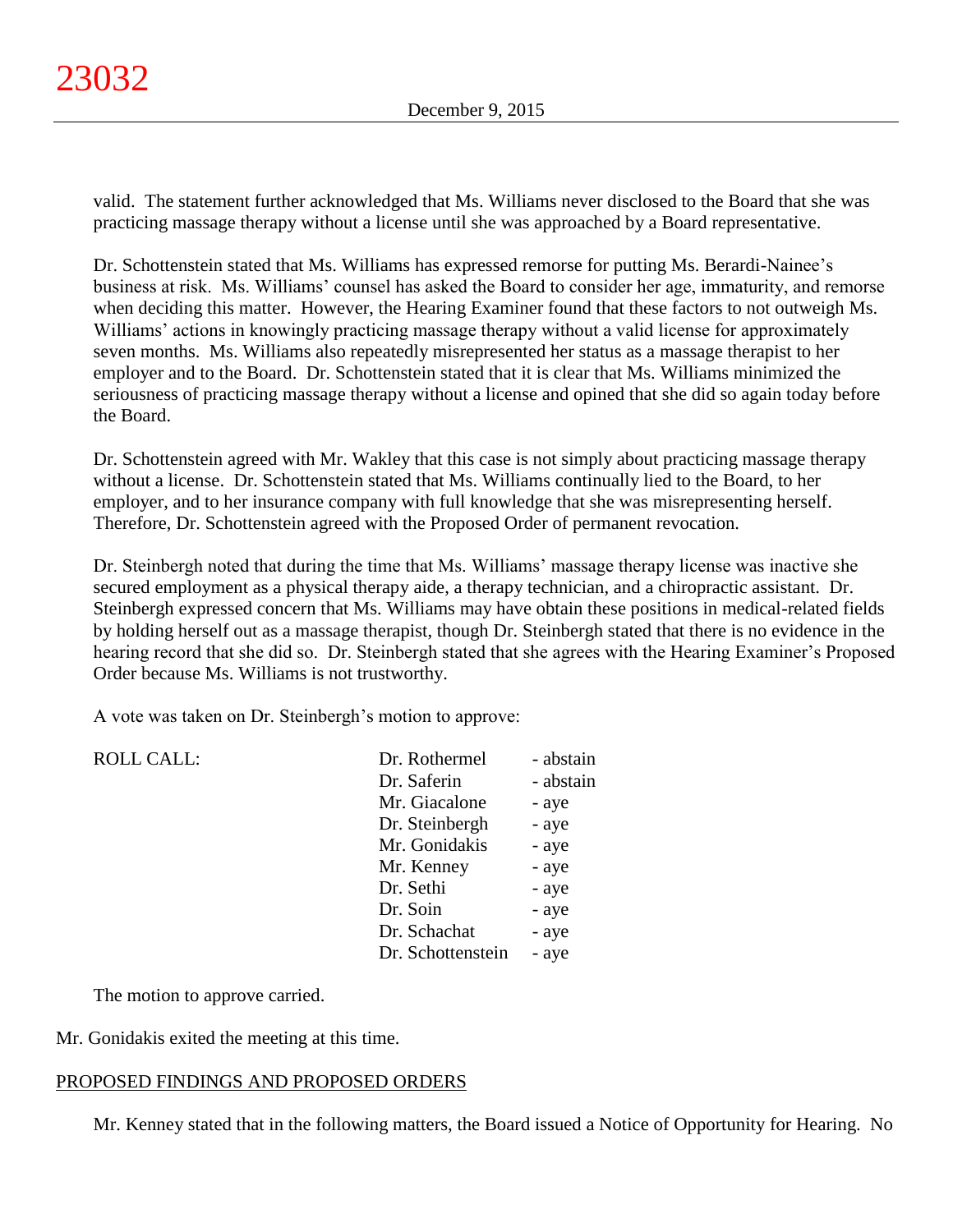valid. The statement further acknowledged that Ms. Williams never disclosed to the Board that she was practicing massage therapy without a license until she was approached by a Board representative.

Dr. Schottenstein stated that Ms. Williams has expressed remorse for putting Ms. Berardi-Nainee's business at risk. Ms. Williams' counsel has asked the Board to consider her age, immaturity, and remorse when deciding this matter. However, the Hearing Examiner found that these factors to not outweigh Ms. Williams' actions in knowingly practicing massage therapy without a valid license for approximately seven months. Ms. Williams also repeatedly misrepresented her status as a massage therapist to her employer and to the Board. Dr. Schottenstein stated that it is clear that Ms. Williams minimized the seriousness of practicing massage therapy without a license and opined that she did so again today before the Board.

Dr. Schottenstein agreed with Mr. Wakley that this case is not simply about practicing massage therapy without a license. Dr. Schottenstein stated that Ms. Williams continually lied to the Board, to her employer, and to her insurance company with full knowledge that she was misrepresenting herself. Therefore, Dr. Schottenstein agreed with the Proposed Order of permanent revocation.

Dr. Steinbergh noted that during the time that Ms. Williams' massage therapy license was inactive she secured employment as a physical therapy aide, a therapy technician, and a chiropractic assistant. Dr. Steinbergh expressed concern that Ms. Williams may have obtain these positions in medical-related fields by holding herself out as a massage therapist, though Dr. Steinbergh stated that there is no evidence in the hearing record that she did so. Dr. Steinbergh stated that she agrees with the Hearing Examiner's Proposed Order because Ms. Williams is not trustworthy.

A vote was taken on Dr. Steinbergh's motion to approve:

| ROLL CALL: | | |
|---|---|---|
| | Dr. Rothermel | - abstain |
| | Dr. Saferin | - abstain |
| | Mr. Giacalone | - aye |
| | Dr. Steinbergh | - aye |
| | Mr. Gonidakis | - aye |
| | Mr. Kenney | - aye |
| | Dr. Sethi | - aye |
| | Dr. Soin | - aye |
| | Dr. Schachat | - aye |
| | Dr. Schottenstein | - aye |

The motion to approve carried.

Mr. Gonidakis exited the meeting at this time.

PROPOSED FINDINGS AND PROPOSED ORDERS

Mr. Kenney stated that in the following matters, the Board issued a Notice of Opportunity for Hearing. No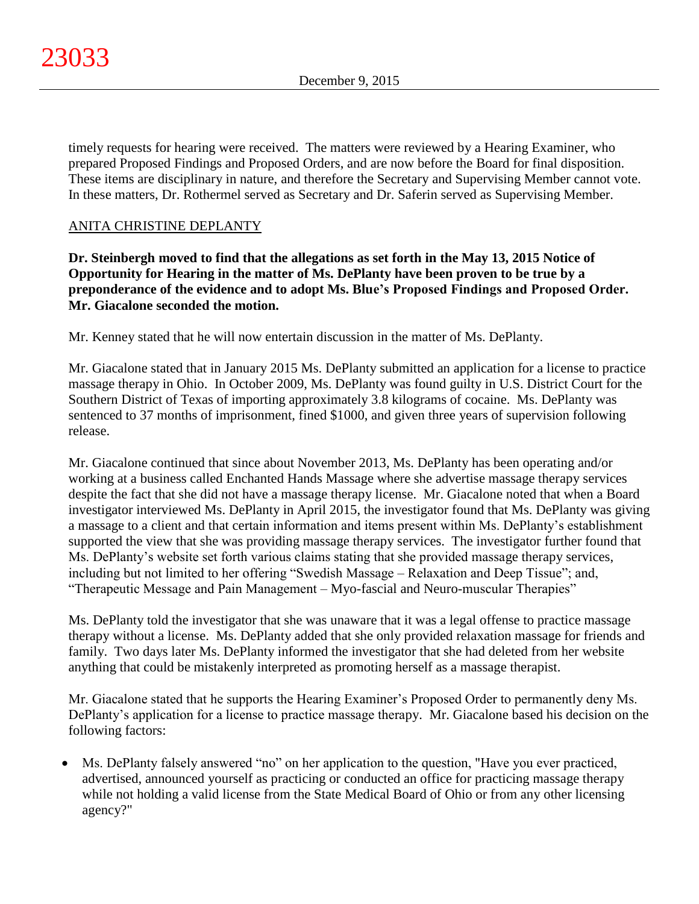timely requests for hearing were received. The matters were reviewed by a Hearing Examiner, who prepared Proposed Findings and Proposed Orders, and are now before the Board for final disposition. These items are disciplinary in nature, and therefore the Secretary and Supervising Member cannot vote. In these matters, Dr. Rothermel served as Secretary and Dr. Saferin served as Supervising Member.

ANITA CHRISTINE DEPLANTY

**Dr. Steinbergh moved to find that the allegations as set forth in the May 13, 2015 Notice of Opportunity for Hearing in the matter of Ms. DePlanty have been proven to be true by a preponderance of the evidence and to adopt Ms. Blue's Proposed Findings and Proposed Order. Mr. Giacalone seconded the motion.**

Mr. Kenney stated that he will now entertain discussion in the matter of Ms. DePlanty.

Mr. Giacalone stated that in January 2015 Ms. DePlanty submitted an application for a license to practice massage therapy in Ohio. In October 2009, Ms. DePlanty was found guilty in U.S. District Court for the Southern District of Texas of importing approximately 3.8 kilograms of cocaine. Ms. DePlanty was sentenced to 37 months of imprisonment, fined $1000, and given three years of supervision following release.

Mr. Giacalone continued that since about November 2013, Ms. DePlanty has been operating and/or working at a business called Enchanted Hands Massage where she advertise massage therapy services despite the fact that she did not have a massage therapy license. Mr. Giacalone noted that when a Board investigator interviewed Ms. DePlanty in April 2015, the investigator found that Ms. DePlanty was giving a massage to a client and that certain information and items present within Ms. DePlanty's establishment supported the view that she was providing massage therapy services. The investigator further found that Ms. DePlanty's website set forth various claims stating that she provided massage therapy services, including but not limited to her offering "Swedish Massage – Relaxation and Deep Tissue"; and, "Therapeutic Message and Pain Management – Myo-fascial and Neuro-muscular Therapies"

Ms. DePlanty told the investigator that she was unaware that it was a legal offense to practice massage therapy without a license. Ms. DePlanty added that she only provided relaxation massage for friends and family. Two days later Ms. DePlanty informed the investigator that she had deleted from her website anything that could be mistakenly interpreted as promoting herself as a massage therapist.

Mr. Giacalone stated that he supports the Hearing Examiner's Proposed Order to permanently deny Ms. DePlanty's application for a license to practice massage therapy. Mr. Giacalone based his decision on the following factors:

- Ms. DePlanty falsely answered "no" on her application to the question, "Have you ever practiced, advertised, announced yourself as practicing or conducted an office for practicing massage therapy while not holding a valid license from the State Medical Board of Ohio or from any other licensing agency?"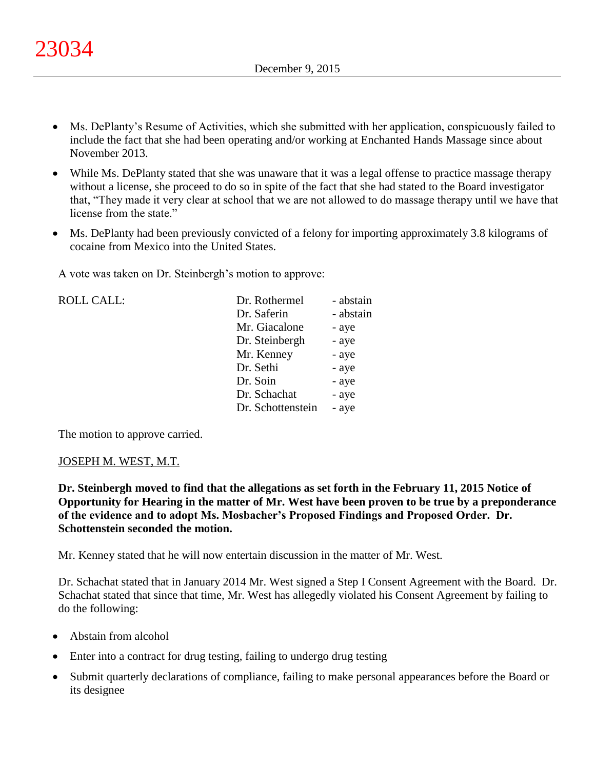- Ms. DePlanty's Resume of Activities, which she submitted with her application, conspicuously failed to include the fact that she had been operating and/or working at Enchanted Hands Massage since about November 2013.
- While Ms. DePlanty stated that she was unaware that it was a legal offense to practice massage therapy without a license, she proceed to do so in spite of the fact that she had stated to the Board investigator that, "They made it very clear at school that we are not allowed to do massage therapy until we have that license from the state."
- Ms. DePlanty had been previously convicted of a felony for importing approximately 3.8 kilograms of cocaine from Mexico into the United States.

A vote was taken on Dr. Steinbergh's motion to approve:

| ROLL CALL: | | |
|---|---|---|
| | Dr. Rothermel | - abstain |
| | Dr. Saferin | - abstain |
| | Mr. Giacalone | - aye |
| | Dr. Steinbergh | - aye |
| | Mr. Kenney | - aye |
| | Dr. Sethi | - aye |
| | Dr. Soin | - aye |
| | Dr. Schachat | - aye |
| | Dr. Schottenstein | - aye |

The motion to approve carried.

JOSEPH M. WEST, M.T.

**Dr. Steinbergh moved to find that the allegations as set forth in the February 11, 2015 Notice of Opportunity for Hearing in the matter of Mr. West have been proven to be true by a preponderance of the evidence and to adopt Ms. Mosbacher's Proposed Findings and Proposed Order. Dr. Schottenstein seconded the motion.**

Mr. Kenney stated that he will now entertain discussion in the matter of Mr. West.

Dr. Schachat stated that in January 2014 Mr. West signed a Step I Consent Agreement with the Board. Dr. Schachat stated that since that time, Mr. West has allegedly violated his Consent Agreement by failing to do the following:

- Abstain from alcohol
- Enter into a contract for drug testing, failing to undergo drug testing
- Submit quarterly declarations of compliance, failing to make personal appearances before the Board or its designee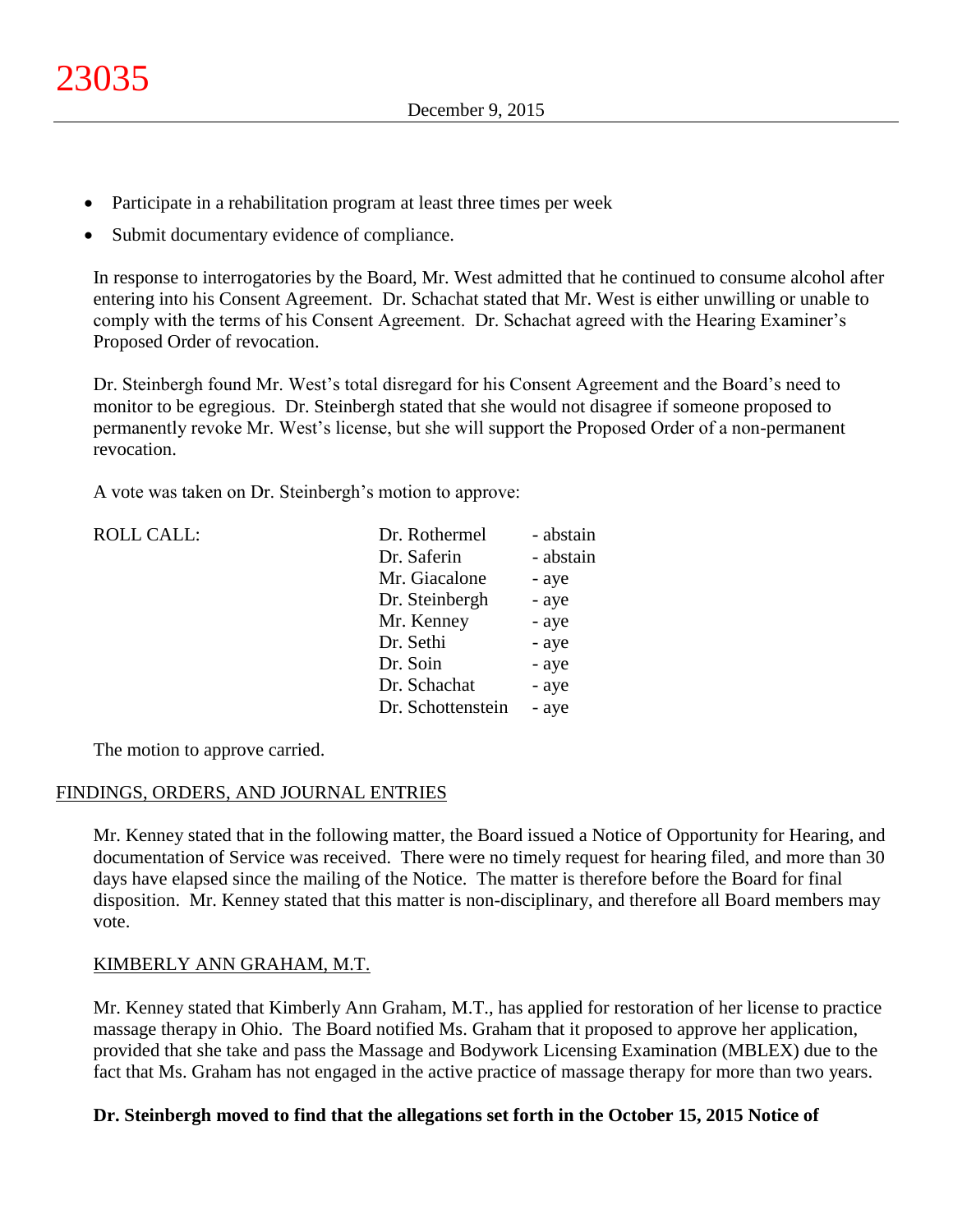- Participate in a rehabilitation program at least three times per week
- Submit documentary evidence of compliance.

In response to interrogatories by the Board, Mr. West admitted that he continued to consume alcohol after entering into his Consent Agreement. Dr. Schachat stated that Mr. West is either unwilling or unable to comply with the terms of his Consent Agreement. Dr. Schachat agreed with the Hearing Examiner's Proposed Order of revocation.

Dr. Steinbergh found Mr. West's total disregard for his Consent Agreement and the Board's need to monitor to be egregious. Dr. Steinbergh stated that she would not disagree if someone proposed to permanently revoke Mr. West's license, but she will support the Proposed Order of a non-permanent revocation.

A vote was taken on Dr. Steinbergh's motion to approve:

| ROLL CALL: | | |
|---|---|---|
| | Dr. Rothermel | - abstain |
| | Dr. Saferin | - abstain |
| | Mr. Giacalone | - aye |
| | Dr. Steinbergh | - aye |
| | Mr. Kenney | - aye |
| | Dr. Sethi | - aye |
| | Dr. Soin | - aye |
| | Dr. Schachat | - aye |
| | Dr. Schottenstein | - aye |

The motion to approve carried.

## FINDINGS, ORDERS, AND JOURNAL ENTRIES

Mr. Kenney stated that in the following matter, the Board issued a Notice of Opportunity for Hearing, and documentation of Service was received. There were no timely request for hearing filed, and more than 30 days have elapsed since the mailing of the Notice. The matter is therefore before the Board for final disposition. Mr. Kenney stated that this matter is non-disciplinary, and therefore all Board members may vote.

### KIMBERLY ANN GRAHAM, M.T.

Mr. Kenney stated that Kimberly Ann Graham, M.T., has applied for restoration of her license to practice massage therapy in Ohio. The Board notified Ms. Graham that it proposed to approve her application, provided that she take and pass the Massage and Bodywork Licensing Examination (MBLEX) due to the fact that Ms. Graham has not engaged in the active practice of massage therapy for more than two years.

**Dr. Steinbergh moved to find that the allegations set forth in the October 15, 2015 Notice of**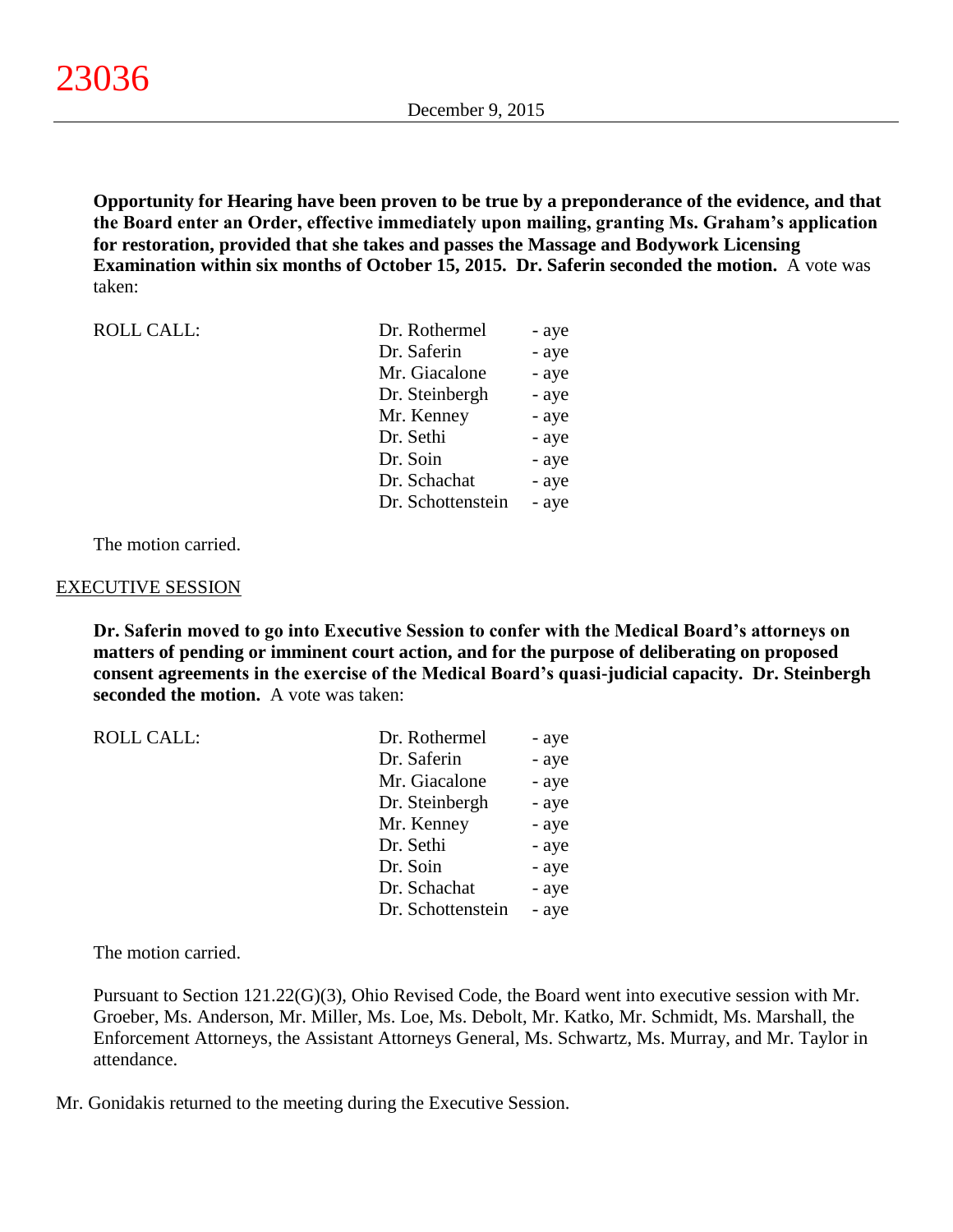**Opportunity for Hearing have been proven to be true by a preponderance of the evidence, and that the Board enter an Order, effective immediately upon mailing, granting Ms. Graham's application for restoration, provided that she takes and passes the Massage and Bodywork Licensing Examination within six months of October 15, 2015. Dr. Saferin seconded the motion.** A vote was taken:

| ROLL CALL: | Dr. Rothermel | - aye |
|---|---|---|
| | Dr. Saferin | - aye |
| | Mr. Giacalone | - aye |
| | Dr. Steinbergh | - aye |
| | Mr. Kenney | - aye |
| | Dr. Sethi | - aye |
| | Dr. Soin | - aye |
| | Dr. Schachat | - aye |
| | Dr. Schottenstein | - aye |

The motion carried.

EXECUTIVE SESSION

**Dr. Saferin moved to go into Executive Session to confer with the Medical Board's attorneys on matters of pending or imminent court action, and for the purpose of deliberating on proposed consent agreements in the exercise of the Medical Board's quasi-judicial capacity. Dr. Steinbergh seconded the motion.** A vote was taken:

| ROLL CALL: | Dr. Rothermel | - aye |
|---|---|---|
| | Dr. Saferin | - aye |
| | Mr. Giacalone | - aye |
| | Dr. Steinbergh | - aye |
| | Mr. Kenney | - aye |
| | Dr. Sethi | - aye |
| | Dr. Soin | - aye |
| | Dr. Schachat | - aye |
| | Dr. Schottenstein | - aye |

The motion carried.

Pursuant to Section 121.22(G)(3), Ohio Revised Code, the Board went into executive session with Mr. Groeber, Ms. Anderson, Mr. Miller, Ms. Loe, Ms. Debolt, Mr. Katko, Mr. Schmidt, Ms. Marshall, the Enforcement Attorneys, the Assistant Attorneys General, Ms. Schwartz, Ms. Murray, and Mr. Taylor in attendance.

Mr. Gonidakis returned to the meeting during the Executive Session.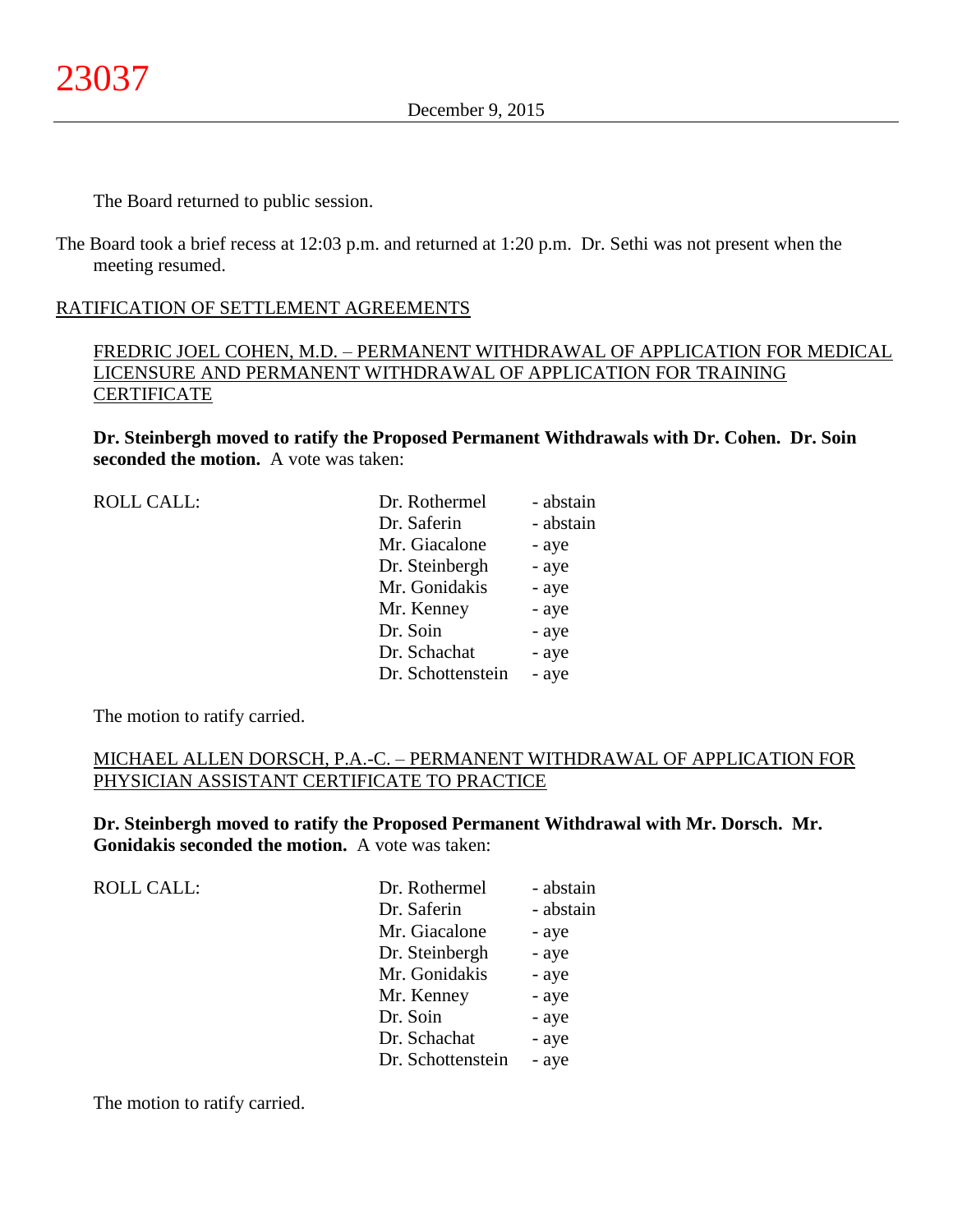The Board returned to public session.

The Board took a brief recess at 12:03 p.m. and returned at 1:20 p.m. Dr. Sethi was not present when the meeting resumed.

## RATIFICATION OF SETTLEMENT AGREEMENTS

### FREDRIC JOEL COHEN, M.D. – PERMANENT WITHDRAWAL OF APPLICATION FOR MEDICAL LICENSURE AND PERMANENT WITHDRAWAL OF APPLICATION FOR TRAINING CERTIFICATE

**Dr. Steinbergh moved to ratify the Proposed Permanent Withdrawals with Dr. Cohen. Dr. Soin seconded the motion.** A vote was taken:

| ROLL CALL: | | |
|---|---|---|
| | Dr. Rothermel | - abstain |
| | Dr. Saferin | - abstain |
| | Mr. Giacalone | - aye |
| | Dr. Steinbergh | - aye |
| | Mr. Gonidakis | - aye |
| | Mr. Kenney | - aye |
| | Dr. Soin | - aye |
| | Dr. Schachat | - aye |
| | Dr. Schottenstein | - aye |

The motion to ratify carried.

### MICHAEL ALLEN DORSCH, P.A.-C. – PERMANENT WITHDRAWAL OF APPLICATION FOR PHYSICIAN ASSISTANT CERTIFICATE TO PRACTICE

**Dr. Steinbergh moved to ratify the Proposed Permanent Withdrawal with Mr. Dorsch. Mr. Gonidakis seconded the motion.** A vote was taken:

| ROLL CALL: | | |
|---|---|---|
| | Dr. Rothermel | - abstain |
| | Dr. Saferin | - abstain |
| | Mr. Giacalone | - aye |
| | Dr. Steinbergh | - aye |
| | Mr. Gonidakis | - aye |
| | Mr. Kenney | - aye |
| | Dr. Soin | - aye |
| | Dr. Schachat | - aye |
| | Dr. Schottenstein | - aye |

The motion to ratify carried.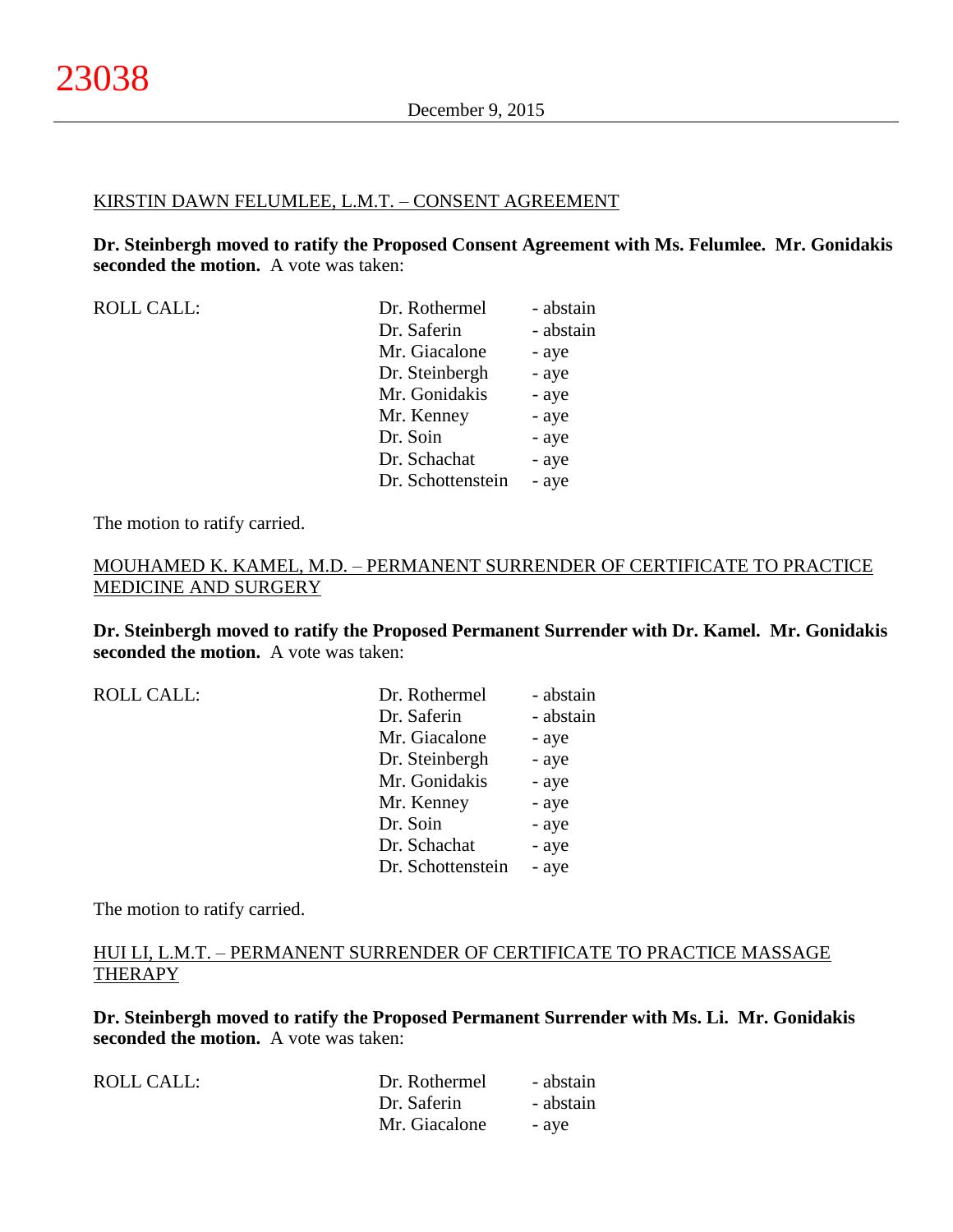KIRSTIN DAWN FELUMLEE, L.M.T. – CONSENT AGREEMENT

**Dr. Steinbergh moved to ratify the Proposed Consent Agreement with Ms. Felumlee. Mr. Gonidakis seconded the motion.** A vote was taken:

| ROLL CALL: | Dr. Rothermel | - abstain |
|---|---|---|
| | Dr. Saferin | - abstain |
| | Mr. Giacalone | - aye |
| | Dr. Steinbergh | - aye |
| | Mr. Gonidakis | - aye |
| | Mr. Kenney | - aye |
| | Dr. Soin | - aye |
| | Dr. Schachat | - aye |
| | Dr. Schottenstein | - aye |

The motion to ratify carried.

MOUHAMED K. KAMEL, M.D. – PERMANENT SURRENDER OF CERTIFICATE TO PRACTICE MEDICINE AND SURGERY

**Dr. Steinbergh moved to ratify the Proposed Permanent Surrender with Dr. Kamel. Mr. Gonidakis seconded the motion.** A vote was taken:

| ROLL CALL: | Dr. Rothermel | - abstain |
|---|---|---|
| | Dr. Saferin | - abstain |
| | Mr. Giacalone | - aye |
| | Dr. Steinbergh | - aye |
| | Mr. Gonidakis | - aye |
| | Mr. Kenney | - aye |
| | Dr. Soin | - aye |
| | Dr. Schachat | - aye |
| | Dr. Schottenstein | - aye |

The motion to ratify carried.

HUI LI, L.M.T. – PERMANENT SURRENDER OF CERTIFICATE TO PRACTICE MASSAGE THERAPY

**Dr. Steinbergh moved to ratify the Proposed Permanent Surrender with Ms. Li. Mr. Gonidakis seconded the motion.** A vote was taken:

| ROLL CALL: | Dr. Rothermel | - abstain |
|---|---|---|
| | Dr. Saferin | - abstain |
| | Mr. Giacalone | - aye |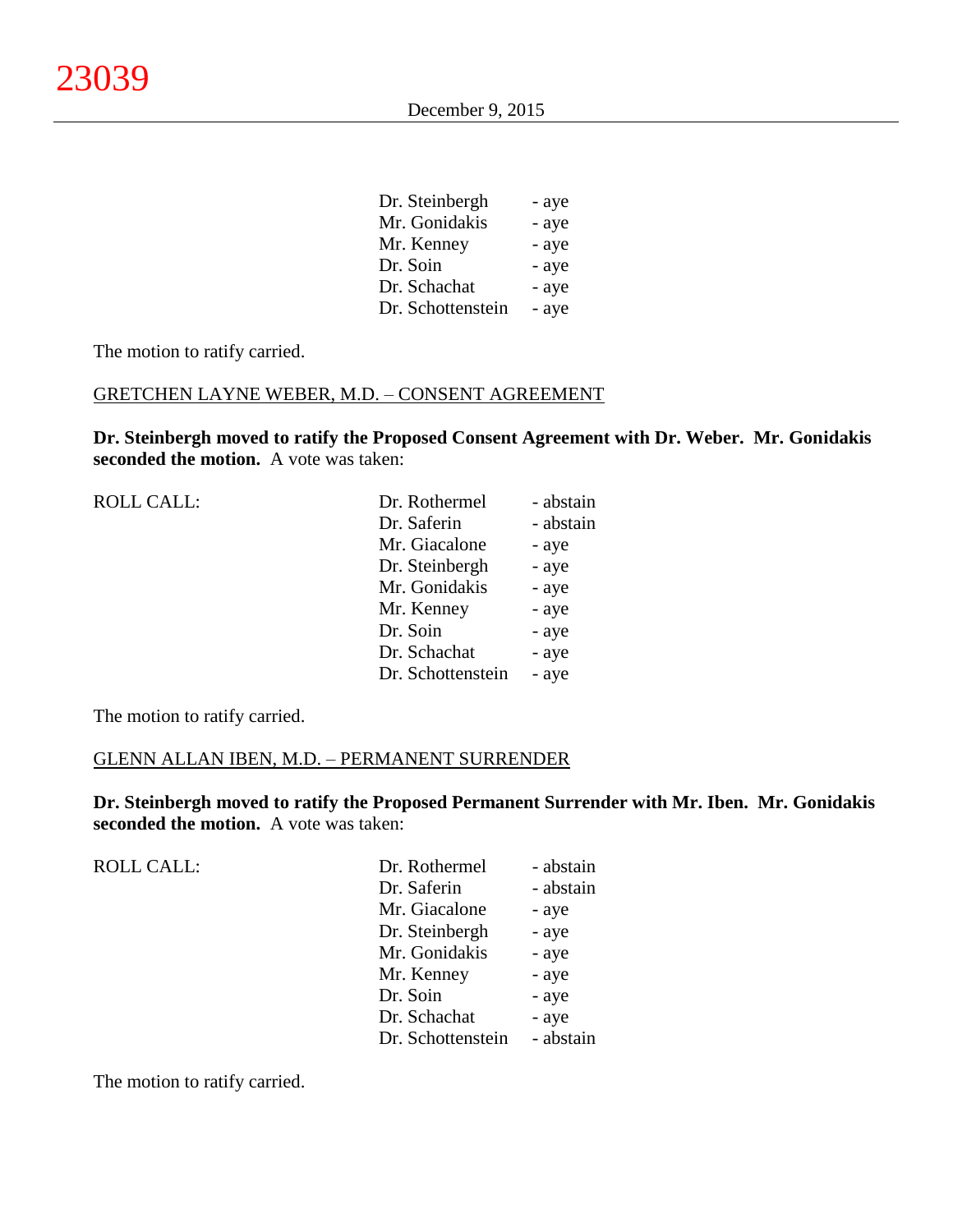| | | |
|---|---|---|
| | Dr. Steinbergh | - aye |
| | Mr. Gonidakis | - aye |
| | Mr. Kenney | - aye |
| | Dr. Soin | - aye |
| | Dr. Schachat | - aye |
| | Dr. Schottenstein | - aye |

The motion to ratify carried.

GRETCHEN LAYNE WEBER, M.D. – CONSENT AGREEMENT

**Dr. Steinbergh moved to ratify the Proposed Consent Agreement with Dr. Weber. Mr. Gonidakis seconded the motion.** A vote was taken:

| | | |
|---|---|---|
| ROLL CALL: | Dr. Rothermel | - abstain |
| | Dr. Saferin | - abstain |
| | Mr. Giacalone | - aye |
| | Dr. Steinbergh | - aye |
| | Mr. Gonidakis | - aye |
| | Mr. Kenney | - aye |
| | Dr. Soin | - aye |
| | Dr. Schachat | - aye |
| | Dr. Schottenstein | - aye |

The motion to ratify carried.

GLENN ALLAN IBEN, M.D. – PERMANENT SURRENDER

**Dr. Steinbergh moved to ratify the Proposed Permanent Surrender with Mr. Iben. Mr. Gonidakis seconded the motion.** A vote was taken:

| | | |
|---|---|---|
| ROLL CALL: | Dr. Rothermel | - abstain |
| | Dr. Saferin | - abstain |
| | Mr. Giacalone | - aye |
| | Dr. Steinbergh | - aye |
| | Mr. Gonidakis | - aye |
| | Mr. Kenney | - aye |
| | Dr. Soin | - aye |
| | Dr. Schachat | - aye |
| | Dr. Schottenstein | - abstain |

The motion to ratify carried.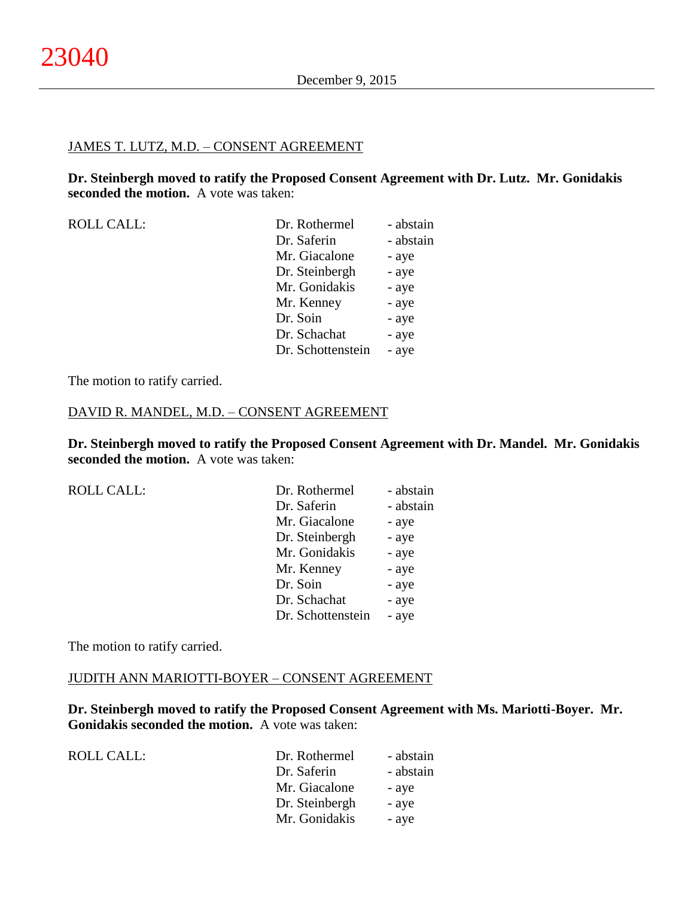JAMES T. LUTZ, M.D. – CONSENT AGREEMENT

**Dr. Steinbergh moved to ratify the Proposed Consent Agreement with Dr. Lutz. Mr. Gonidakis seconded the motion.** A vote was taken:

| ROLL CALL: | Dr. Rothermel | - abstain |
|---|---|---|
| | Dr. Saferin | - abstain |
| | Mr. Giacalone | - aye |
| | Dr. Steinbergh | - aye |
| | Mr. Gonidakis | - aye |
| | Mr. Kenney | - aye |
| | Dr. Soin | - aye |
| | Dr. Schachat | - aye |
| | Dr. Schottenstein | - aye |

The motion to ratify carried.

DAVID R. MANDEL, M.D. – CONSENT AGREEMENT

**Dr. Steinbergh moved to ratify the Proposed Consent Agreement with Dr. Mandel. Mr. Gonidakis seconded the motion.** A vote was taken:

| ROLL CALL: | Dr. Rothermel | - abstain |
|---|---|---|
| | Dr. Saferin | - abstain |
| | Mr. Giacalone | - aye |
| | Dr. Steinbergh | - aye |
| | Mr. Gonidakis | - aye |
| | Mr. Kenney | - aye |
| | Dr. Soin | - aye |
| | Dr. Schachat | - aye |
| | Dr. Schottenstein | - aye |

The motion to ratify carried.

JUDITH ANN MARIOTTI-BOYER – CONSENT AGREEMENT

**Dr. Steinbergh moved to ratify the Proposed Consent Agreement with Ms. Mariotti-Boyer. Mr. Gonidakis seconded the motion.** A vote was taken:

| ROLL CALL: | Dr. Rothermel | - abstain |
|---|---|---|
| | Dr. Saferin | - abstain |
| | Mr. Giacalone | - aye |
| | Dr. Steinbergh | - aye |
| | Mr. Gonidakis | - aye |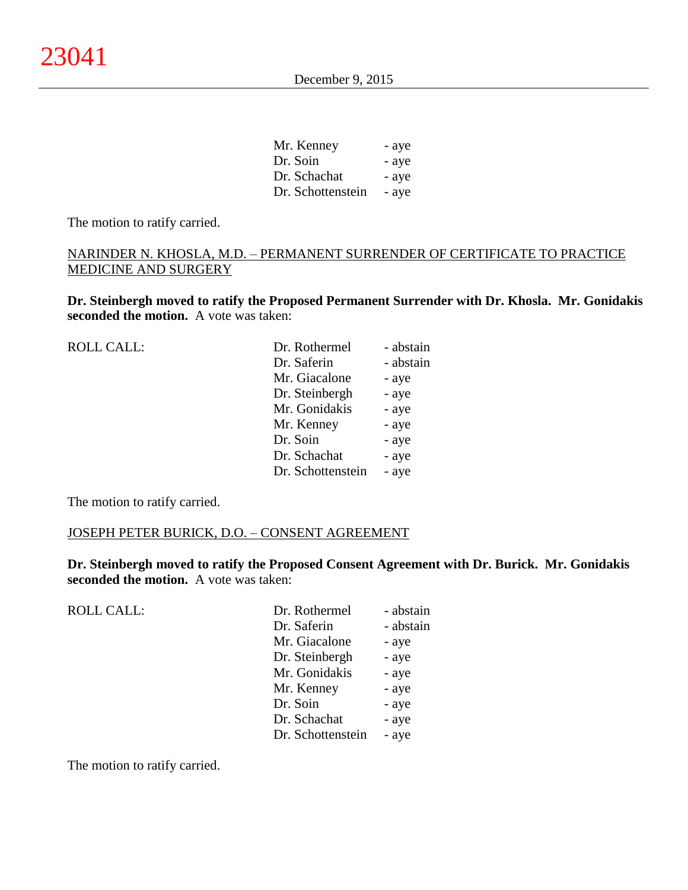| | |
|---|---|
| Mr. Kenney | - aye |
| Dr. Soin | - aye |
| Dr. Schachat | - aye |
| Dr. Schottenstein | - aye |

The motion to ratify carried.

NARINDER N. KHOSLA, M.D. – PERMANENT SURRENDER OF CERTIFICATE TO PRACTICE MEDICINE AND SURGERY

**Dr. Steinbergh moved to ratify the Proposed Permanent Surrender with Dr. Khosla. Mr. Gonidakis seconded the motion.** A vote was taken:

| ROLL CALL: | | |
|---|---|---|
| | Dr. Rothermel | - abstain |
| | Dr. Saferin | - abstain |
| | Mr. Giacalone | - aye |
| | Dr. Steinbergh | - aye |
| | Mr. Gonidakis | - aye |
| | Mr. Kenney | - aye |
| | Dr. Soin | - aye |
| | Dr. Schachat | - aye |
| | Dr. Schottenstein | - aye |

The motion to ratify carried.

JOSEPH PETER BURICK, D.O. – CONSENT AGREEMENT

**Dr. Steinbergh moved to ratify the Proposed Consent Agreement with Dr. Burick. Mr. Gonidakis seconded the motion.** A vote was taken:

| ROLL CALL: | | |
|---|---|---|
| | Dr. Rothermel | - abstain |
| | Dr. Saferin | - abstain |
| | Mr. Giacalone | - aye |
| | Dr. Steinbergh | - aye |
| | Mr. Gonidakis | - aye |
| | Mr. Kenney | - aye |
| | Dr. Soin | - aye |
| | Dr. Schachat | - aye |
| | Dr. Schottenstein | - aye |

The motion to ratify carried.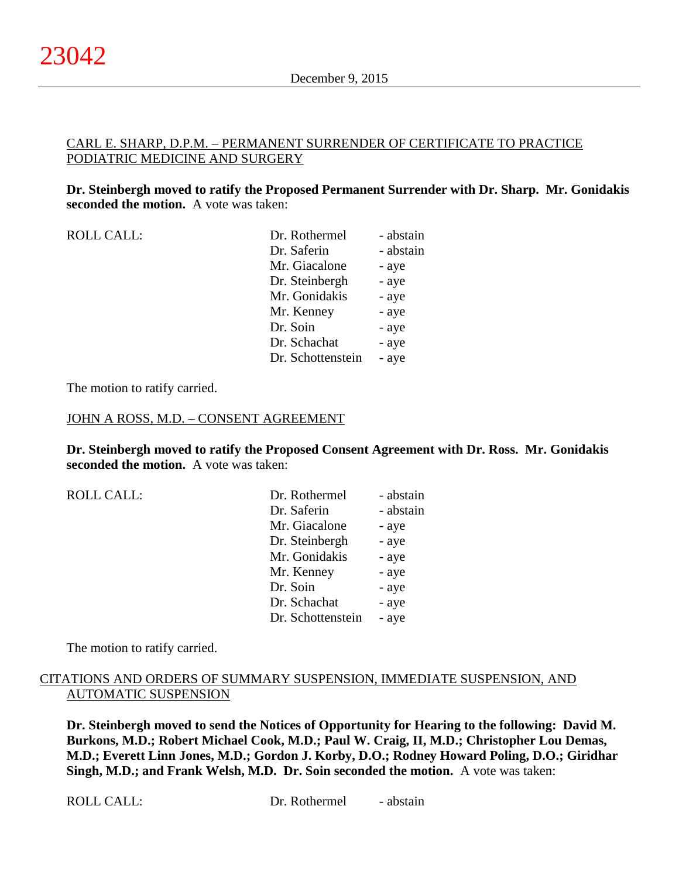CARL E. SHARP, D.P.M. – PERMANENT SURRENDER OF CERTIFICATE TO PRACTICE PODIATRIC MEDICINE AND SURGERY

**Dr. Steinbergh moved to ratify the Proposed Permanent Surrender with Dr. Sharp. Mr. Gonidakis seconded the motion.** A vote was taken:

| ROLL CALL: | Dr. Rothermel | - abstain |
|---|---|---|
| | Dr. Saferin | - abstain |
| | Mr. Giacalone | - aye |
| | Dr. Steinbergh | - aye |
| | Mr. Gonidakis | - aye |
| | Mr. Kenney | - aye |
| | Dr. Soin | - aye |
| | Dr. Schachat | - aye |
| | Dr. Schottenstein | - aye |

The motion to ratify carried.

JOHN A ROSS, M.D. – CONSENT AGREEMENT

**Dr. Steinbergh moved to ratify the Proposed Consent Agreement with Dr. Ross. Mr. Gonidakis seconded the motion.** A vote was taken:

| ROLL CALL: | Dr. Rothermel | - abstain |
|---|---|---|
| | Dr. Saferin | - abstain |
| | Mr. Giacalone | - aye |
| | Dr. Steinbergh | - aye |
| | Mr. Gonidakis | - aye |
| | Mr. Kenney | - aye |
| | Dr. Soin | - aye |
| | Dr. Schachat | - aye |
| | Dr. Schottenstein | - aye |

The motion to ratify carried.

CITATIONS AND ORDERS OF SUMMARY SUSPENSION, IMMEDIATE SUSPENSION, AND AUTOMATIC SUSPENSION

**Dr. Steinbergh moved to send the Notices of Opportunity for Hearing to the following: David M. Burkons, M.D.; Robert Michael Cook, M.D.; Paul W. Craig, II, M.D.; Christopher Lou Demas, M.D.; Everett Linn Jones, M.D.; Gordon J. Korby, D.O.; Rodney Howard Poling, D.O.; Giridhar Singh, M.D.; and Frank Welsh, M.D. Dr. Soin seconded the motion.** A vote was taken:

| ROLL CALL: | Dr. Rothermel | - abstain |
|---|---|---|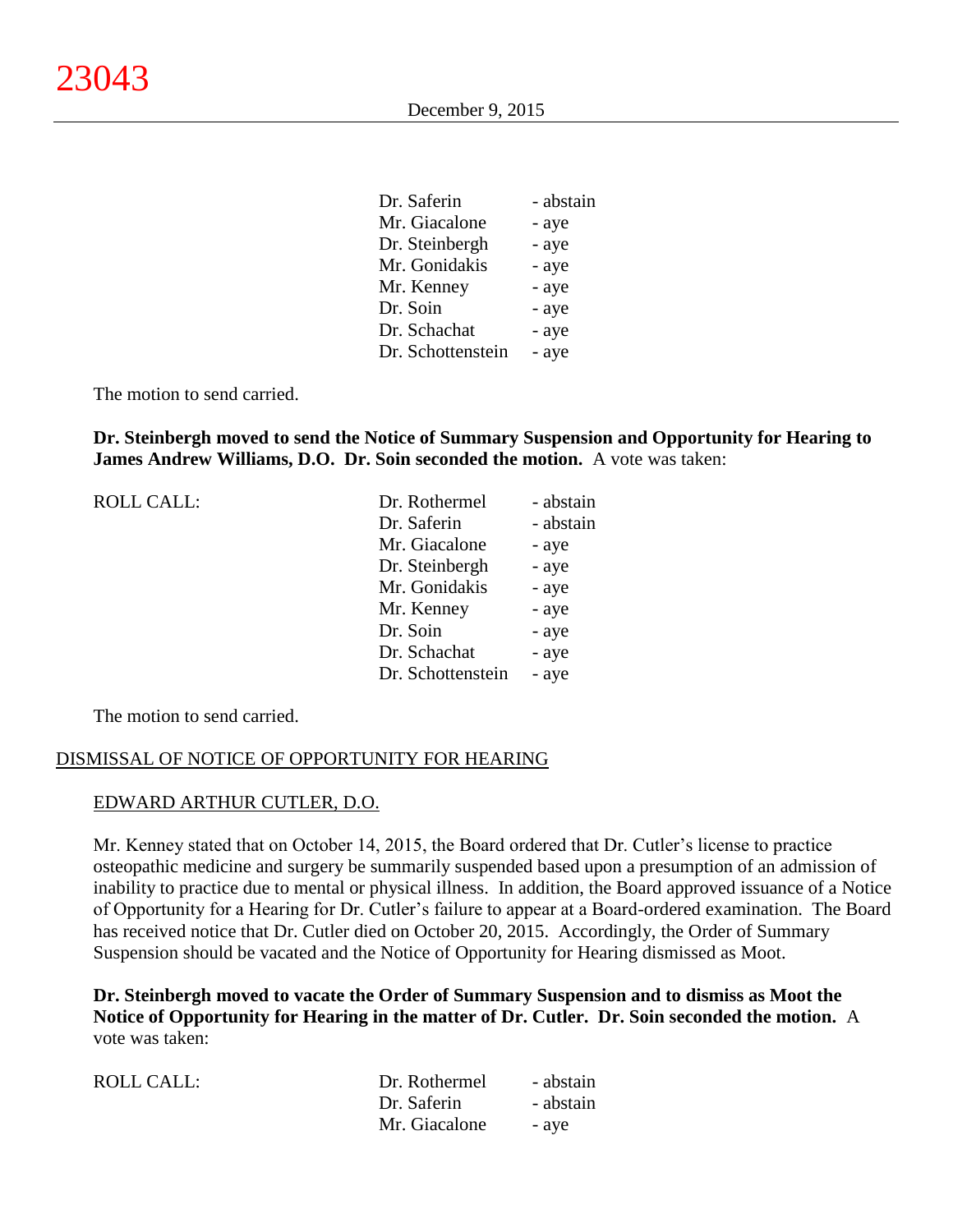| | | |
|---|---|---|
| | Dr. Saferin | - abstain |
| | Mr. Giacalone | - aye |
| | Dr. Steinbergh | - aye |
| | Mr. Gonidakis | - aye |
| | Mr. Kenney | - aye |
| | Dr. Soin | - aye |
| | Dr. Schachat | - aye |
| | Dr. Schottenstein | - aye |

The motion to send carried.

**Dr. Steinbergh moved to send the Notice of Summary Suspension and Opportunity for Hearing to James Andrew Williams, D.O. Dr. Soin seconded the motion.** A vote was taken:

| | | |
|---|---|---|
| ROLL CALL: | Dr. Rothermel | - abstain |
| | Dr. Saferin | - abstain |
| | Mr. Giacalone | - aye |
| | Dr. Steinbergh | - aye |
| | Mr. Gonidakis | - aye |
| | Mr. Kenney | - aye |
| | Dr. Soin | - aye |
| | Dr. Schachat | - aye |
| | Dr. Schottenstein | - aye |

The motion to send carried.

DISMISSAL OF NOTICE OF OPPORTUNITY FOR HEARING

EDWARD ARTHUR CUTLER, D.O.

Mr. Kenney stated that on October 14, 2015, the Board ordered that Dr. Cutler's license to practice osteopathic medicine and surgery be summarily suspended based upon a presumption of an admission of inability to practice due to mental or physical illness. In addition, the Board approved issuance of a Notice of Opportunity for a Hearing for Dr. Cutler's failure to appear at a Board-ordered examination. The Board has received notice that Dr. Cutler died on October 20, 2015. Accordingly, the Order of Summary Suspension should be vacated and the Notice of Opportunity for Hearing dismissed as Moot.

**Dr. Steinbergh moved to vacate the Order of Summary Suspension and to dismiss as Moot the Notice of Opportunity for Hearing in the matter of Dr. Cutler. Dr. Soin seconded the motion.** A vote was taken:

| | | |
|---|---|---|
| ROLL CALL: | Dr. Rothermel | - abstain |
| | Dr. Saferin | - abstain |
| | Mr. Giacalone | - aye |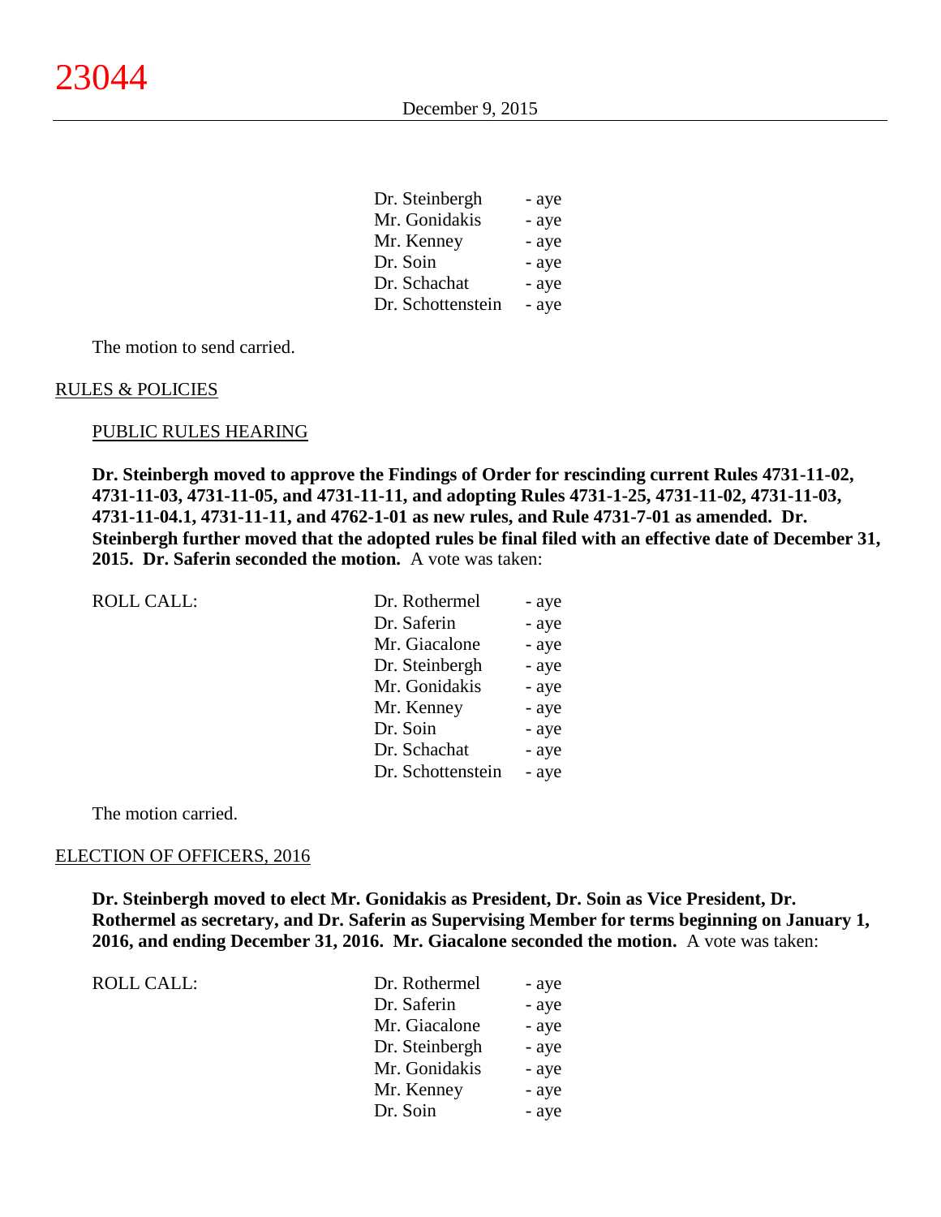| | |
|---|---|
| Dr. Steinbergh | - aye |
| Mr. Gonidakis | - aye |
| Mr. Kenney | - aye |
| Dr. Soin | - aye |
| Dr. Schachat | - aye |
| Dr. Schottenstein | - aye |

The motion to send carried.

RULES & POLICIES

PUBLIC RULES HEARING

**Dr. Steinbergh moved to approve the Findings of Order for rescinding current Rules 4731-11-02, 4731-11-03, 4731-11-05, and 4731-11-11, and adopting Rules 4731-1-25, 4731-11-02, 4731-11-03, 4731-11-04.1, 4731-11-11, and 4762-1-01 as new rules, and Rule 4731-7-01 as amended. Dr. Steinbergh further moved that the adopted rules be final filed with an effective date of December 31, 2015. Dr. Saferin seconded the motion.** A vote was taken:

| ROLL CALL: | | |
|---|---|---|
| | Dr. Rothermel | - aye |
| | Dr. Saferin | - aye |
| | Mr. Giacalone | - aye |
| | Dr. Steinbergh | - aye |
| | Mr. Gonidakis | - aye |
| | Mr. Kenney | - aye |
| | Dr. Soin | - aye |
| | Dr. Schachat | - aye |
| | Dr. Schottenstein | - aye |

The motion carried.

ELECTION OF OFFICERS, 2016

**Dr. Steinbergh moved to elect Mr. Gonidakis as President, Dr. Soin as Vice President, Dr. Rothermel as secretary, and Dr. Saferin as Supervising Member for terms beginning on January 1, 2016, and ending December 31, 2016. Mr. Giacalone seconded the motion.** A vote was taken:

| ROLL CALL: | | |
|---|---|---|
| | Dr. Rothermel | - aye |
| | Dr. Saferin | - aye |
| | Mr. Giacalone | - aye |
| | Dr. Steinbergh | - aye |
| | Mr. Gonidakis | - aye |
| | Mr. Kenney | - aye |
| | Dr. Soin | - aye |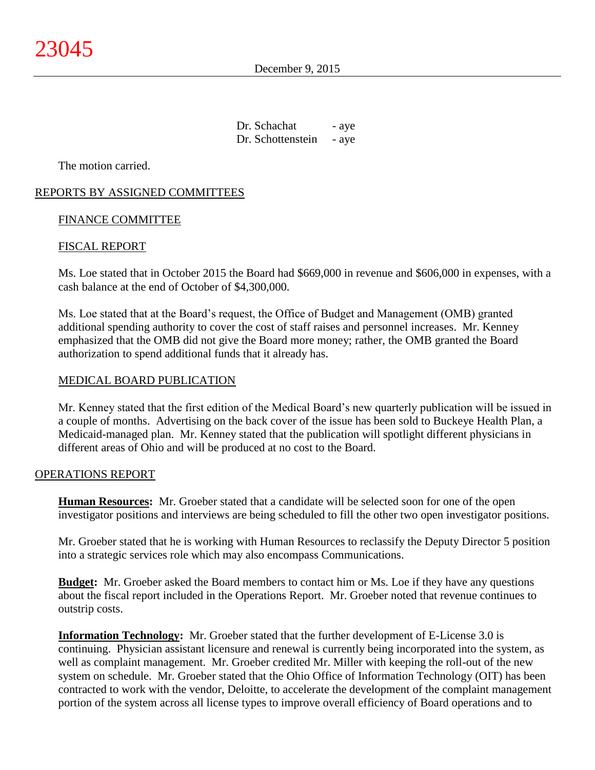Dr. Schachat - aye
Dr. Schottenstein - aye

The motion carried.

## REPORTS BY ASSIGNED COMMITTEES

### FINANCE COMMITTEE

### FISCAL REPORT

Ms. Loe stated that in October 2015 the Board had $669,000 in revenue and $606,000 in expenses, with a cash balance at the end of October of $4,300,000.

Ms. Loe stated that at the Board's request, the Office of Budget and Management (OMB) granted additional spending authority to cover the cost of staff raises and personnel increases. Mr. Kenney emphasized that the OMB did not give the Board more money; rather, the OMB granted the Board authorization to spend additional funds that it already has.

### MEDICAL BOARD PUBLICATION

Mr. Kenney stated that the first edition of the Medical Board's new quarterly publication will be issued in a couple of months. Advertising on the back cover of the issue has been sold to Buckeye Health Plan, a Medicaid-managed plan. Mr. Kenney stated that the publication will spotlight different physicians in different areas of Ohio and will be produced at no cost to the Board.

## OPERATIONS REPORT

**Human Resources:** Mr. Groeber stated that a candidate will be selected soon for one of the open investigator positions and interviews are being scheduled to fill the other two open investigator positions.

Mr. Groeber stated that he is working with Human Resources to reclassify the Deputy Director 5 position into a strategic services role which may also encompass Communications.

**Budget:** Mr. Groeber asked the Board members to contact him or Ms. Loe if they have any questions about the fiscal report included in the Operations Report. Mr. Groeber noted that revenue continues to outstrip costs.

**Information Technology:** Mr. Groeber stated that the further development of E-License 3.0 is continuing. Physician assistant licensure and renewal is currently being incorporated into the system, as well as complaint management. Mr. Groeber credited Mr. Miller with keeping the roll-out of the new system on schedule. Mr. Groeber stated that the Ohio Office of Information Technology (OIT) has been contracted to work with the vendor, Deloitte, to accelerate the development of the complaint management portion of the system across all license types to improve overall efficiency of Board operations and to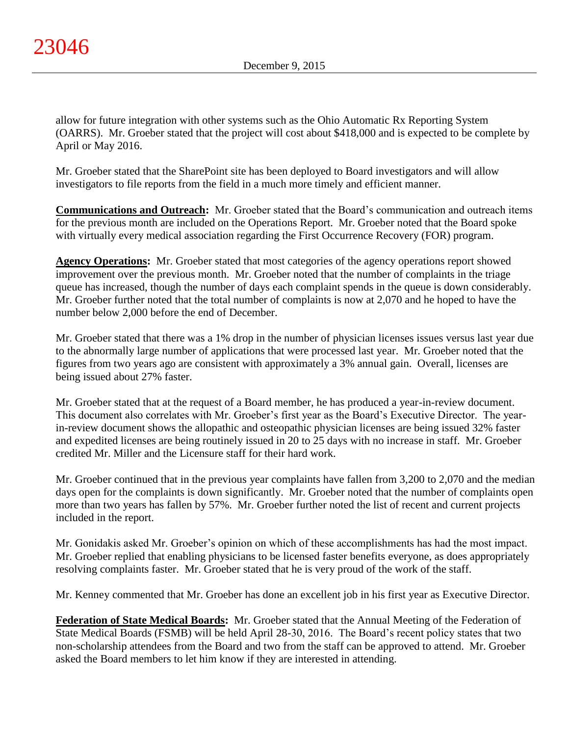allow for future integration with other systems such as the Ohio Automatic Rx Reporting System (OARRS). Mr. Groeber stated that the project will cost about $418,000 and is expected to be complete by April or May 2016.

Mr. Groeber stated that the SharePoint site has been deployed to Board investigators and will allow investigators to file reports from the field in a much more timely and efficient manner.

**Communications and Outreach:** Mr. Groeber stated that the Board's communication and outreach items for the previous month are included on the Operations Report. Mr. Groeber noted that the Board spoke with virtually every medical association regarding the First Occurrence Recovery (FOR) program.

**Agency Operations:** Mr. Groeber stated that most categories of the agency operations report showed improvement over the previous month. Mr. Groeber noted that the number of complaints in the triage queue has increased, though the number of days each complaint spends in the queue is down considerably. Mr. Groeber further noted that the total number of complaints is now at 2,070 and he hoped to have the number below 2,000 before the end of December.

Mr. Groeber stated that there was a 1% drop in the number of physician licenses issues versus last year due to the abnormally large number of applications that were processed last year. Mr. Groeber noted that the figures from two years ago are consistent with approximately a 3% annual gain. Overall, licenses are being issued about 27% faster.

Mr. Groeber stated that at the request of a Board member, he has produced a year-in-review document. This document also correlates with Mr. Groeber's first year as the Board's Executive Director. The year-in-review document shows the allopathic and osteopathic physician licenses are being issued 32% faster and expedited licenses are being routinely issued in 20 to 25 days with no increase in staff. Mr. Groeber credited Mr. Miller and the Licensure staff for their hard work.

Mr. Groeber continued that in the previous year complaints have fallen from 3,200 to 2,070 and the median days open for the complaints is down significantly. Mr. Groeber noted that the number of complaints open more than two years has fallen by 57%. Mr. Groeber further noted the list of recent and current projects included in the report.

Mr. Gonidakis asked Mr. Groeber's opinion on which of these accomplishments has had the most impact. Mr. Groeber replied that enabling physicians to be licensed faster benefits everyone, as does appropriately resolving complaints faster. Mr. Groeber stated that he is very proud of the work of the staff.

Mr. Kenney commented that Mr. Groeber has done an excellent job in his first year as Executive Director.

**Federation of State Medical Boards:** Mr. Groeber stated that the Annual Meeting of the Federation of State Medical Boards (FSMB) will be held April 28-30, 2016. The Board's recent policy states that two non-scholarship attendees from the Board and two from the staff can be approved to attend. Mr. Groeber asked the Board members to let him know if they are interested in attending.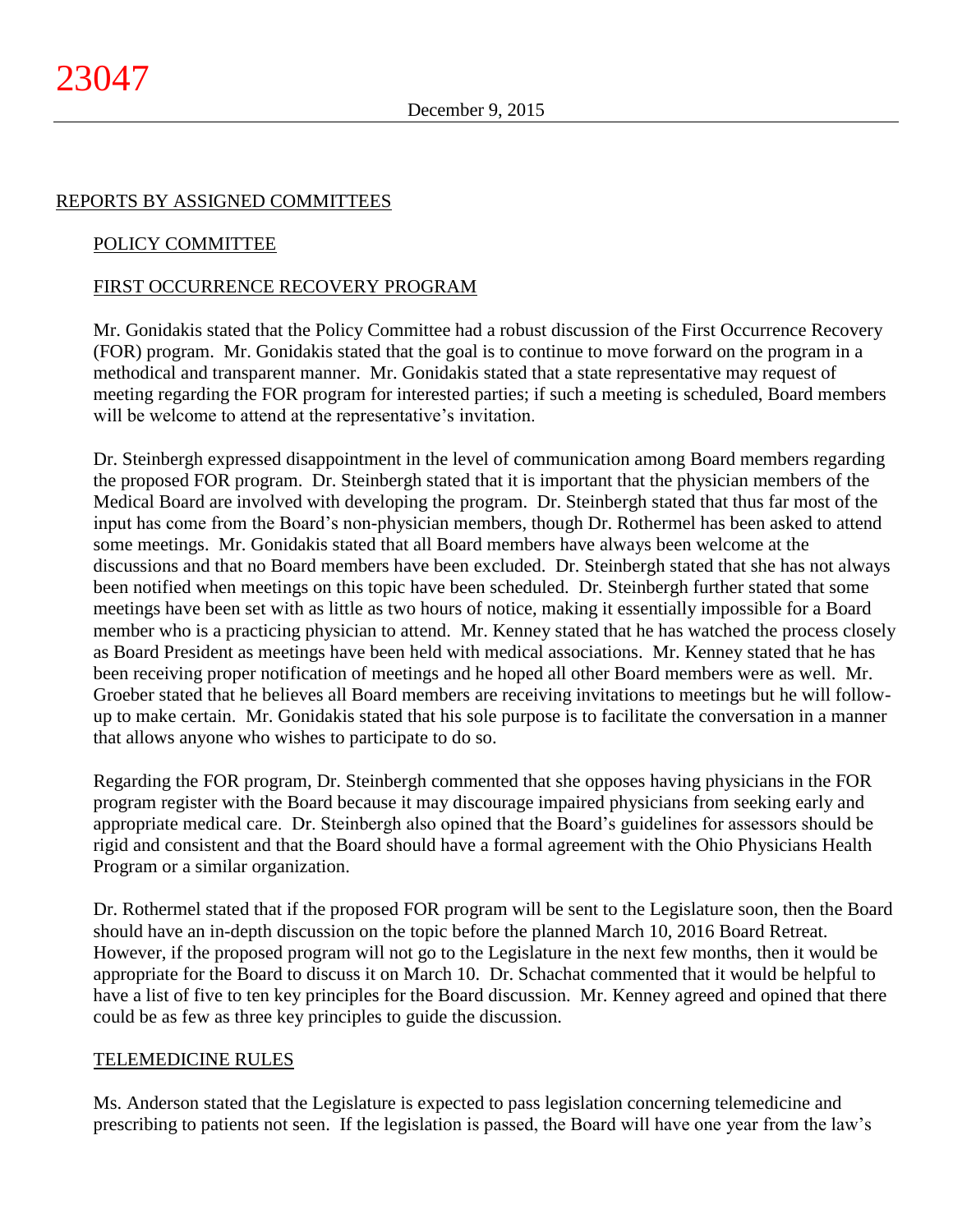## REPORTS BY ASSIGNED COMMITTEES

### POLICY COMMITTEE

### FIRST OCCURRENCE RECOVERY PROGRAM

Mr. Gonidakis stated that the Policy Committee had a robust discussion of the First Occurrence Recovery (FOR) program. Mr. Gonidakis stated that the goal is to continue to move forward on the program in a methodical and transparent manner. Mr. Gonidakis stated that a state representative may request of meeting regarding the FOR program for interested parties; if such a meeting is scheduled, Board members will be welcome to attend at the representative's invitation.

Dr. Steinbergh expressed disappointment in the level of communication among Board members regarding the proposed FOR program. Dr. Steinbergh stated that it is important that the physician members of the Medical Board are involved with developing the program. Dr. Steinbergh stated that thus far most of the input has come from the Board's non-physician members, though Dr. Rothermel has been asked to attend some meetings. Mr. Gonidakis stated that all Board members have always been welcome at the discussions and that no Board members have been excluded. Dr. Steinbergh stated that she has not always been notified when meetings on this topic have been scheduled. Dr. Steinbergh further stated that some meetings have been set with as little as two hours of notice, making it essentially impossible for a Board member who is a practicing physician to attend. Mr. Kenney stated that he has watched the process closely as Board President as meetings have been held with medical associations. Mr. Kenney stated that he has been receiving proper notification of meetings and he hoped all other Board members were as well. Mr. Groeber stated that he believes all Board members are receiving invitations to meetings but he will follow-up to make certain. Mr. Gonidakis stated that his sole purpose is to facilitate the conversation in a manner that allows anyone who wishes to participate to do so.

Regarding the FOR program, Dr. Steinbergh commented that she opposes having physicians in the FOR program register with the Board because it may discourage impaired physicians from seeking early and appropriate medical care. Dr. Steinbergh also opined that the Board's guidelines for assessors should be rigid and consistent and that the Board should have a formal agreement with the Ohio Physicians Health Program or a similar organization.

Dr. Rothermel stated that if the proposed FOR program will be sent to the Legislature soon, then the Board should have an in-depth discussion on the topic before the planned March 10, 2016 Board Retreat. However, if the proposed program will not go to the Legislature in the next few months, then it would be appropriate for the Board to discuss it on March 10. Dr. Schachat commented that it would be helpful to have a list of five to ten key principles for the Board discussion. Mr. Kenney agreed and opined that there could be as few as three key principles to guide the discussion.

### TELEMEDICINE RULES

Ms. Anderson stated that the Legislature is expected to pass legislation concerning telemedicine and prescribing to patients not seen. If the legislation is passed, the Board will have one year from the law's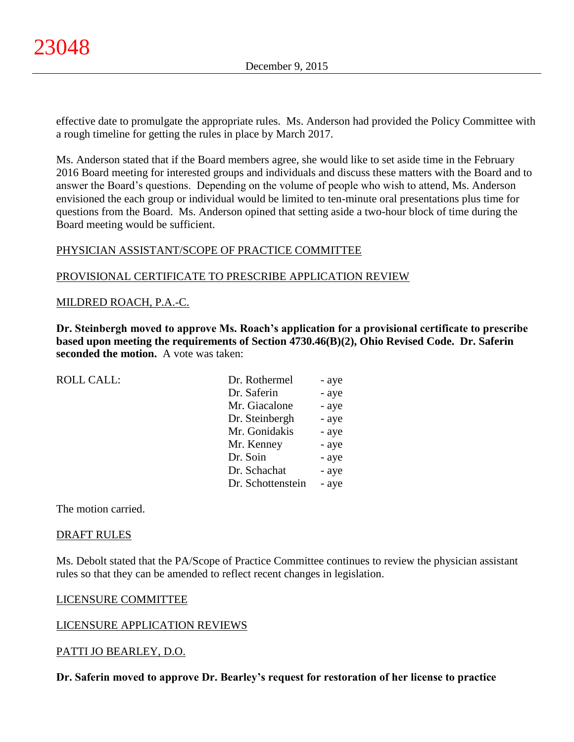effective date to promulgate the appropriate rules. Ms. Anderson had provided the Policy Committee with a rough timeline for getting the rules in place by March 2017.

Ms. Anderson stated that if the Board members agree, she would like to set aside time in the February 2016 Board meeting for interested groups and individuals and discuss these matters with the Board and to answer the Board's questions. Depending on the volume of people who wish to attend, Ms. Anderson envisioned the each group or individual would be limited to ten-minute oral presentations plus time for questions from the Board. Ms. Anderson opined that setting aside a two-hour block of time during the Board meeting would be sufficient.

PHYSICIAN ASSISTANT/SCOPE OF PRACTICE COMMITTEE

PROVISIONAL CERTIFICATE TO PRESCRIBE APPLICATION REVIEW

MILDRED ROACH, P.A.-C.

**Dr. Steinbergh moved to approve Ms. Roach's application for a provisional certificate to prescribe based upon meeting the requirements of Section 4730.46(B)(2), Ohio Revised Code. Dr. Saferin seconded the motion.** A vote was taken:

| ROLL CALL: | | |
|---|---|---|
| | Dr. Rothermel | - aye |
| | Dr. Saferin | - aye |
| | Mr. Giacalone | - aye |
| | Dr. Steinbergh | - aye |
| | Mr. Gonidakis | - aye |
| | Mr. Kenney | - aye |
| | Dr. Soin | - aye |
| | Dr. Schachat | - aye |
| | Dr. Schottenstein | - aye |

The motion carried.

DRAFT RULES

Ms. Debolt stated that the PA/Scope of Practice Committee continues to review the physician assistant rules so that they can be amended to reflect recent changes in legislation.

LICENSURE COMMITTEE

LICENSURE APPLICATION REVIEWS

PATTI JO BEARLEY, D.O.

**Dr. Saferin moved to approve Dr. Bearley's request for restoration of her license to practice**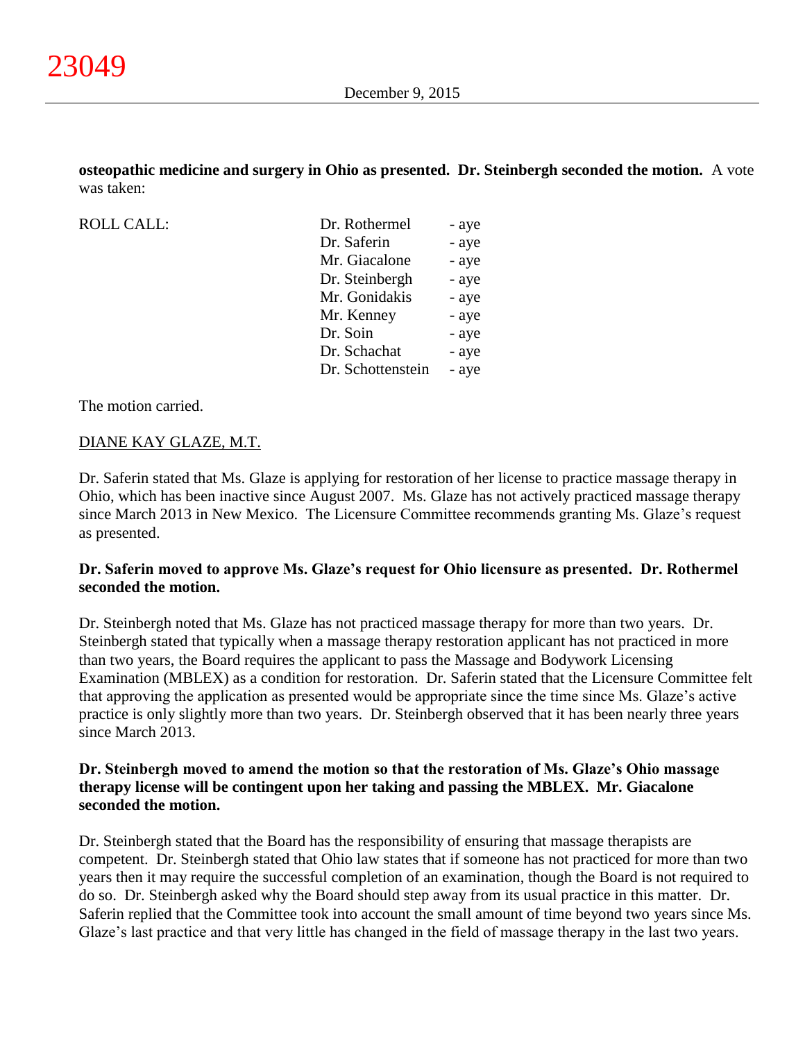**osteopathic medicine and surgery in Ohio as presented. Dr. Steinbergh seconded the motion.** A vote was taken:

| ROLL CALL: | Dr. Rothermel | - aye |
|---|---|---|
| | Dr. Saferin | - aye |
| | Mr. Giacalone | - aye |
| | Dr. Steinbergh | - aye |
| | Mr. Gonidakis | - aye |
| | Mr. Kenney | - aye |
| | Dr. Soin | - aye |
| | Dr. Schachat | - aye |
| | Dr. Schottenstein | - aye |

The motion carried.

DIANE KAY GLAZE, M.T.

Dr. Saferin stated that Ms. Glaze is applying for restoration of her license to practice massage therapy in Ohio, which has been inactive since August 2007. Ms. Glaze has not actively practiced massage therapy since March 2013 in New Mexico. The Licensure Committee recommends granting Ms. Glaze's request as presented.

**Dr. Saferin moved to approve Ms. Glaze's request for Ohio licensure as presented. Dr. Rothermel seconded the motion.**

Dr. Steinbergh noted that Ms. Glaze has not practiced massage therapy for more than two years. Dr. Steinbergh stated that typically when a massage therapy restoration applicant has not practiced in more than two years, the Board requires the applicant to pass the Massage and Bodywork Licensing Examination (MBLEX) as a condition for restoration. Dr. Saferin stated that the Licensure Committee felt that approving the application as presented would be appropriate since the time since Ms. Glaze's active practice is only slightly more than two years. Dr. Steinbergh observed that it has been nearly three years since March 2013.

**Dr. Steinbergh moved to amend the motion so that the restoration of Ms. Glaze's Ohio massage therapy license will be contingent upon her taking and passing the MBLEX. Mr. Giacalone seconded the motion.**

Dr. Steinbergh stated that the Board has the responsibility of ensuring that massage therapists are competent. Dr. Steinbergh stated that Ohio law states that if someone has not practiced for more than two years then it may require the successful completion of an examination, though the Board is not required to do so. Dr. Steinbergh asked why the Board should step away from its usual practice in this matter. Dr. Saferin replied that the Committee took into account the small amount of time beyond two years since Ms. Glaze's last practice and that very little has changed in the field of massage therapy in the last two years.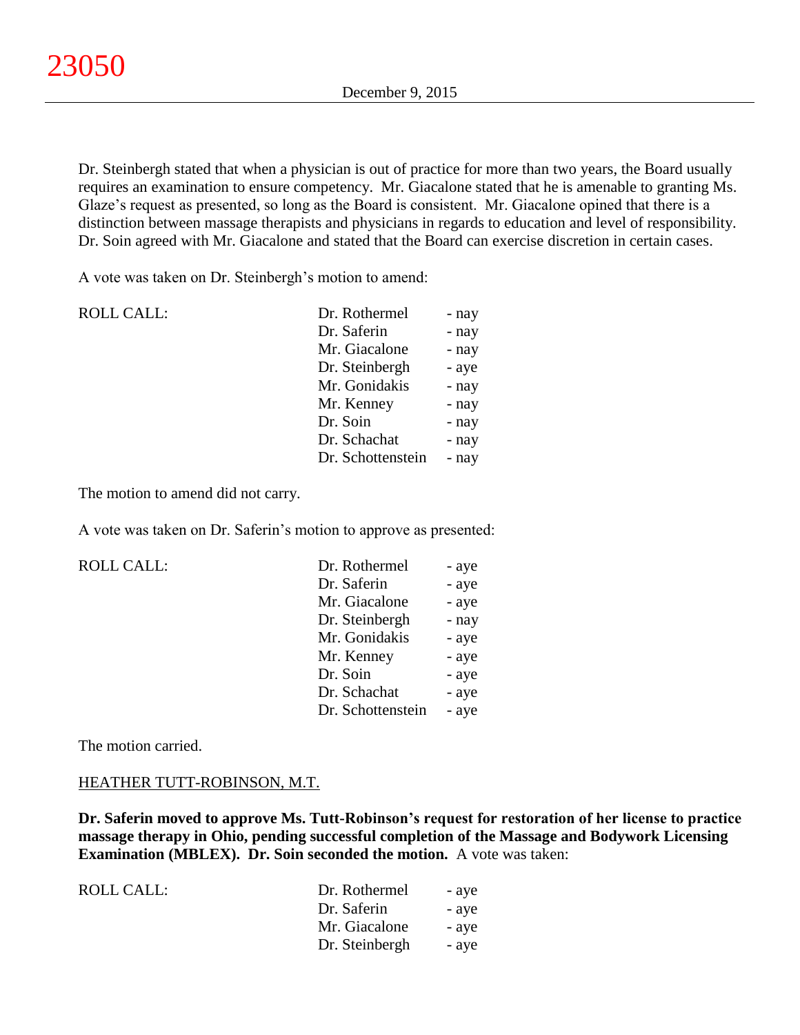Dr. Steinbergh stated that when a physician is out of practice for more than two years, the Board usually requires an examination to ensure competency. Mr. Giacalone stated that he is amenable to granting Ms. Glaze's request as presented, so long as the Board is consistent. Mr. Giacalone opined that there is a distinction between massage therapists and physicians in regards to education and level of responsibility. Dr. Soin agreed with Mr. Giacalone and stated that the Board can exercise discretion in certain cases.

A vote was taken on Dr. Steinbergh's motion to amend:

| ROLL CALL: | | |
|---|---|---|
| | Dr. Rothermel | - nay |
| | Dr. Saferin | - nay |
| | Mr. Giacalone | - nay |
| | Dr. Steinbergh | - aye |
| | Mr. Gonidakis | - nay |
| | Mr. Kenney | - nay |
| | Dr. Soin | - nay |
| | Dr. Schachat | - nay |
| | Dr. Schottenstein | - nay |

The motion to amend did not carry.

A vote was taken on Dr. Saferin's motion to approve as presented:

| ROLL CALL: | | |
|---|---|---|
| | Dr. Rothermel | - aye |
| | Dr. Saferin | - aye |
| | Mr. Giacalone | - aye |
| | Dr. Steinbergh | - nay |
| | Mr. Gonidakis | - aye |
| | Mr. Kenney | - aye |
| | Dr. Soin | - aye |
| | Dr. Schachat | - aye |
| | Dr. Schottenstein | - aye |

The motion carried.

HEATHER TUTT-ROBINSON, M.T.

**Dr. Saferin moved to approve Ms. Tutt-Robinson's request for restoration of her license to practice massage therapy in Ohio, pending successful completion of the Massage and Bodywork Licensing Examination (MBLEX). Dr. Soin seconded the motion.** A vote was taken:

| ROLL CALL: | | |
|---|---|---|
| | Dr. Rothermel | - aye |
| | Dr. Saferin | - aye |
| | Mr. Giacalone | - aye |
| | Dr. Steinbergh | - aye |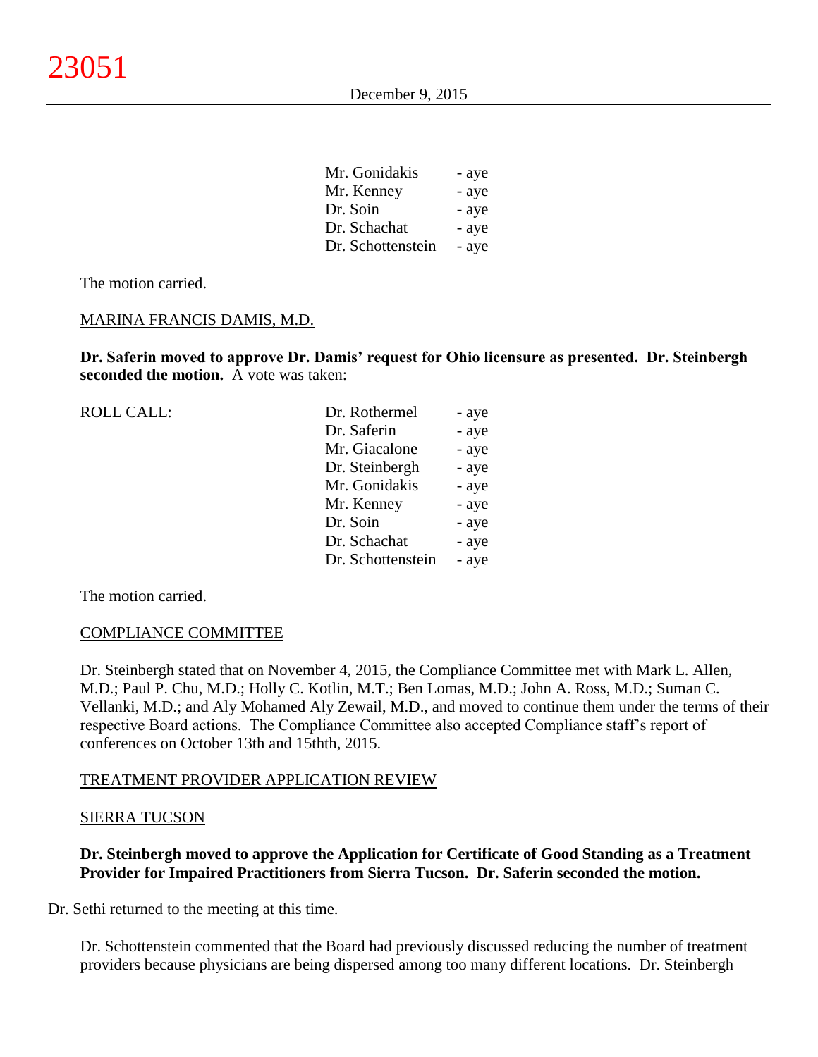| | |
|---|---|
| Mr. Gonidakis | - aye |
| Mr. Kenney | - aye |
| Dr. Soin | - aye |
| Dr. Schachat | - aye |
| Dr. Schottenstein | - aye |

The motion carried.

MARINA FRANCIS DAMIS, M.D.

**Dr. Saferin moved to approve Dr. Damis' request for Ohio licensure as presented. Dr. Steinbergh seconded the motion.** A vote was taken:

| ROLL CALL: | | |
|---|---|---|
| | Dr. Rothermel | - aye |
| | Dr. Saferin | - aye |
| | Mr. Giacalone | - aye |
| | Dr. Steinbergh | - aye |
| | Mr. Gonidakis | - aye |
| | Mr. Kenney | - aye |
| | Dr. Soin | - aye |
| | Dr. Schachat | - aye |
| | Dr. Schottenstein | - aye |

The motion carried.

COMPLIANCE COMMITTEE

Dr. Steinbergh stated that on November 4, 2015, the Compliance Committee met with Mark L. Allen, M.D.; Paul P. Chu, M.D.; Holly C. Kotlin, M.T.; Ben Lomas, M.D.; John A. Ross, M.D.; Suman C. Vellanki, M.D.; and Aly Mohamed Aly Zewail, M.D., and moved to continue them under the terms of their respective Board actions. The Compliance Committee also accepted Compliance staff's report of conferences on October 13th and 15thth, 2015.

TREATMENT PROVIDER APPLICATION REVIEW

SIERRA TUCSON

**Dr. Steinbergh moved to approve the Application for Certificate of Good Standing as a Treatment Provider for Impaired Practitioners from Sierra Tucson. Dr. Saferin seconded the motion.**

Dr. Sethi returned to the meeting at this time.

Dr. Schottenstein commented that the Board had previously discussed reducing the number of treatment providers because physicians are being dispersed among too many different locations. Dr. Steinbergh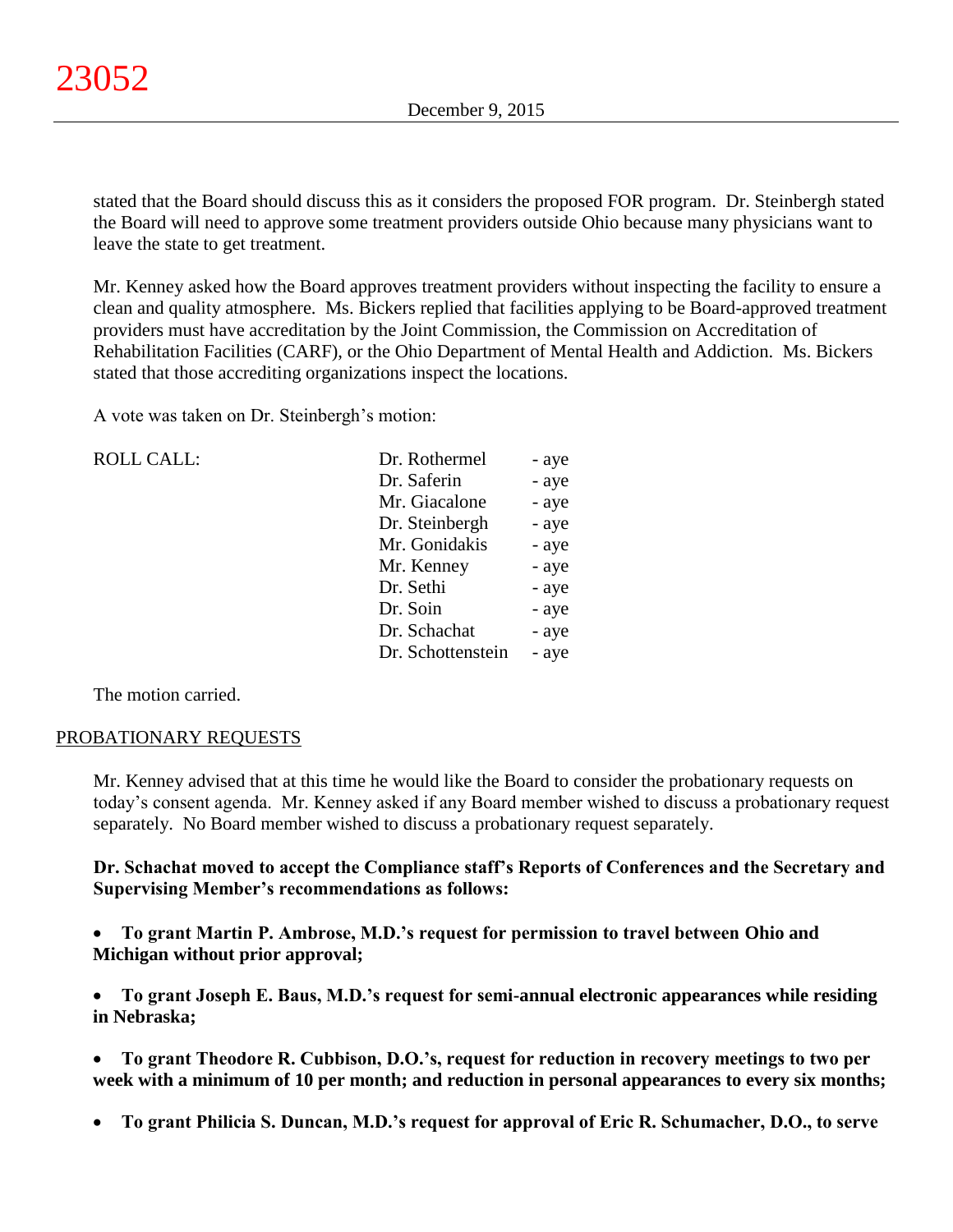stated that the Board should discuss this as it considers the proposed FOR program. Dr. Steinbergh stated the Board will need to approve some treatment providers outside Ohio because many physicians want to leave the state to get treatment.

Mr. Kenney asked how the Board approves treatment providers without inspecting the facility to ensure a clean and quality atmosphere. Ms. Bickers replied that facilities applying to be Board-approved treatment providers must have accreditation by the Joint Commission, the Commission on Accreditation of Rehabilitation Facilities (CARF), or the Ohio Department of Mental Health and Addiction. Ms. Bickers stated that those accrediting organizations inspect the locations.

A vote was taken on Dr. Steinbergh's motion:

| ROLL CALL: | Dr. Rothermel | - aye |
|---|---|---|
| | Dr. Saferin | - aye |
| | Mr. Giacalone | - aye |
| | Dr. Steinbergh | - aye |
| | Mr. Gonidakis | - aye |
| | Mr. Kenney | - aye |
| | Dr. Sethi | - aye |
| | Dr. Soin | - aye |
| | Dr. Schachat | - aye |
| | Dr. Schottenstein | - aye |

The motion carried.

## PROBATIONARY REQUESTS

Mr. Kenney advised that at this time he would like the Board to consider the probationary requests on today's consent agenda. Mr. Kenney asked if any Board member wished to discuss a probationary request separately. No Board member wished to discuss a probationary request separately.

**Dr. Schachat moved to accept the Compliance staff's Reports of Conferences and the Secretary and Supervising Member's recommendations as follows:**

- **To grant Martin P. Ambrose, M.D.'s request for permission to travel between Ohio and Michigan without prior approval;**

- **To grant Joseph E. Baus, M.D.'s request for semi-annual electronic appearances while residing in Nebraska;**

- **To grant Theodore R. Cubbison, D.O.'s, request for reduction in recovery meetings to two per week with a minimum of 10 per month; and reduction in personal appearances to every six months;**

- **To grant Philicia S. Duncan, M.D.'s request for approval of Eric R. Schumacher, D.O., to serve**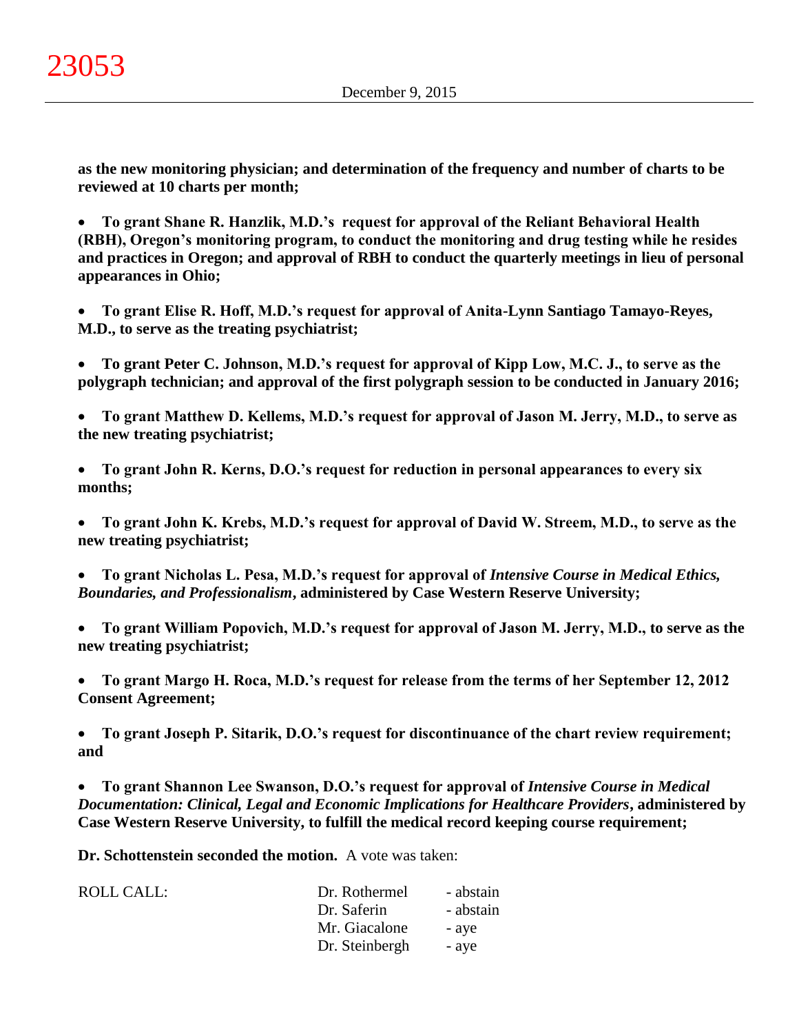**as the new monitoring physician; and determination of the frequency and number of charts to be reviewed at 10 charts per month;**

- **To grant Shane R. Hanzlik, M.D.'s request for approval of the Reliant Behavioral Health (RBH), Oregon's monitoring program, to conduct the monitoring and drug testing while he resides and practices in Oregon; and approval of RBH to conduct the quarterly meetings in lieu of personal appearances in Ohio;**

- **To grant Elise R. Hoff, M.D.'s request for approval of Anita-Lynn Santiago Tamayo-Reyes, M.D., to serve as the treating psychiatrist;**

- **To grant Peter C. Johnson, M.D.'s request for approval of Kipp Low, M.C. J., to serve as the polygraph technician; and approval of the first polygraph session to be conducted in January 2016;**

- **To grant Matthew D. Kellems, M.D.'s request for approval of Jason M. Jerry, M.D., to serve as the new treating psychiatrist;**

- **To grant John R. Kerns, D.O.'s request for reduction in personal appearances to every six months;**

- **To grant John K. Krebs, M.D.'s request for approval of David W. Streem, M.D., to serve as the new treating psychiatrist;**

- **To grant Nicholas L. Pesa, M.D.'s request for approval of *Intensive Course in Medical Ethics, Boundaries, and Professionalism*, administered by Case Western Reserve University;**

- **To grant William Popovich, M.D.'s request for approval of Jason M. Jerry, M.D., to serve as the new treating psychiatrist;**

- **To grant Margo H. Roca, M.D.'s request for release from the terms of her September 12, 2012 Consent Agreement;**

- **To grant Joseph P. Sitarik, D.O.'s request for discontinuance of the chart review requirement; and**

- **To grant Shannon Lee Swanson, D.O.'s request for approval of *Intensive Course in Medical Documentation: Clinical, Legal and Economic Implications for Healthcare Providers*, administered by Case Western Reserve University, to fulfill the medical record keeping course requirement;**

**Dr. Schottenstein seconded the motion.** A vote was taken:

| ROLL CALL: | Dr. Rothermel | - abstain |
|---|---|---|
| | Dr. Saferin | - abstain |
| | Mr. Giacalone | - aye |
| | Dr. Steinbergh | - aye |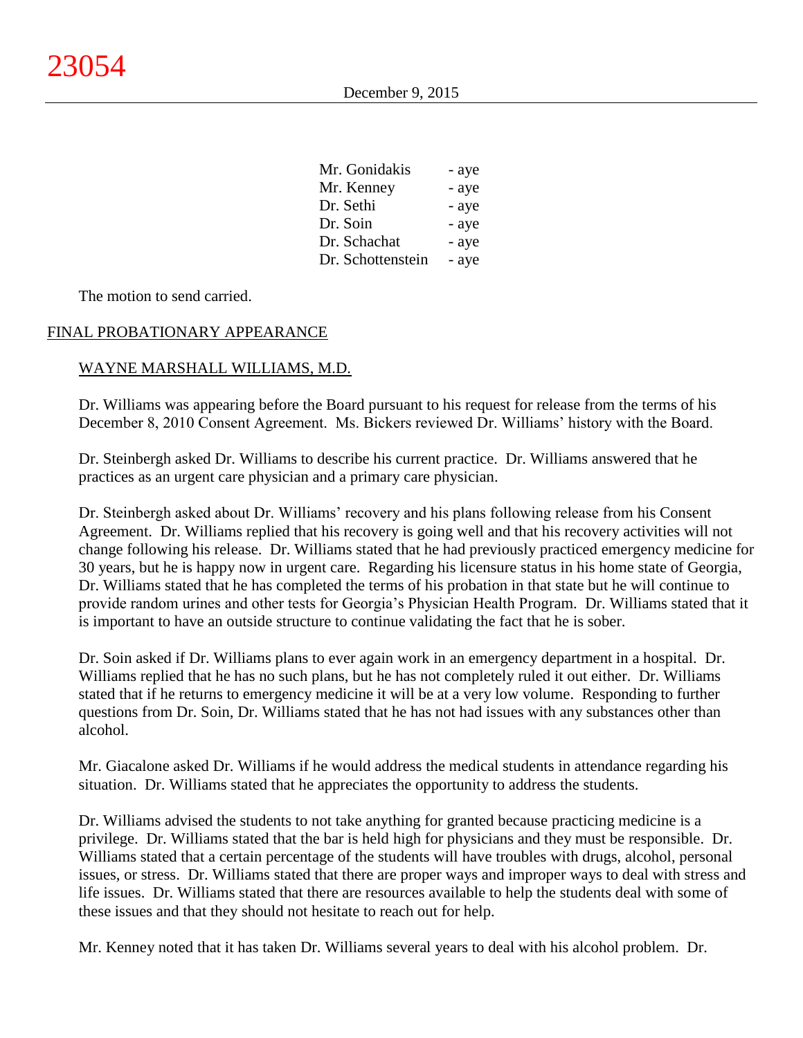| | |
|---|---|
| Mr. Gonidakis | - aye |
| Mr. Kenney | - aye |
| Dr. Sethi | - aye |
| Dr. Soin | - aye |
| Dr. Schachat | - aye |
| Dr. Schottenstein | - aye |

The motion to send carried.

## FINAL PROBATIONARY APPEARANCE

### WAYNE MARSHALL WILLIAMS, M.D.

Dr. Williams was appearing before the Board pursuant to his request for release from the terms of his December 8, 2010 Consent Agreement. Ms. Bickers reviewed Dr. Williams' history with the Board.

Dr. Steinbergh asked Dr. Williams to describe his current practice. Dr. Williams answered that he practices as an urgent care physician and a primary care physician.

Dr. Steinbergh asked about Dr. Williams' recovery and his plans following release from his Consent Agreement. Dr. Williams replied that his recovery is going well and that his recovery activities will not change following his release. Dr. Williams stated that he had previously practiced emergency medicine for 30 years, but he is happy now in urgent care. Regarding his licensure status in his home state of Georgia, Dr. Williams stated that he has completed the terms of his probation in that state but he will continue to provide random urines and other tests for Georgia's Physician Health Program. Dr. Williams stated that it is important to have an outside structure to continue validating the fact that he is sober.

Dr. Soin asked if Dr. Williams plans to ever again work in an emergency department in a hospital. Dr. Williams replied that he has no such plans, but he has not completely ruled it out either. Dr. Williams stated that if he returns to emergency medicine it will be at a very low volume. Responding to further questions from Dr. Soin, Dr. Williams stated that he has not had issues with any substances other than alcohol.

Mr. Giacalone asked Dr. Williams if he would address the medical students in attendance regarding his situation. Dr. Williams stated that he appreciates the opportunity to address the students.

Dr. Williams advised the students to not take anything for granted because practicing medicine is a privilege. Dr. Williams stated that the bar is held high for physicians and they must be responsible. Dr. Williams stated that a certain percentage of the students will have troubles with drugs, alcohol, personal issues, or stress. Dr. Williams stated that there are proper ways and improper ways to deal with stress and life issues. Dr. Williams stated that there are resources available to help the students deal with some of these issues and that they should not hesitate to reach out for help.

Mr. Kenney noted that it has taken Dr. Williams several years to deal with his alcohol problem. Dr.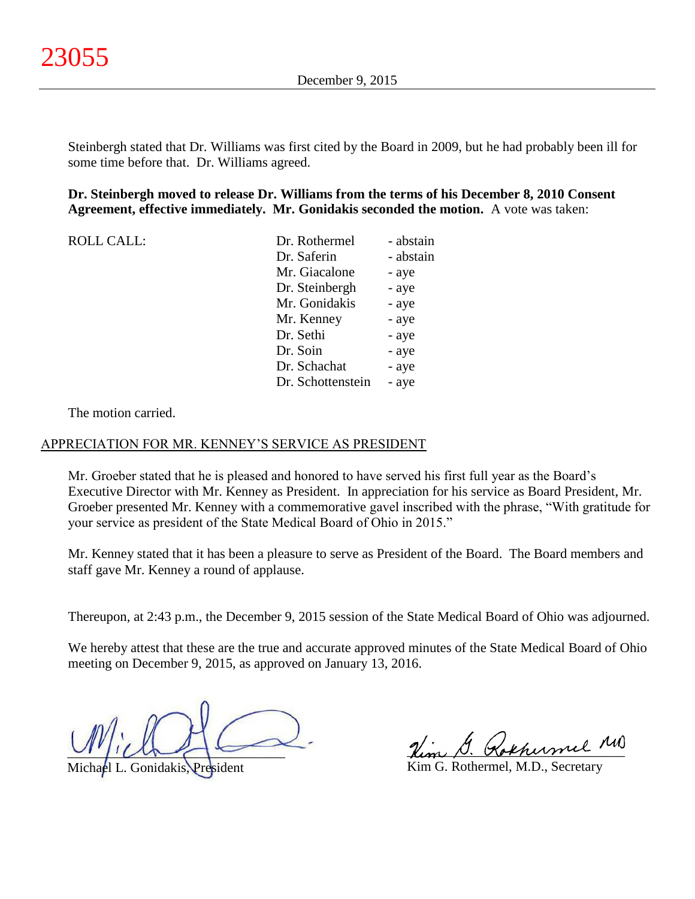Steinbergh stated that Dr. Williams was first cited by the Board in 2009, but he had probably been ill for some time before that. Dr. Williams agreed.

**Dr. Steinbergh moved to release Dr. Williams from the terms of his December 8, 2010 Consent Agreement, effective immediately. Mr. Gonidakis seconded the motion.** A vote was taken:

| ROLL CALL: | | |
|---|---|---|
| | Dr. Rothermel | - abstain |
| | Dr. Saferin | - abstain |
| | Mr. Giacalone | - aye |
| | Dr. Steinbergh | - aye |
| | Mr. Gonidakis | - aye |
| | Mr. Kenney | - aye |
| | Dr. Sethi | - aye |
| | Dr. Soin | - aye |
| | Dr. Schachat | - aye |
| | Dr. Schottenstein | - aye |

The motion carried.

## APPRECIATION FOR MR. KENNEY'S SERVICE AS PRESIDENT

Mr. Groeber stated that he is pleased and honored to have served his first full year as the Board's Executive Director with Mr. Kenney as President. In appreciation for his service as Board President, Mr. Groeber presented Mr. Kenney with a commemorative gavel inscribed with the phrase, "With gratitude for your service as president of the State Medical Board of Ohio in 2015."

Mr. Kenney stated that it has been a pleasure to serve as President of the Board. The Board members and staff gave Mr. Kenney a round of applause.

Thereupon, at 2:43 p.m., the December 9, 2015 session of the State Medical Board of Ohio was adjourned.

We hereby attest that these are the true and accurate approved minutes of the State Medical Board of Ohio meeting on December 9, 2015, as approved on January 13, 2016.

Michael L. Gonidakis, President

Kim G. Rothermel, M.D., Secretary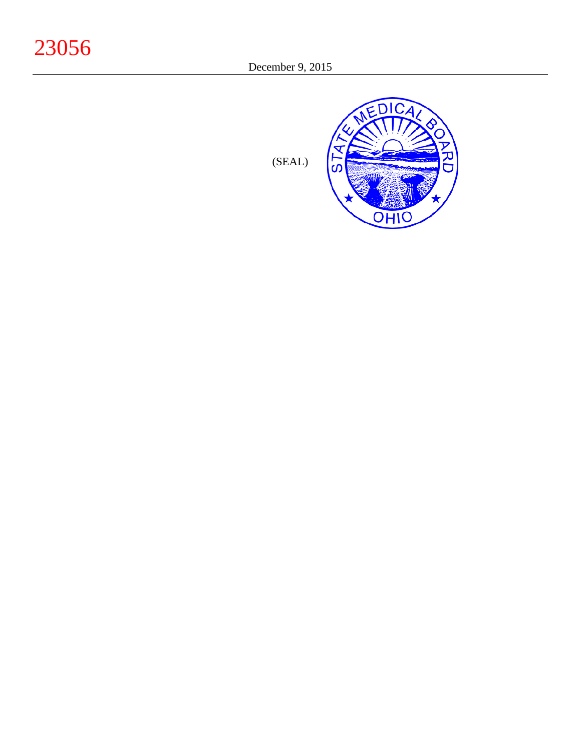23056

December 9, 2015

(SEAL)